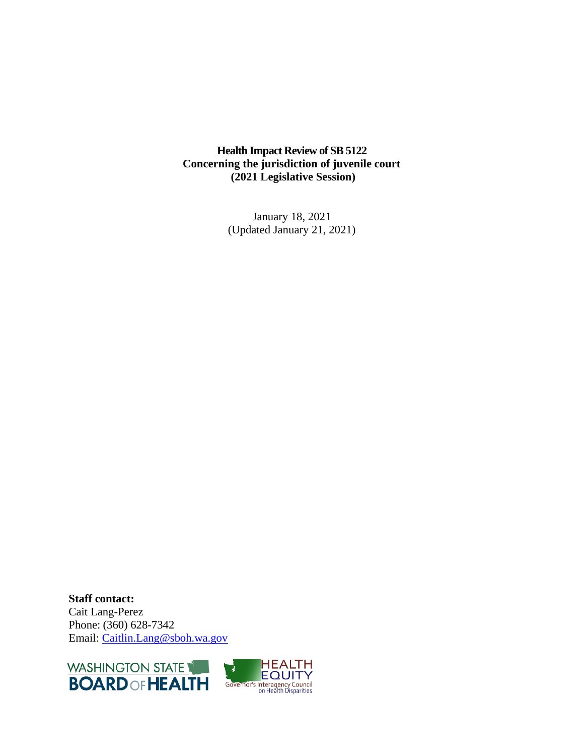**Health Impact Review of SB 5122**
**Concerning the jurisdiction of juvenile court**
**(2021 Legislative Session)**

January 18, 2021
(Updated January 21, 2021)

**Staff contact:**
Cait Lang-Perez
Phone: (360) 628-7342
Email: Caitlin.Lang@sboh.wa.gov

WASHINGTON STATE BOARD OF HEALTH

HEALTH EQUITY
Governor's Interagency Council on Health Disparities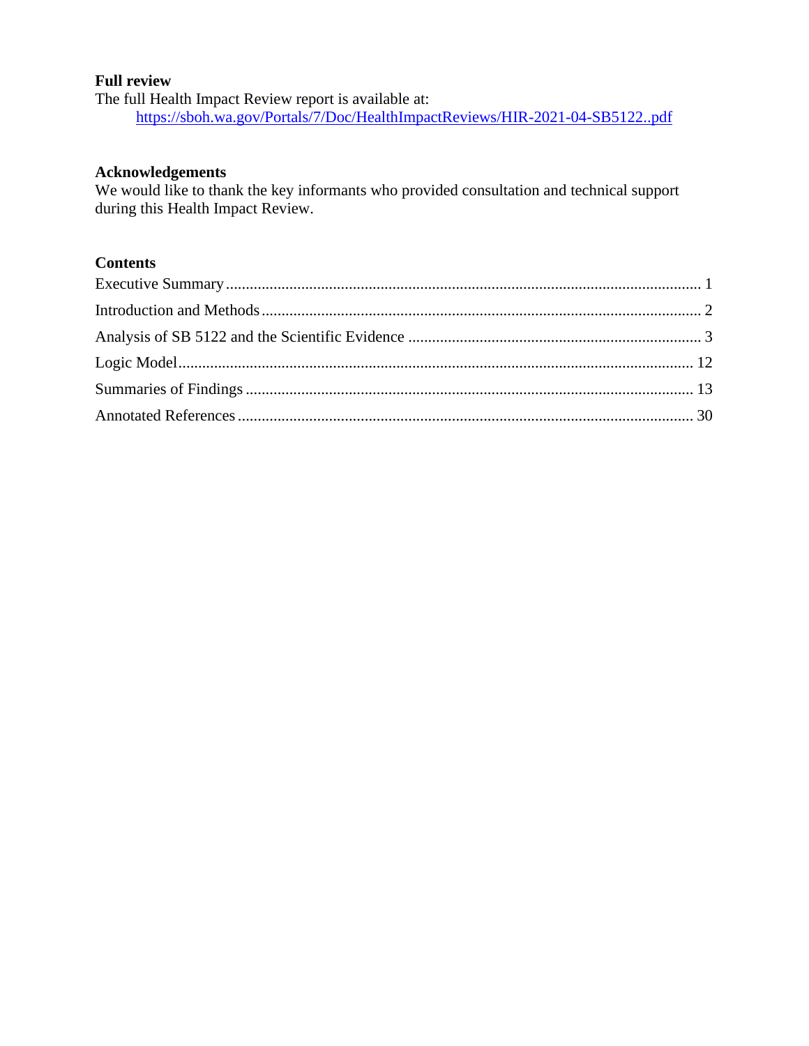**Full review**

The full Health Impact Review report is available at:

https://sboh.wa.gov/Portals/7/Doc/HealthImpactReviews/HIR-2021-04-SB5122..pdf

**Acknowledgements**

We would like to thank the key informants who provided consultation and technical support during this Health Impact Review.

**Contents**

Executive Summary ........................................................................................................................ 1

Introduction and Methods ............................................................................................................... 2

Analysis of SB 5122 and the Scientific Evidence ........................................................................... 3

Logic Model.................................................................................................................................. 12

Summaries of Findings ................................................................................................................. 13

Annotated References ................................................................................................................... 30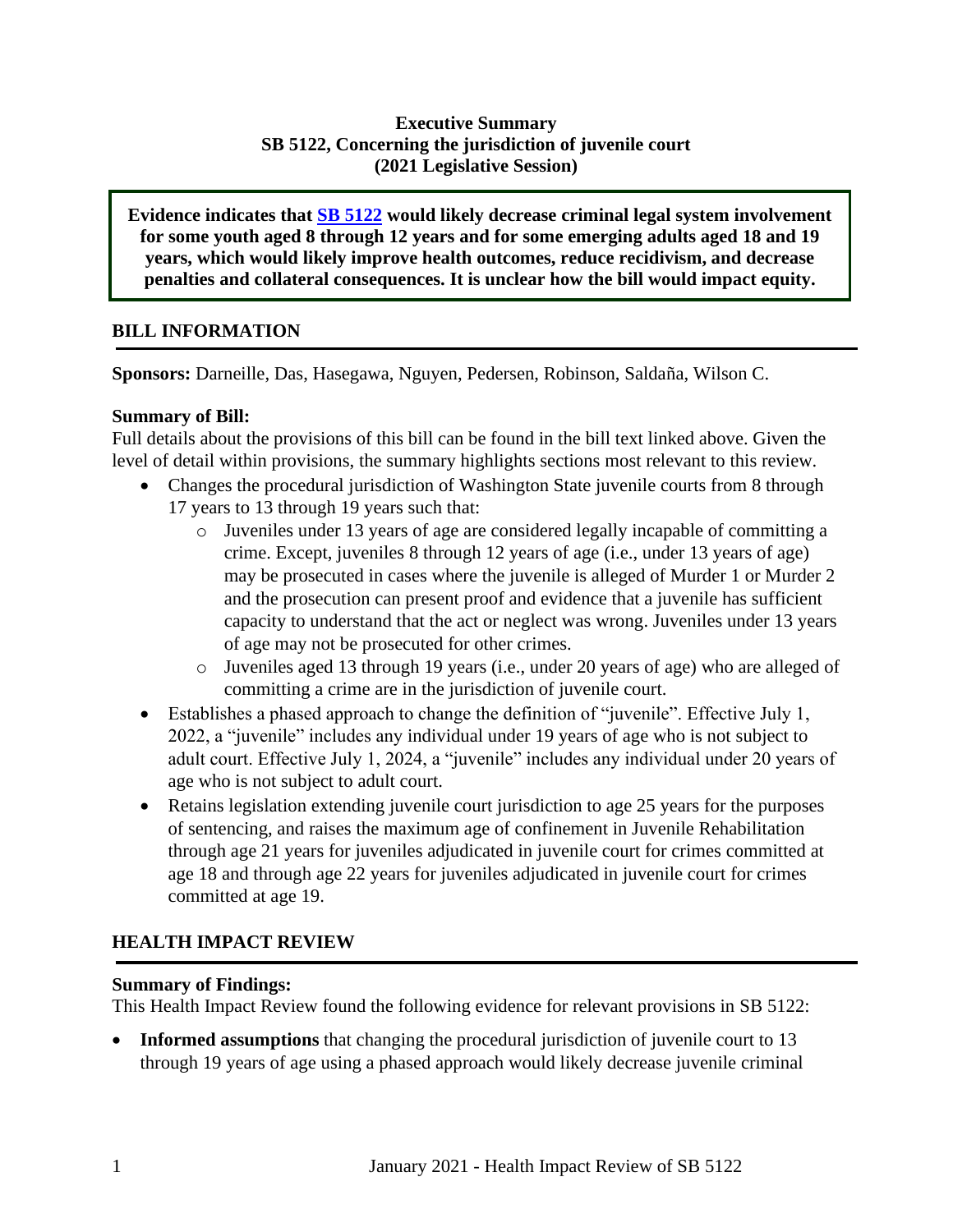**Executive Summary**
**SB 5122, Concerning the jurisdiction of juvenile court**
**(2021 Legislative Session)**

**Evidence indicates that [SB 5122](#) would likely decrease criminal legal system involvement for some youth aged 8 through 12 years and for some emerging adults aged 18 and 19 years, which would likely improve health outcomes, reduce recidivism, and decrease penalties and collateral consequences. It is unclear how the bill would impact equity.**

## BILL INFORMATION

**Sponsors:** Darneille, Das, Hasegawa, Nguyen, Pedersen, Robinson, Saldaña, Wilson C.

**Summary of Bill:**

Full details about the provisions of this bill can be found in the bill text linked above. Given the level of detail within provisions, the summary highlights sections most relevant to this review.

- Changes the procedural jurisdiction of Washington State juvenile courts from 8 through 17 years to 13 through 19 years such that:
  - Juveniles under 13 years of age are considered legally incapable of committing a crime. Except, juveniles 8 through 12 years of age (i.e., under 13 years of age) may be prosecuted in cases where the juvenile is alleged of Murder 1 or Murder 2 and the prosecution can present proof and evidence that a juvenile has sufficient capacity to understand that the act or neglect was wrong. Juveniles under 13 years of age may not be prosecuted for other crimes.
  - Juveniles aged 13 through 19 years (i.e., under 20 years of age) who are alleged of committing a crime are in the jurisdiction of juvenile court.
- Establishes a phased approach to change the definition of "juvenile". Effective July 1, 2022, a "juvenile" includes any individual under 19 years of age who is not subject to adult court. Effective July 1, 2024, a "juvenile" includes any individual under 20 years of age who is not subject to adult court.
- Retains legislation extending juvenile court jurisdiction to age 25 years for the purposes of sentencing, and raises the maximum age of confinement in Juvenile Rehabilitation through age 21 years for juveniles adjudicated in juvenile court for crimes committed at age 18 and through age 22 years for juveniles adjudicated in juvenile court for crimes committed at age 19.

## HEALTH IMPACT REVIEW

**Summary of Findings:**

This Health Impact Review found the following evidence for relevant provisions in SB 5122:

- **Informed assumptions** that changing the procedural jurisdiction of juvenile court to 13 through 19 years of age using a phased approach would likely decrease juvenile criminal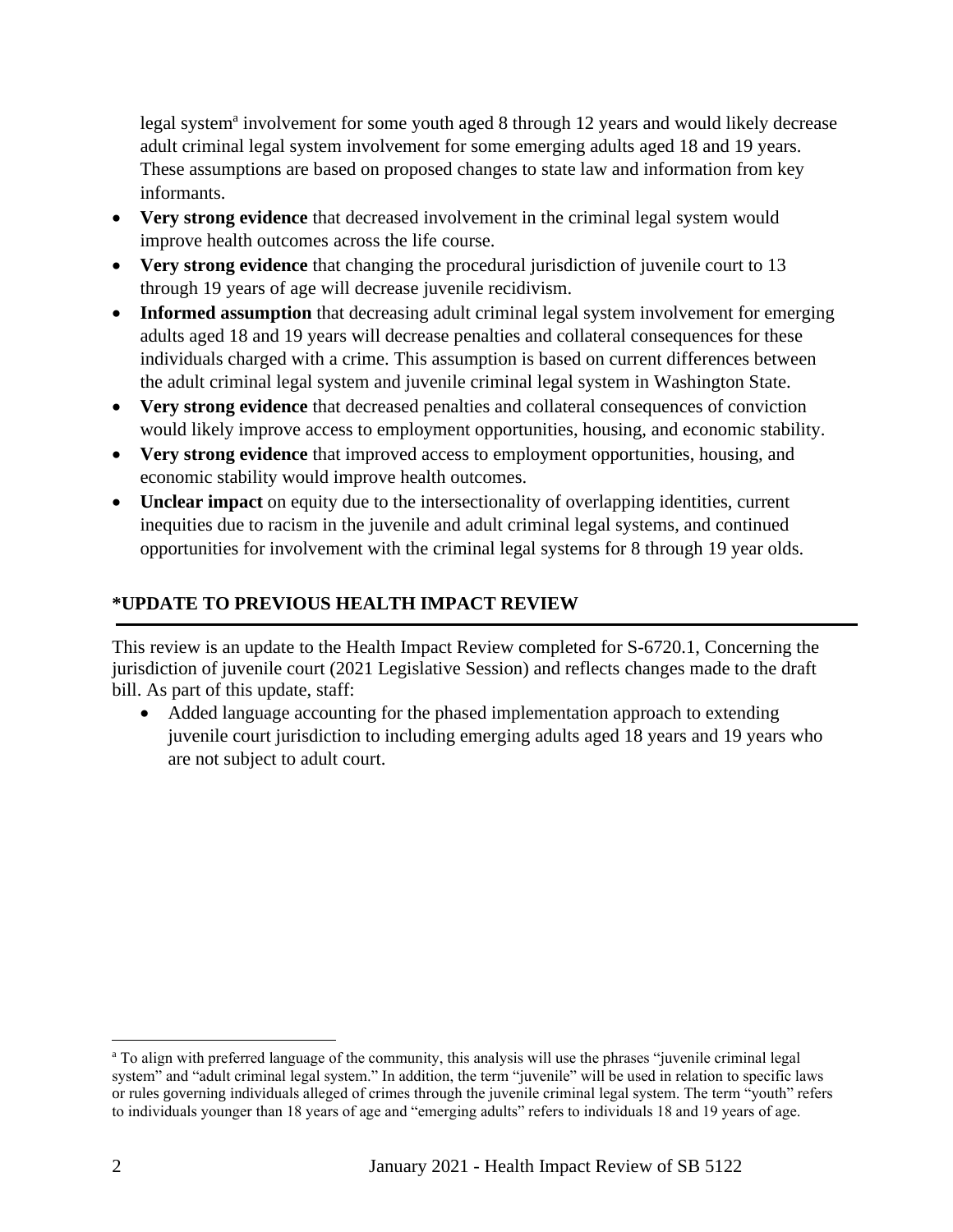legal system[a] involvement for some youth aged 8 through 12 years and would likely decrease adult criminal legal system involvement for some emerging adults aged 18 and 19 years. These assumptions are based on proposed changes to state law and information from key informants.

- **Very strong evidence** that decreased involvement in the criminal legal system would improve health outcomes across the life course.
- **Very strong evidence** that changing the procedural jurisdiction of juvenile court to 13 through 19 years of age will decrease juvenile recidivism.
- **Informed assumption** that decreasing adult criminal legal system involvement for emerging adults aged 18 and 19 years will decrease penalties and collateral consequences for these individuals charged with a crime. This assumption is based on current differences between the adult criminal legal system and juvenile criminal legal system in Washington State.
- **Very strong evidence** that decreased penalties and collateral consequences of conviction would likely improve access to employment opportunities, housing, and economic stability.
- **Very strong evidence** that improved access to employment opportunities, housing, and economic stability would improve health outcomes.
- **Unclear impact** on equity due to the intersectionality of overlapping identities, current inequities due to racism in the juvenile and adult criminal legal systems, and continued opportunities for involvement with the criminal legal systems for 8 through 19 year olds.

## *UPDATE TO PREVIOUS HEALTH IMPACT REVIEW

This review is an update to the Health Impact Review completed for S-6720.1, Concerning the jurisdiction of juvenile court (2021 Legislative Session) and reflects changes made to the draft bill. As part of this update, staff:

- Added language accounting for the phased implementation approach to extending juvenile court jurisdiction to including emerging adults aged 18 years and 19 years who are not subject to adult court.

[a] To align with preferred language of the community, this analysis will use the phrases "juvenile criminal legal system" and "adult criminal legal system." In addition, the term "juvenile" will be used in relation to specific laws or rules governing individuals alleged of crimes through the juvenile criminal legal system. The term "youth" refers to individuals younger than 18 years of age and "emerging adults" refers to individuals 18 and 19 years of age.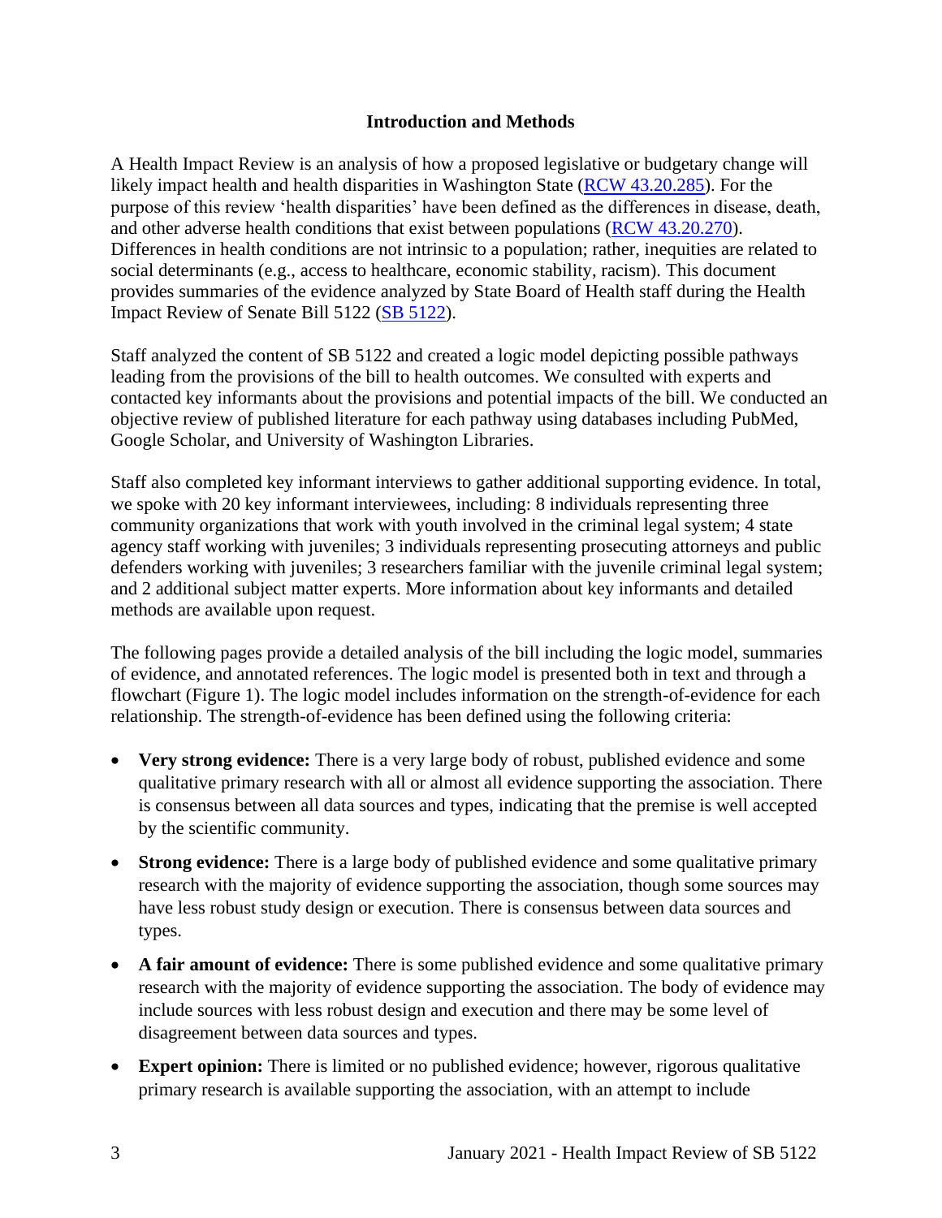## Introduction and Methods

A Health Impact Review is an analysis of how a proposed legislative or budgetary change will likely impact health and health disparities in Washington State (RCW 43.20.285). For the purpose of this review 'health disparities' have been defined as the differences in disease, death, and other adverse health conditions that exist between populations (RCW 43.20.270). Differences in health conditions are not intrinsic to a population; rather, inequities are related to social determinants (e.g., access to healthcare, economic stability, racism). This document provides summaries of the evidence analyzed by State Board of Health staff during the Health Impact Review of Senate Bill 5122 (SB 5122).

Staff analyzed the content of SB 5122 and created a logic model depicting possible pathways leading from the provisions of the bill to health outcomes. We consulted with experts and contacted key informants about the provisions and potential impacts of the bill. We conducted an objective review of published literature for each pathway using databases including PubMed, Google Scholar, and University of Washington Libraries.

Staff also completed key informant interviews to gather additional supporting evidence. In total, we spoke with 20 key informant interviewees, including: 8 individuals representing three community organizations that work with youth involved in the criminal legal system; 4 state agency staff working with juveniles; 3 individuals representing prosecuting attorneys and public defenders working with juveniles; 3 researchers familiar with the juvenile criminal legal system; and 2 additional subject matter experts. More information about key informants and detailed methods are available upon request.

The following pages provide a detailed analysis of the bill including the logic model, summaries of evidence, and annotated references. The logic model is presented both in text and through a flowchart (Figure 1). The logic model includes information on the strength-of-evidence for each relationship. The strength-of-evidence has been defined using the following criteria:

- **Very strong evidence:** There is a very large body of robust, published evidence and some qualitative primary research with all or almost all evidence supporting the association. There is consensus between all data sources and types, indicating that the premise is well accepted by the scientific community.
- **Strong evidence:** There is a large body of published evidence and some qualitative primary research with the majority of evidence supporting the association, though some sources may have less robust study design or execution. There is consensus between data sources and types.
- **A fair amount of evidence:** There is some published evidence and some qualitative primary research with the majority of evidence supporting the association. The body of evidence may include sources with less robust design and execution and there may be some level of disagreement between data sources and types.
- **Expert opinion:** There is limited or no published evidence; however, rigorous qualitative primary research is available supporting the association, with an attempt to include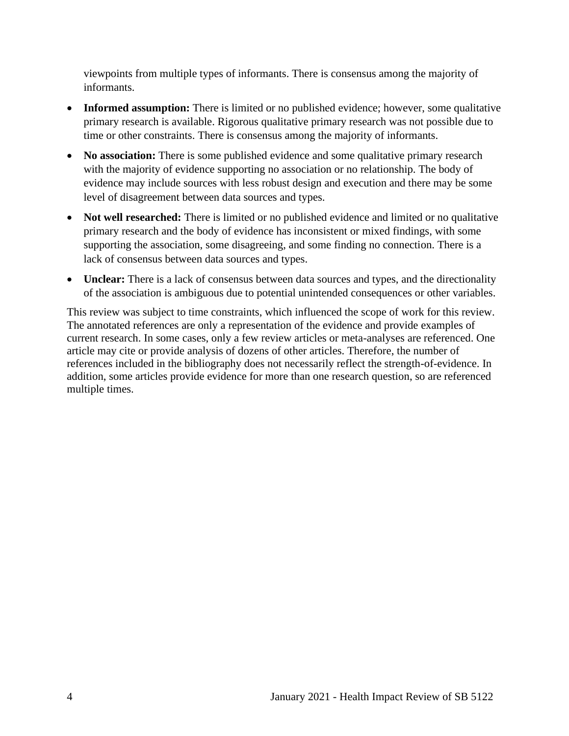viewpoints from multiple types of informants. There is consensus among the majority of informants.

- **Informed assumption:** There is limited or no published evidence; however, some qualitative primary research is available. Rigorous qualitative primary research was not possible due to time or other constraints. There is consensus among the majority of informants.
- **No association:** There is some published evidence and some qualitative primary research with the majority of evidence supporting no association or no relationship. The body of evidence may include sources with less robust design and execution and there may be some level of disagreement between data sources and types.
- **Not well researched:** There is limited or no published evidence and limited or no qualitative primary research and the body of evidence has inconsistent or mixed findings, with some supporting the association, some disagreeing, and some finding no connection. There is a lack of consensus between data sources and types.
- **Unclear:** There is a lack of consensus between data sources and types, and the directionality of the association is ambiguous due to potential unintended consequences or other variables.

This review was subject to time constraints, which influenced the scope of work for this review. The annotated references are only a representation of the evidence and provide examples of current research. In some cases, only a few review articles or meta-analyses are referenced. One article may cite or provide analysis of dozens of other articles. Therefore, the number of references included in the bibliography does not necessarily reflect the strength-of-evidence. In addition, some articles provide evidence for more than one research question, so are referenced multiple times.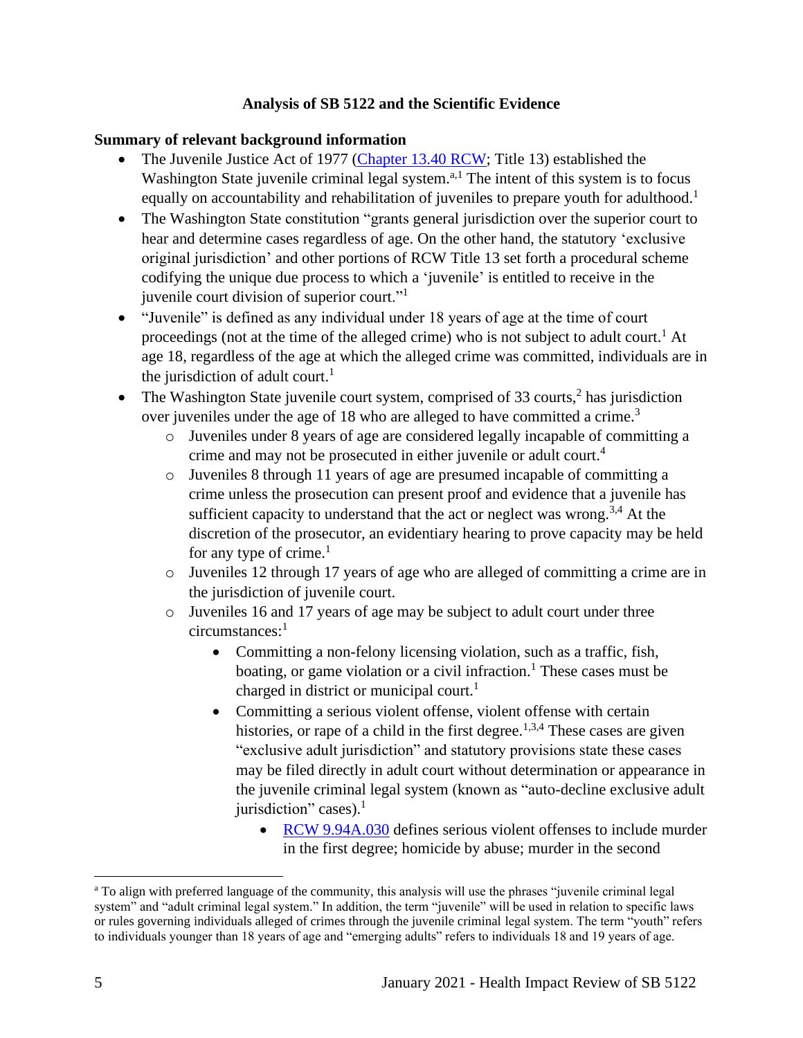## Analysis of SB 5122 and the Scientific Evidence

**Summary of relevant background information**

- The Juvenile Justice Act of 1977 (Chapter 13.40 RCW; Title 13) established the Washington State juvenile criminal legal system.[a,1] The intent of this system is to focus equally on accountability and rehabilitation of juveniles to prepare youth for adulthood.[1]
- The Washington State constitution "grants general jurisdiction over the superior court to hear and determine cases regardless of age. On the other hand, the statutory 'exclusive original jurisdiction' and other portions of RCW Title 13 set forth a procedural scheme codifying the unique due process to which a 'juvenile' is entitled to receive in the juvenile court division of superior court."[1]
- "Juvenile" is defined as any individual under 18 years of age at the time of court proceedings (not at the time of the alleged crime) who is not subject to adult court.[1] At age 18, regardless of the age at which the alleged crime was committed, individuals are in the jurisdiction of adult court.[1]
- The Washington State juvenile court system, comprised of 33 courts,[2] has jurisdiction over juveniles under the age of 18 who are alleged to have committed a crime.[3]
    - Juveniles under 8 years of age are considered legally incapable of committing a crime and may not be prosecuted in either juvenile or adult court.[4]
    - Juveniles 8 through 11 years of age are presumed incapable of committing a crime unless the prosecution can present proof and evidence that a juvenile has sufficient capacity to understand that the act or neglect was wrong.[3,4] At the discretion of the prosecutor, an evidentiary hearing to prove capacity may be held for any type of crime.[1]
    - Juveniles 12 through 17 years of age who are alleged of committing a crime are in the jurisdiction of juvenile court.
    - Juveniles 16 and 17 years of age may be subject to adult court under three circumstances:[1]
        - Committing a non-felony licensing violation, such as a traffic, fish, boating, or game violation or a civil infraction.[1] These cases must be charged in district or municipal court.[1]
        - Committing a serious violent offense, violent offense with certain histories, or rape of a child in the first degree.[1,3,4] These cases are given "exclusive adult jurisdiction" and statutory provisions state these cases may be filed directly in adult court without determination or appearance in the juvenile criminal legal system (known as "auto-decline exclusive adult jurisdiction" cases).[1]
            - RCW 9.94A.030 defines serious violent offenses to include murder in the first degree; homicide by abuse; murder in the second

[a] To align with preferred language of the community, this analysis will use the phrases "juvenile criminal legal system" and "adult criminal legal system." In addition, the term "juvenile" will be used in relation to specific laws or rules governing individuals alleged of crimes through the juvenile criminal legal system. The term "youth" refers to individuals younger than 18 years of age and "emerging adults" refers to individuals 18 and 19 years of age.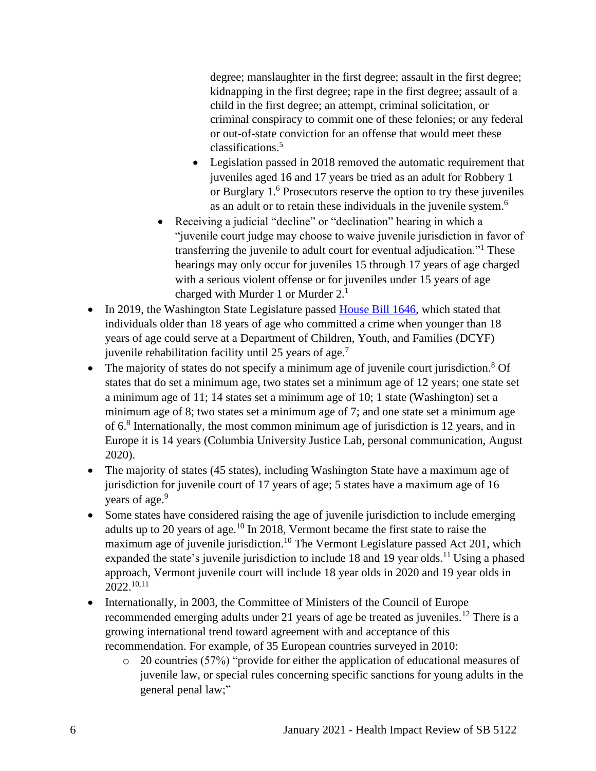degree; manslaughter in the first degree; assault in the first degree; kidnapping in the first degree; rape in the first degree; assault of a child in the first degree; an attempt, criminal solicitation, or criminal conspiracy to commit one of these felonies; or any federal or out-of-state conviction for an offense that would meet these classifications.[5]

        - Legislation passed in 2018 removed the automatic requirement that juveniles aged 16 and 17 years be tried as an adult for Robbery 1 or Burglary 1.[6] Prosecutors reserve the option to try these juveniles as an adult or to retain these individuals in the juvenile system.[6]
    - Receiving a judicial "decline" or "declination" hearing in which a "juvenile court judge may choose to waive juvenile jurisdiction in favor of transferring the juvenile to adult court for eventual adjudication."[1] These hearings may only occur for juveniles 15 through 17 years of age charged with a serious violent offense or for juveniles under 15 years of age charged with Murder 1 or Murder 2.[1]
- In 2019, the Washington State Legislature passed House Bill 1646, which stated that individuals older than 18 years of age who committed a crime when younger than 18 years of age could serve at a Department of Children, Youth, and Families (DCYF) juvenile rehabilitation facility until 25 years of age.[7]
- The majority of states do not specify a minimum age of juvenile court jurisdiction.[8] Of states that do set a minimum age, two states set a minimum age of 12 years; one state set a minimum age of 11; 14 states set a minimum age of 10; 1 state (Washington) set a minimum age of 8; two states set a minimum age of 7; and one state set a minimum age of 6.[8] Internationally, the most common minimum age of jurisdiction is 12 years, and in Europe it is 14 years (Columbia University Justice Lab, personal communication, August 2020).
- The majority of states (45 states), including Washington State have a maximum age of jurisdiction for juvenile court of 17 years of age; 5 states have a maximum age of 16 years of age.[9]
- Some states have considered raising the age of juvenile jurisdiction to include emerging adults up to 20 years of age.[10] In 2018, Vermont became the first state to raise the maximum age of juvenile jurisdiction.[10] The Vermont Legislature passed Act 201, which expanded the state's juvenile jurisdiction to include 18 and 19 year olds.[11] Using a phased approach, Vermont juvenile court will include 18 year olds in 2020 and 19 year olds in 2022.[10,11]
- Internationally, in 2003, the Committee of Ministers of the Council of Europe recommended emerging adults under 21 years of age be treated as juveniles.[12] There is a growing international trend toward agreement with and acceptance of this recommendation. For example, of 35 European countries surveyed in 2010:
    - 20 countries (57%) "provide for either the application of educational measures of juvenile law, or special rules concerning specific sanctions for young adults in the general penal law;"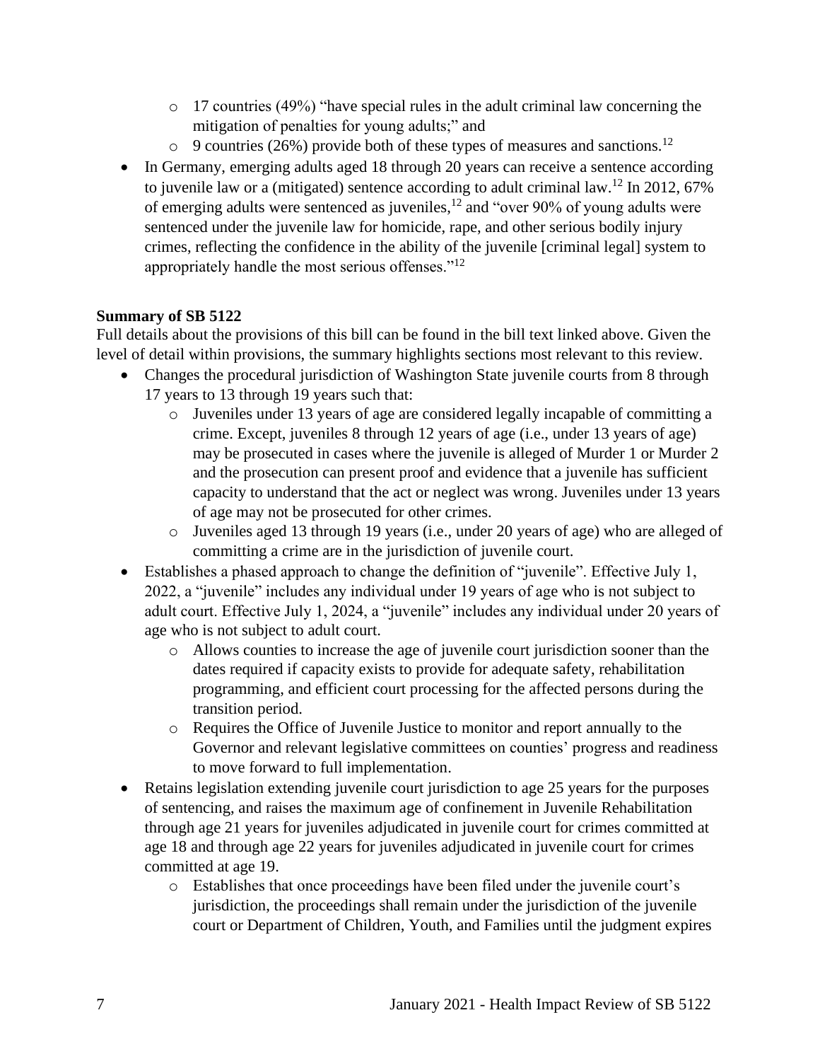- 17 countries (49%) "have special rules in the adult criminal law concerning the mitigation of penalties for young adults;" and
  - 9 countries (26%) provide both of these types of measures and sanctions.[12]
- In Germany, emerging adults aged 18 through 20 years can receive a sentence according to juvenile law or a (mitigated) sentence according to adult criminal law.[12] In 2012, 67% of emerging adults were sentenced as juveniles,[12] and "over 90% of young adults were sentenced under the juvenile law for homicide, rape, and other serious bodily injury crimes, reflecting the confidence in the ability of the juvenile [criminal legal] system to appropriately handle the most serious offenses."[12]

**Summary of SB 5122**

Full details about the provisions of this bill can be found in the bill text linked above. Given the level of detail within provisions, the summary highlights sections most relevant to this review.

- Changes the procedural jurisdiction of Washington State juvenile courts from 8 through 17 years to 13 through 19 years such that:
  - Juveniles under 13 years of age are considered legally incapable of committing a crime. Except, juveniles 8 through 12 years of age (i.e., under 13 years of age) may be prosecuted in cases where the juvenile is alleged of Murder 1 or Murder 2 and the prosecution can present proof and evidence that a juvenile has sufficient capacity to understand that the act or neglect was wrong. Juveniles under 13 years of age may not be prosecuted for other crimes.
  - Juveniles aged 13 through 19 years (i.e., under 20 years of age) who are alleged of committing a crime are in the jurisdiction of juvenile court.
- Establishes a phased approach to change the definition of "juvenile". Effective July 1, 2022, a "juvenile" includes any individual under 19 years of age who is not subject to adult court. Effective July 1, 2024, a "juvenile" includes any individual under 20 years of age who is not subject to adult court.
  - Allows counties to increase the age of juvenile court jurisdiction sooner than the dates required if capacity exists to provide for adequate safety, rehabilitation programming, and efficient court processing for the affected persons during the transition period.
  - Requires the Office of Juvenile Justice to monitor and report annually to the Governor and relevant legislative committees on counties' progress and readiness to move forward to full implementation.
- Retains legislation extending juvenile court jurisdiction to age 25 years for the purposes of sentencing, and raises the maximum age of confinement in Juvenile Rehabilitation through age 21 years for juveniles adjudicated in juvenile court for crimes committed at age 18 and through age 22 years for juveniles adjudicated in juvenile court for crimes committed at age 19.
  - Establishes that once proceedings have been filed under the juvenile court's jurisdiction, the proceedings shall remain under the jurisdiction of the juvenile court or Department of Children, Youth, and Families until the judgment expires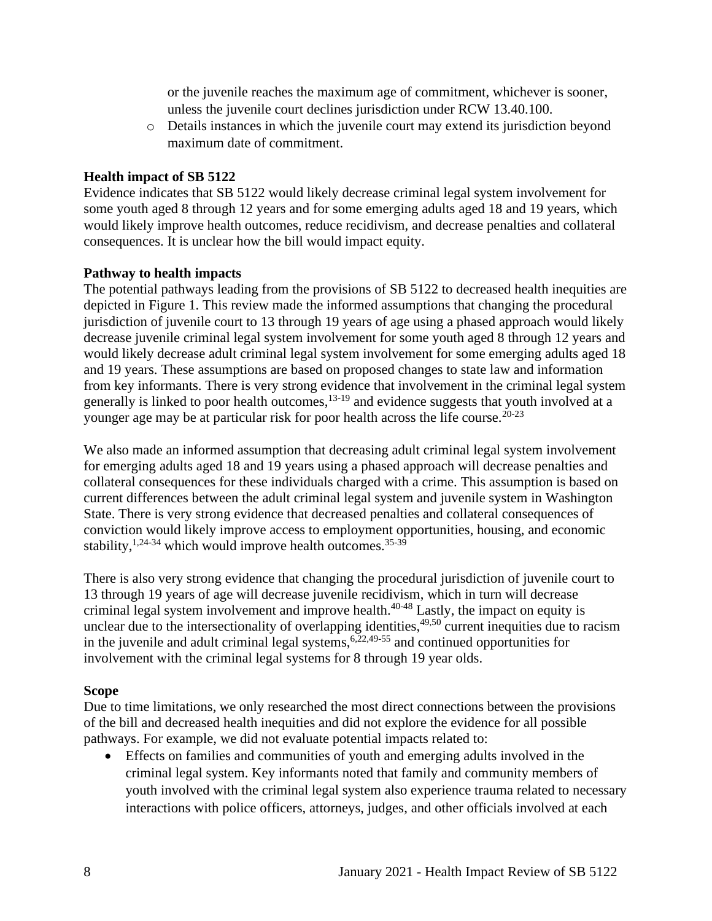or the juvenile reaches the maximum age of commitment, whichever is sooner, unless the juvenile court declines jurisdiction under RCW 13.40.100.

- Details instances in which the juvenile court may extend its jurisdiction beyond maximum date of commitment.

**Health impact of SB 5122**

Evidence indicates that SB 5122 would likely decrease criminal legal system involvement for some youth aged 8 through 12 years and for some emerging adults aged 18 and 19 years, which would likely improve health outcomes, reduce recidivism, and decrease penalties and collateral consequences. It is unclear how the bill would impact equity.

**Pathway to health impacts**

The potential pathways leading from the provisions of SB 5122 to decreased health inequities are depicted in Figure 1. This review made the informed assumptions that changing the procedural jurisdiction of juvenile court to 13 through 19 years of age using a phased approach would likely decrease juvenile criminal legal system involvement for some youth aged 8 through 12 years and would likely decrease adult criminal legal system involvement for some emerging adults aged 18 and 19 years. These assumptions are based on proposed changes to state law and information from key informants. There is very strong evidence that involvement in the criminal legal system generally is linked to poor health outcomes,[13-19] and evidence suggests that youth involved at a younger age may be at particular risk for poor health across the life course.[20-23]

We also made an informed assumption that decreasing adult criminal legal system involvement for emerging adults aged 18 and 19 years using a phased approach will decrease penalties and collateral consequences for these individuals charged with a crime. This assumption is based on current differences between the adult criminal legal system and juvenile system in Washington State. There is very strong evidence that decreased penalties and collateral consequences of conviction would likely improve access to employment opportunities, housing, and economic stability,[1,24-34] which would improve health outcomes.[35-39]

There is also very strong evidence that changing the procedural jurisdiction of juvenile court to 13 through 19 years of age will decrease juvenile recidivism, which in turn will decrease criminal legal system involvement and improve health.[40-48] Lastly, the impact on equity is unclear due to the intersectionality of overlapping identities,[49,50] current inequities due to racism in the juvenile and adult criminal legal systems,[6,22,49-55] and continued opportunities for involvement with the criminal legal systems for 8 through 19 year olds.

**Scope**

Due to time limitations, we only researched the most direct connections between the provisions of the bill and decreased health inequities and did not explore the evidence for all possible pathways. For example, we did not evaluate potential impacts related to:

- Effects on families and communities of youth and emerging adults involved in the criminal legal system. Key informants noted that family and community members of youth involved with the criminal legal system also experience trauma related to necessary interactions with police officers, attorneys, judges, and other officials involved at each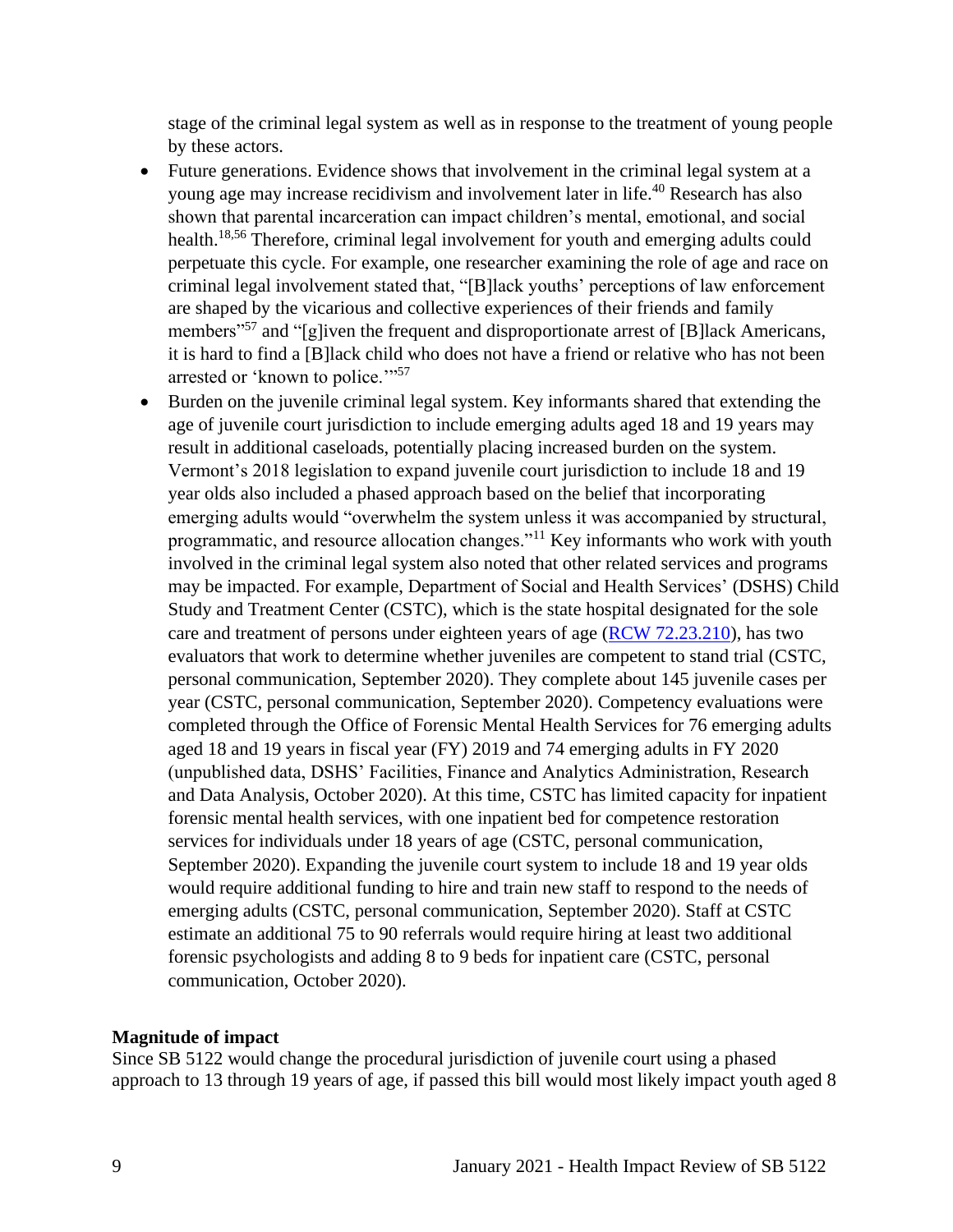stage of the criminal legal system as well as in response to the treatment of young people by these actors.

- Future generations. Evidence shows that involvement in the criminal legal system at a young age may increase recidivism and involvement later in life.[40] Research has also shown that parental incarceration can impact children's mental, emotional, and social health.[18,56] Therefore, criminal legal involvement for youth and emerging adults could perpetuate this cycle. For example, one researcher examining the role of age and race on criminal legal involvement stated that, "[B]lack youths' perceptions of law enforcement are shaped by the vicarious and collective experiences of their friends and family members"[57] and "[g]iven the frequent and disproportionate arrest of [B]lack Americans, it is hard to find a [B]lack child who does not have a friend or relative who has not been arrested or 'known to police.'"[57]
- Burden on the juvenile criminal legal system. Key informants shared that extending the age of juvenile court jurisdiction to include emerging adults aged 18 and 19 years may result in additional caseloads, potentially placing increased burden on the system. Vermont's 2018 legislation to expand juvenile court jurisdiction to include 18 and 19 year olds also included a phased approach based on the belief that incorporating emerging adults would "overwhelm the system unless it was accompanied by structural, programmatic, and resource allocation changes."[11] Key informants who work with youth involved in the criminal legal system also noted that other related services and programs may be impacted. For example, Department of Social and Health Services' (DSHS) Child Study and Treatment Center (CSTC), which is the state hospital designated for the sole care and treatment of persons under eighteen years of age (RCW 72.23.210), has two evaluators that work to determine whether juveniles are competent to stand trial (CSTC, personal communication, September 2020). They complete about 145 juvenile cases per year (CSTC, personal communication, September 2020). Competency evaluations were completed through the Office of Forensic Mental Health Services for 76 emerging adults aged 18 and 19 years in fiscal year (FY) 2019 and 74 emerging adults in FY 2020 (unpublished data, DSHS' Facilities, Finance and Analytics Administration, Research and Data Analysis, October 2020). At this time, CSTC has limited capacity for inpatient forensic mental health services, with one inpatient bed for competence restoration services for individuals under 18 years of age (CSTC, personal communication, September 2020). Expanding the juvenile court system to include 18 and 19 year olds would require additional funding to hire and train new staff to respond to the needs of emerging adults (CSTC, personal communication, September 2020). Staff at CSTC estimate an additional 75 to 90 referrals would require hiring at least two additional forensic psychologists and adding 8 to 9 beds for inpatient care (CSTC, personal communication, October 2020).

**Magnitude of impact**

Since SB 5122 would change the procedural jurisdiction of juvenile court using a phased approach to 13 through 19 years of age, if passed this bill would most likely impact youth aged 8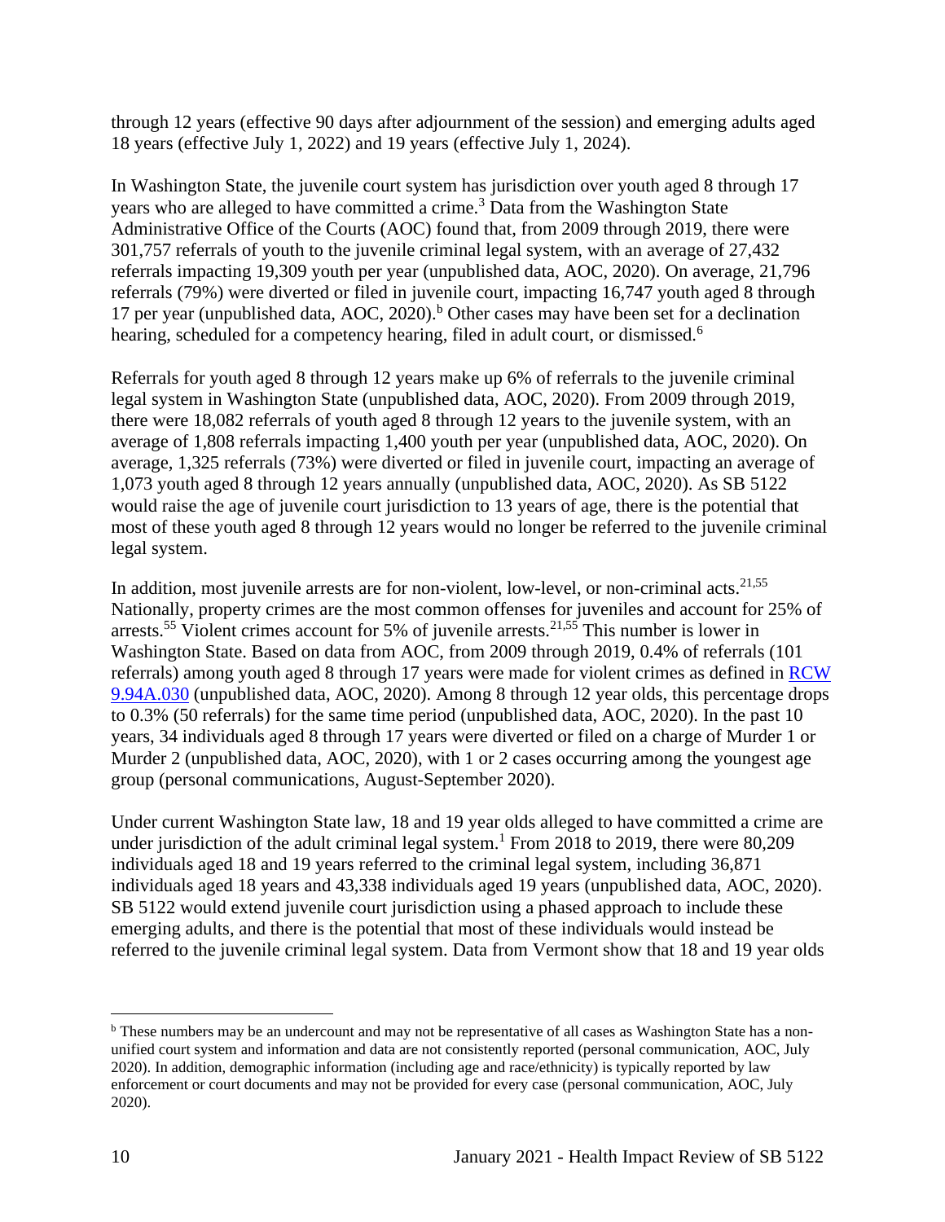through 12 years (effective 90 days after adjournment of the session) and emerging adults aged 18 years (effective July 1, 2022) and 19 years (effective July 1, 2024).

In Washington State, the juvenile court system has jurisdiction over youth aged 8 through 17 years who are alleged to have committed a crime.[3] Data from the Washington State Administrative Office of the Courts (AOC) found that, from 2009 through 2019, there were 301,757 referrals of youth to the juvenile criminal legal system, with an average of 27,432 referrals impacting 19,309 youth per year (unpublished data, AOC, 2020). On average, 21,796 referrals (79%) were diverted or filed in juvenile court, impacting 16,747 youth aged 8 through 17 per year (unpublished data, AOC, 2020).[b] Other cases may have been set for a declination hearing, scheduled for a competency hearing, filed in adult court, or dismissed.[6]

Referrals for youth aged 8 through 12 years make up 6% of referrals to the juvenile criminal legal system in Washington State (unpublished data, AOC, 2020). From 2009 through 2019, there were 18,082 referrals of youth aged 8 through 12 years to the juvenile system, with an average of 1,808 referrals impacting 1,400 youth per year (unpublished data, AOC, 2020). On average, 1,325 referrals (73%) were diverted or filed in juvenile court, impacting an average of 1,073 youth aged 8 through 12 years annually (unpublished data, AOC, 2020). As SB 5122 would raise the age of juvenile court jurisdiction to 13 years of age, there is the potential that most of these youth aged 8 through 12 years would no longer be referred to the juvenile criminal legal system.

In addition, most juvenile arrests are for non-violent, low-level, or non-criminal acts.[21,55] Nationally, property crimes are the most common offenses for juveniles and account for 25% of arrests.[55] Violent crimes account for 5% of juvenile arrests.[21,55] This number is lower in Washington State. Based on data from AOC, from 2009 through 2019, 0.4% of referrals (101 referrals) among youth aged 8 through 17 years were made for violent crimes as defined in [RCW 9.94A.030] (unpublished data, AOC, 2020). Among 8 through 12 year olds, this percentage drops to 0.3% (50 referrals) for the same time period (unpublished data, AOC, 2020). In the past 10 years, 34 individuals aged 8 through 17 years were diverted or filed on a charge of Murder 1 or Murder 2 (unpublished data, AOC, 2020), with 1 or 2 cases occurring among the youngest age group (personal communications, August-September 2020).

Under current Washington State law, 18 and 19 year olds alleged to have committed a crime are under jurisdiction of the adult criminal legal system.[1] From 2018 to 2019, there were 80,209 individuals aged 18 and 19 years referred to the criminal legal system, including 36,871 individuals aged 18 years and 43,338 individuals aged 19 years (unpublished data, AOC, 2020). SB 5122 would extend juvenile court jurisdiction using a phased approach to include these emerging adults, and there is the potential that most of these individuals would instead be referred to the juvenile criminal legal system. Data from Vermont show that 18 and 19 year olds

---

[b] These numbers may be an undercount and may not be representative of all cases as Washington State has a non-unified court system and information and data are not consistently reported (personal communication, AOC, July 2020). In addition, demographic information (including age and race/ethnicity) is typically reported by law enforcement or court documents and may not be provided for every case (personal communication, AOC, July 2020).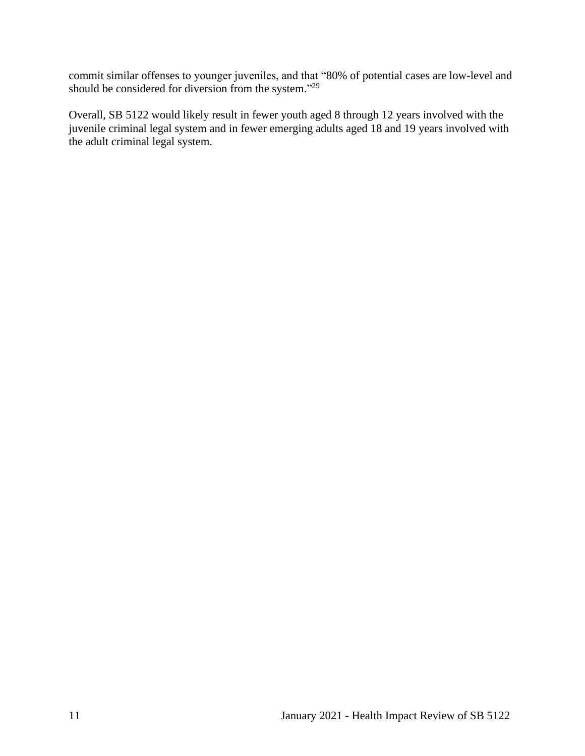commit similar offenses to younger juveniles, and that "80% of potential cases are low-level and should be considered for diversion from the system."[29]

Overall, SB 5122 would likely result in fewer youth aged 8 through 12 years involved with the juvenile criminal legal system and in fewer emerging adults aged 18 and 19 years involved with the adult criminal legal system.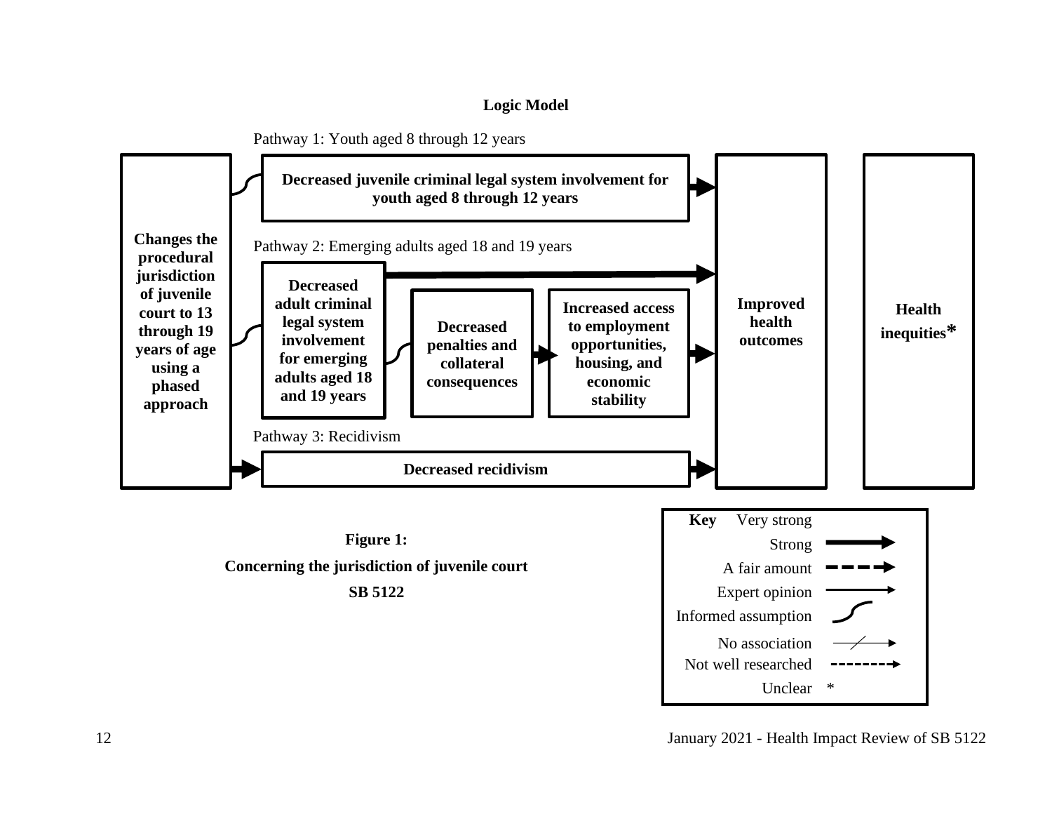## Logic Model

Pathway 1: Youth aged 8 through 12 years

**Changes the procedural jurisdiction of juvenile court to 13 through 19 years of age using a phased approach**

**Decreased juvenile criminal legal system involvement for youth aged 8 through 12 years**

Pathway 2: Emerging adults aged 18 and 19 years

**Decreased adult criminal legal system involvement for emerging adults aged 18 and 19 years**

**Decreased penalties and collateral consequences**

**Increased access to employment opportunities, housing, and economic stability**

Pathway 3: Recidivism

**Decreased recidivism**

**Improved health outcomes**

**Health inequities***

**Key**

- Very strong
- Strong
- A fair amount
- Expert opinion
- Informed assumption
- No association
- Not well researched
- Unclear *

**Figure 1:**

**Concerning the jurisdiction of juvenile court**

**SB 5122**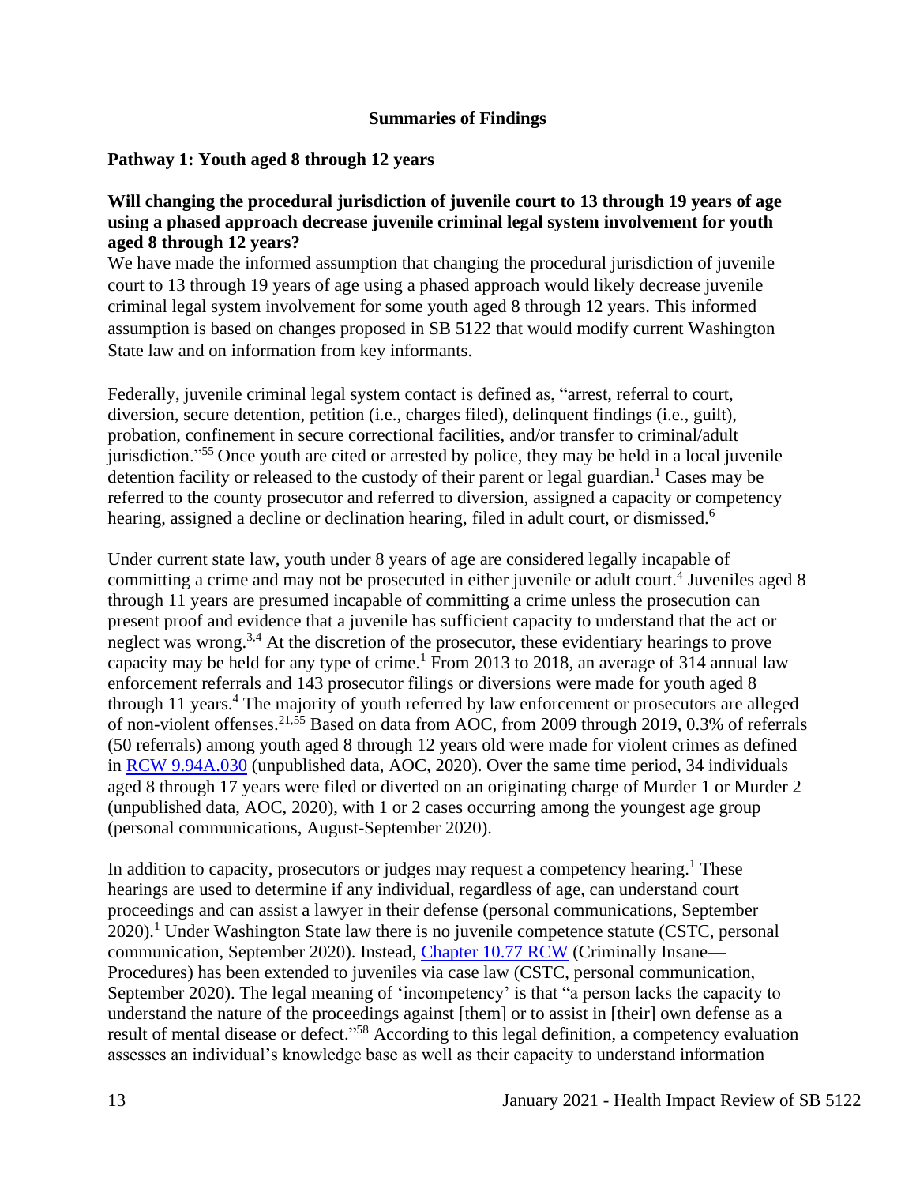## Summaries of Findings

### Pathway 1: Youth aged 8 through 12 years

**Will changing the procedural jurisdiction of juvenile court to 13 through 19 years of age using a phased approach decrease juvenile criminal legal system involvement for youth aged 8 through 12 years?**

We have made the informed assumption that changing the procedural jurisdiction of juvenile court to 13 through 19 years of age using a phased approach would likely decrease juvenile criminal legal system involvement for some youth aged 8 through 12 years. This informed assumption is based on changes proposed in SB 5122 that would modify current Washington State law and on information from key informants.

Federally, juvenile criminal legal system contact is defined as, "arrest, referral to court, diversion, secure detention, petition (i.e., charges filed), delinquent findings (i.e., guilt), probation, confinement in secure correctional facilities, and/or transfer to criminal/adult jurisdiction."[55] Once youth are cited or arrested by police, they may be held in a local juvenile detention facility or released to the custody of their parent or legal guardian.[1] Cases may be referred to the county prosecutor and referred to diversion, assigned a capacity or competency hearing, assigned a decline or declination hearing, filed in adult court, or dismissed.[6]

Under current state law, youth under 8 years of age are considered legally incapable of committing a crime and may not be prosecuted in either juvenile or adult court.[4] Juveniles aged 8 through 11 years are presumed incapable of committing a crime unless the prosecution can present proof and evidence that a juvenile has sufficient capacity to understand that the act or neglect was wrong.[3,4] At the discretion of the prosecutor, these evidentiary hearings to prove capacity may be held for any type of crime.[1] From 2013 to 2018, an average of 314 annual law enforcement referrals and 143 prosecutor filings or diversions were made for youth aged 8 through 11 years.[4] The majority of youth referred by law enforcement or prosecutors are alleged of non-violent offenses.[21,55] Based on data from AOC, from 2009 through 2019, 0.3% of referrals (50 referrals) among youth aged 8 through 12 years old were made for violent crimes as defined in RCW 9.94A.030 (unpublished data, AOC, 2020). Over the same time period, 34 individuals aged 8 through 17 years were filed or diverted on an originating charge of Murder 1 or Murder 2 (unpublished data, AOC, 2020), with 1 or 2 cases occurring among the youngest age group (personal communications, August-September 2020).

In addition to capacity, prosecutors or judges may request a competency hearing.[1] These hearings are used to determine if any individual, regardless of age, can understand court proceedings and can assist a lawyer in their defense (personal communications, September 2020).[1] Under Washington State law there is no juvenile competence statute (CSTC, personal communication, September 2020). Instead, Chapter 10.77 RCW (Criminally Insane—Procedures) has been extended to juveniles via case law (CSTC, personal communication, September 2020). The legal meaning of 'incompetency' is that "a person lacks the capacity to understand the nature of the proceedings against [them] or to assist in [their] own defense as a result of mental disease or defect."[58] According to this legal definition, a competency evaluation assesses an individual's knowledge base as well as their capacity to understand information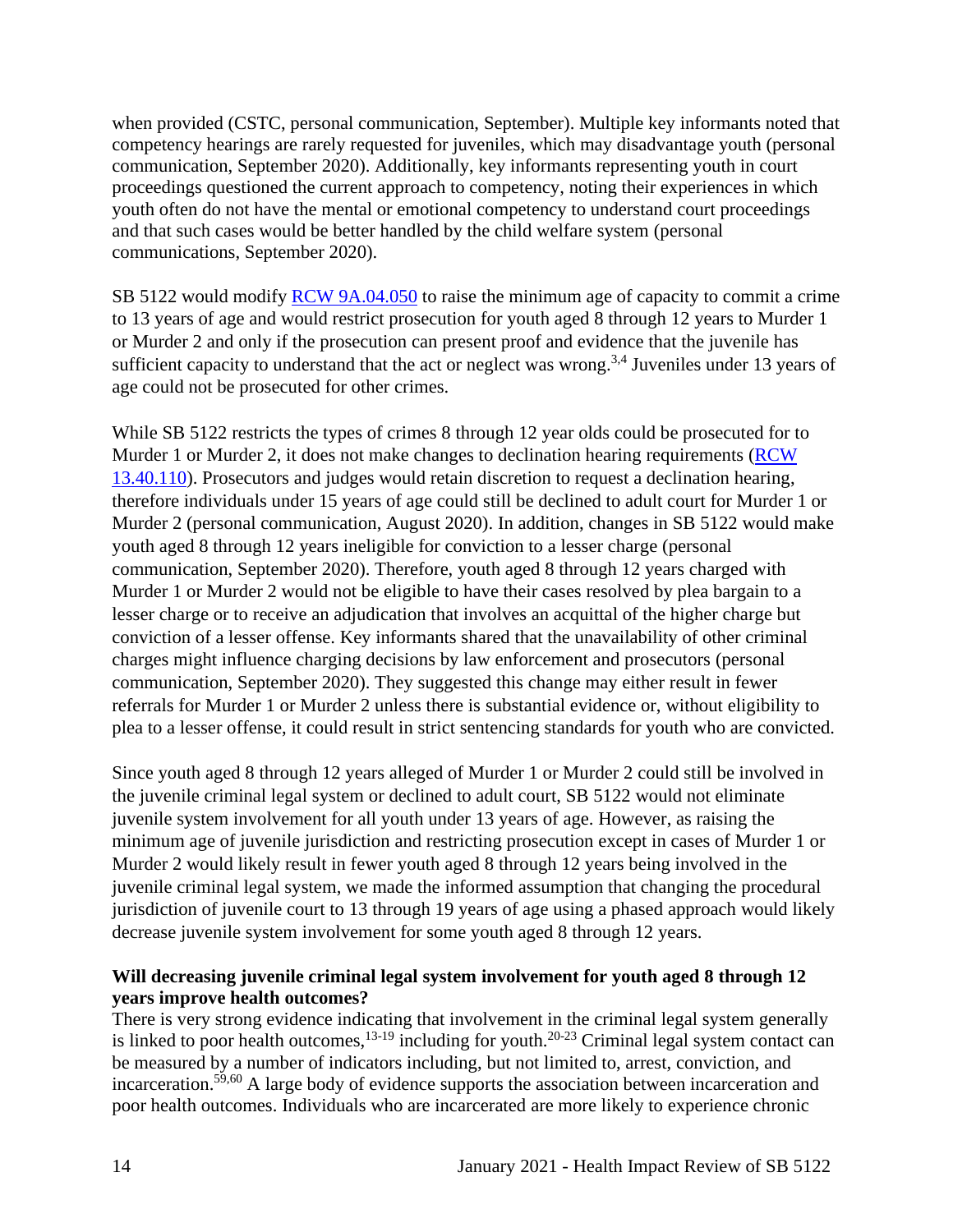when provided (CSTC, personal communication, September). Multiple key informants noted that competency hearings are rarely requested for juveniles, which may disadvantage youth (personal communication, September 2020). Additionally, key informants representing youth in court proceedings questioned the current approach to competency, noting their experiences in which youth often do not have the mental or emotional competency to understand court proceedings and that such cases would be better handled by the child welfare system (personal communications, September 2020).

SB 5122 would modify RCW 9A.04.050 to raise the minimum age of capacity to commit a crime to 13 years of age and would restrict prosecution for youth aged 8 through 12 years to Murder 1 or Murder 2 and only if the prosecution can present proof and evidence that the juvenile has sufficient capacity to understand that the act or neglect was wrong.[3,4] Juveniles under 13 years of age could not be prosecuted for other crimes.

While SB 5122 restricts the types of crimes 8 through 12 year olds could be prosecuted for to Murder 1 or Murder 2, it does not make changes to declination hearing requirements (RCW 13.40.110). Prosecutors and judges would retain discretion to request a declination hearing, therefore individuals under 15 years of age could still be declined to adult court for Murder 1 or Murder 2 (personal communication, August 2020). In addition, changes in SB 5122 would make youth aged 8 through 12 years ineligible for conviction to a lesser charge (personal communication, September 2020). Therefore, youth aged 8 through 12 years charged with Murder 1 or Murder 2 would not be eligible to have their cases resolved by plea bargain to a lesser charge or to receive an adjudication that involves an acquittal of the higher charge but conviction of a lesser offense. Key informants shared that the unavailability of other criminal charges might influence charging decisions by law enforcement and prosecutors (personal communication, September 2020). They suggested this change may either result in fewer referrals for Murder 1 or Murder 2 unless there is substantial evidence or, without eligibility to plea to a lesser offense, it could result in strict sentencing standards for youth who are convicted.

Since youth aged 8 through 12 years alleged of Murder 1 or Murder 2 could still be involved in the juvenile criminal legal system or declined to adult court, SB 5122 would not eliminate juvenile system involvement for all youth under 13 years of age. However, as raising the minimum age of juvenile jurisdiction and restricting prosecution except in cases of Murder 1 or Murder 2 would likely result in fewer youth aged 8 through 12 years being involved in the juvenile criminal legal system, we made the informed assumption that changing the procedural jurisdiction of juvenile court to 13 through 19 years of age using a phased approach would likely decrease juvenile system involvement for some youth aged 8 through 12 years.

**Will decreasing juvenile criminal legal system involvement for youth aged 8 through 12 years improve health outcomes?**

There is very strong evidence indicating that involvement in the criminal legal system generally is linked to poor health outcomes,[13-19] including for youth.[20-23] Criminal legal system contact can be measured by a number of indicators including, but not limited to, arrest, conviction, and incarceration.[59,60] A large body of evidence supports the association between incarceration and poor health outcomes. Individuals who are incarcerated are more likely to experience chronic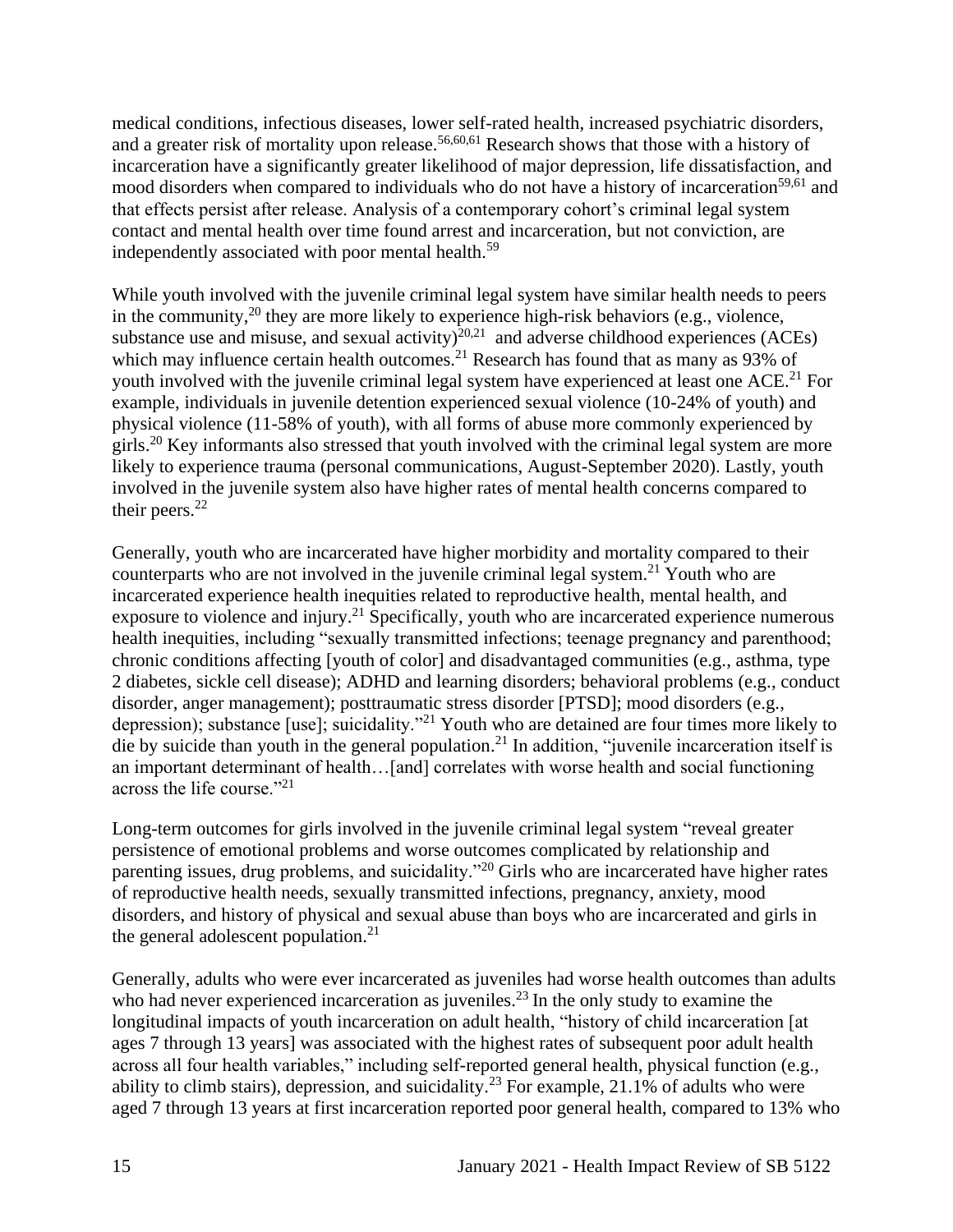medical conditions, infectious diseases, lower self-rated health, increased psychiatric disorders, and a greater risk of mortality upon release.[56,60,61] Research shows that those with a history of incarceration have a significantly greater likelihood of major depression, life dissatisfaction, and mood disorders when compared to individuals who do not have a history of incarceration[59,61] and that effects persist after release. Analysis of a contemporary cohort's criminal legal system contact and mental health over time found arrest and incarceration, but not conviction, are independently associated with poor mental health.[59]

While youth involved with the juvenile criminal legal system have similar health needs to peers in the community,[20] they are more likely to experience high-risk behaviors (e.g., violence, substance use and misuse, and sexual activity)[20,21] and adverse childhood experiences (ACEs) which may influence certain health outcomes.[21] Research has found that as many as 93% of youth involved with the juvenile criminal legal system have experienced at least one ACE.[21] For example, individuals in juvenile detention experienced sexual violence (10-24% of youth) and physical violence (11-58% of youth), with all forms of abuse more commonly experienced by girls.[20] Key informants also stressed that youth involved with the criminal legal system are more likely to experience trauma (personal communications, August-September 2020). Lastly, youth involved in the juvenile system also have higher rates of mental health concerns compared to their peers.[22]

Generally, youth who are incarcerated have higher morbidity and mortality compared to their counterparts who are not involved in the juvenile criminal legal system.[21] Youth who are incarcerated experience health inequities related to reproductive health, mental health, and exposure to violence and injury.[21] Specifically, youth who are incarcerated experience numerous health inequities, including "sexually transmitted infections; teenage pregnancy and parenthood; chronic conditions affecting [youth of color] and disadvantaged communities (e.g., asthma, type 2 diabetes, sickle cell disease); ADHD and learning disorders; behavioral problems (e.g., conduct disorder, anger management); posttraumatic stress disorder [PTSD]; mood disorders (e.g., depression); substance [use]; suicidality."[21] Youth who are detained are four times more likely to die by suicide than youth in the general population.[21] In addition, "juvenile incarceration itself is an important determinant of health…[and] correlates with worse health and social functioning across the life course."[21]

Long-term outcomes for girls involved in the juvenile criminal legal system "reveal greater persistence of emotional problems and worse outcomes complicated by relationship and parenting issues, drug problems, and suicidality."[20] Girls who are incarcerated have higher rates of reproductive health needs, sexually transmitted infections, pregnancy, anxiety, mood disorders, and history of physical and sexual abuse than boys who are incarcerated and girls in the general adolescent population.[21]

Generally, adults who were ever incarcerated as juveniles had worse health outcomes than adults who had never experienced incarceration as juveniles.[23] In the only study to examine the longitudinal impacts of youth incarceration on adult health, "history of child incarceration [at ages 7 through 13 years] was associated with the highest rates of subsequent poor adult health across all four health variables," including self-reported general health, physical function (e.g., ability to climb stairs), depression, and suicidality.[23] For example, 21.1% of adults who were aged 7 through 13 years at first incarceration reported poor general health, compared to 13% who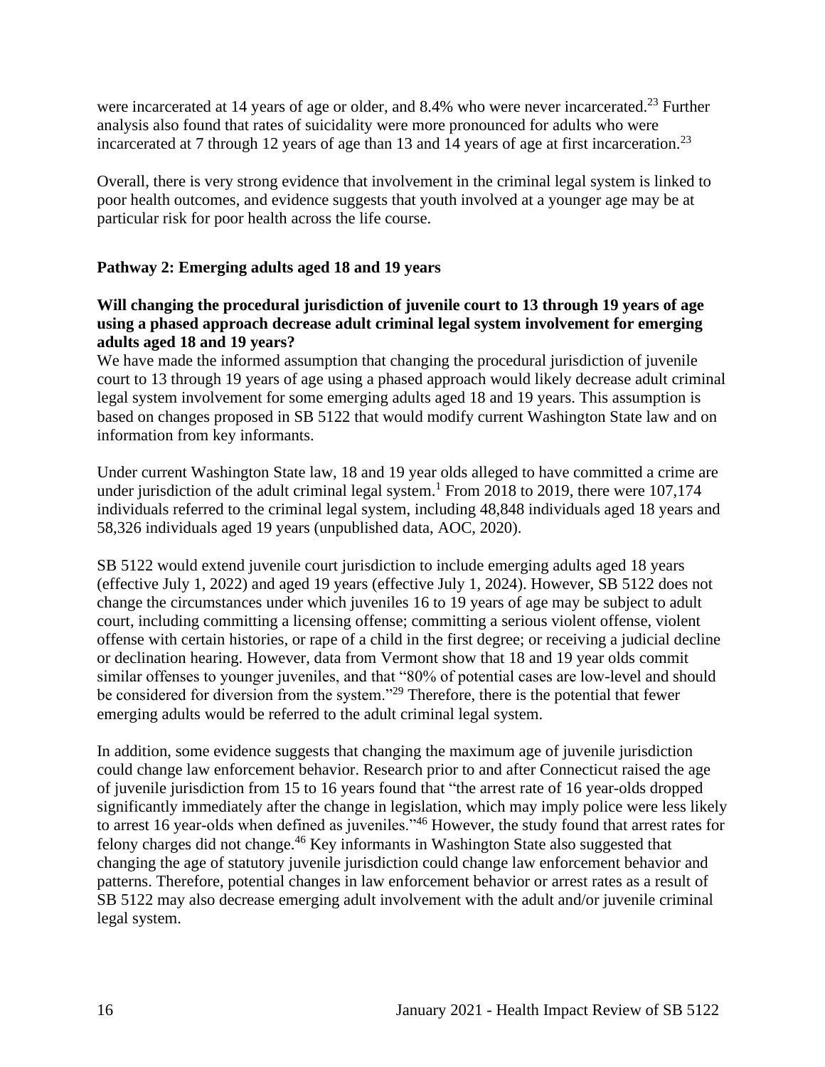were incarcerated at 14 years of age or older, and 8.4% who were never incarcerated.[23] Further analysis also found that rates of suicidality were more pronounced for adults who were incarcerated at 7 through 12 years of age than 13 and 14 years of age at first incarceration.[23]

Overall, there is very strong evidence that involvement in the criminal legal system is linked to poor health outcomes, and evidence suggests that youth involved at a younger age may be at particular risk for poor health across the life course.

### Pathway 2: Emerging adults aged 18 and 19 years

**Will changing the procedural jurisdiction of juvenile court to 13 through 19 years of age using a phased approach decrease adult criminal legal system involvement for emerging adults aged 18 and 19 years?**

We have made the informed assumption that changing the procedural jurisdiction of juvenile court to 13 through 19 years of age using a phased approach would likely decrease adult criminal legal system involvement for some emerging adults aged 18 and 19 years. This assumption is based on changes proposed in SB 5122 that would modify current Washington State law and on information from key informants.

Under current Washington State law, 18 and 19 year olds alleged to have committed a crime are under jurisdiction of the adult criminal legal system.[1] From 2018 to 2019, there were 107,174 individuals referred to the criminal legal system, including 48,848 individuals aged 18 years and 58,326 individuals aged 19 years (unpublished data, AOC, 2020).

SB 5122 would extend juvenile court jurisdiction to include emerging adults aged 18 years (effective July 1, 2022) and aged 19 years (effective July 1, 2024). However, SB 5122 does not change the circumstances under which juveniles 16 to 19 years of age may be subject to adult court, including committing a licensing offense; committing a serious violent offense, violent offense with certain histories, or rape of a child in the first degree; or receiving a judicial decline or declination hearing. However, data from Vermont show that 18 and 19 year olds commit similar offenses to younger juveniles, and that "80% of potential cases are low-level and should be considered for diversion from the system."[29] Therefore, there is the potential that fewer emerging adults would be referred to the adult criminal legal system.

In addition, some evidence suggests that changing the maximum age of juvenile jurisdiction could change law enforcement behavior. Research prior to and after Connecticut raised the age of juvenile jurisdiction from 15 to 16 years found that "the arrest rate of 16 year-olds dropped significantly immediately after the change in legislation, which may imply police were less likely to arrest 16 year-olds when defined as juveniles."[46] However, the study found that arrest rates for felony charges did not change.[46] Key informants in Washington State also suggested that changing the age of statutory juvenile jurisdiction could change law enforcement behavior and patterns. Therefore, potential changes in law enforcement behavior or arrest rates as a result of SB 5122 may also decrease emerging adult involvement with the adult and/or juvenile criminal legal system.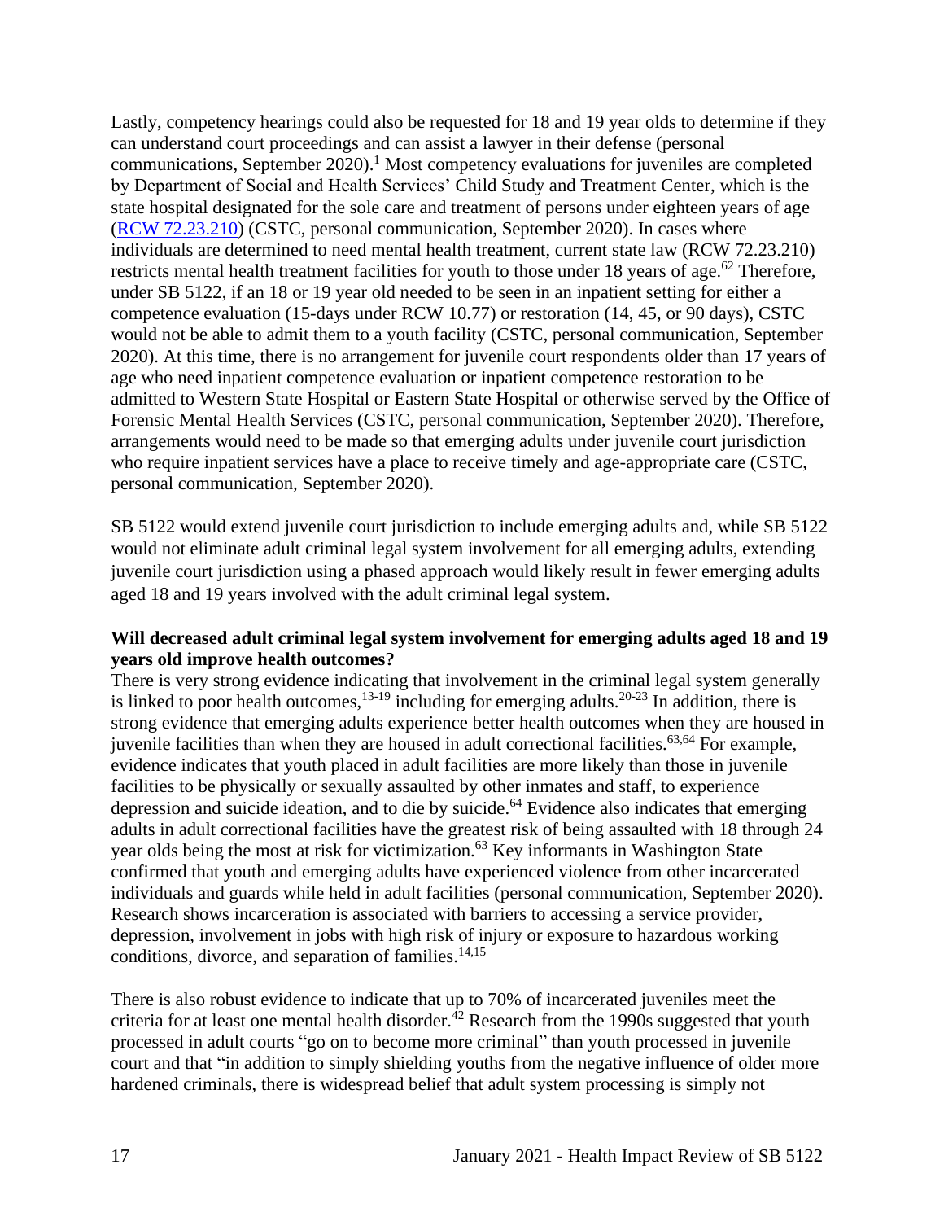Lastly, competency hearings could also be requested for 18 and 19 year olds to determine if they can understand court proceedings and can assist a lawyer in their defense (personal communications, September 2020).[1] Most competency evaluations for juveniles are completed by Department of Social and Health Services' Child Study and Treatment Center, which is the state hospital designated for the sole care and treatment of persons under eighteen years of age (RCW 72.23.210) (CSTC, personal communication, September 2020). In cases where individuals are determined to need mental health treatment, current state law (RCW 72.23.210) restricts mental health treatment facilities for youth to those under 18 years of age.[62] Therefore, under SB 5122, if an 18 or 19 year old needed to be seen in an inpatient setting for either a competence evaluation (15-days under RCW 10.77) or restoration (14, 45, or 90 days), CSTC would not be able to admit them to a youth facility (CSTC, personal communication, September 2020). At this time, there is no arrangement for juvenile court respondents older than 17 years of age who need inpatient competence evaluation or inpatient competence restoration to be admitted to Western State Hospital or Eastern State Hospital or otherwise served by the Office of Forensic Mental Health Services (CSTC, personal communication, September 2020). Therefore, arrangements would need to be made so that emerging adults under juvenile court jurisdiction who require inpatient services have a place to receive timely and age-appropriate care (CSTC, personal communication, September 2020).

SB 5122 would extend juvenile court jurisdiction to include emerging adults and, while SB 5122 would not eliminate adult criminal legal system involvement for all emerging adults, extending juvenile court jurisdiction using a phased approach would likely result in fewer emerging adults aged 18 and 19 years involved with the adult criminal legal system.

**Will decreased adult criminal legal system involvement for emerging adults aged 18 and 19 years old improve health outcomes?**

There is very strong evidence indicating that involvement in the criminal legal system generally is linked to poor health outcomes,[13-19] including for emerging adults.[20-23] In addition, there is strong evidence that emerging adults experience better health outcomes when they are housed in juvenile facilities than when they are housed in adult correctional facilities.[63,64] For example, evidence indicates that youth placed in adult facilities are more likely than those in juvenile facilities to be physically or sexually assaulted by other inmates and staff, to experience depression and suicide ideation, and to die by suicide.[64] Evidence also indicates that emerging adults in adult correctional facilities have the greatest risk of being assaulted with 18 through 24 year olds being the most at risk for victimization.[63] Key informants in Washington State confirmed that youth and emerging adults have experienced violence from other incarcerated individuals and guards while held in adult facilities (personal communication, September 2020). Research shows incarceration is associated with barriers to accessing a service provider, depression, involvement in jobs with high risk of injury or exposure to hazardous working conditions, divorce, and separation of families.[14,15]

There is also robust evidence to indicate that up to 70% of incarcerated juveniles meet the criteria for at least one mental health disorder.[42] Research from the 1990s suggested that youth processed in adult courts "go on to become more criminal" than youth processed in juvenile court and that "in addition to simply shielding youths from the negative influence of older more hardened criminals, there is widespread belief that adult system processing is simply not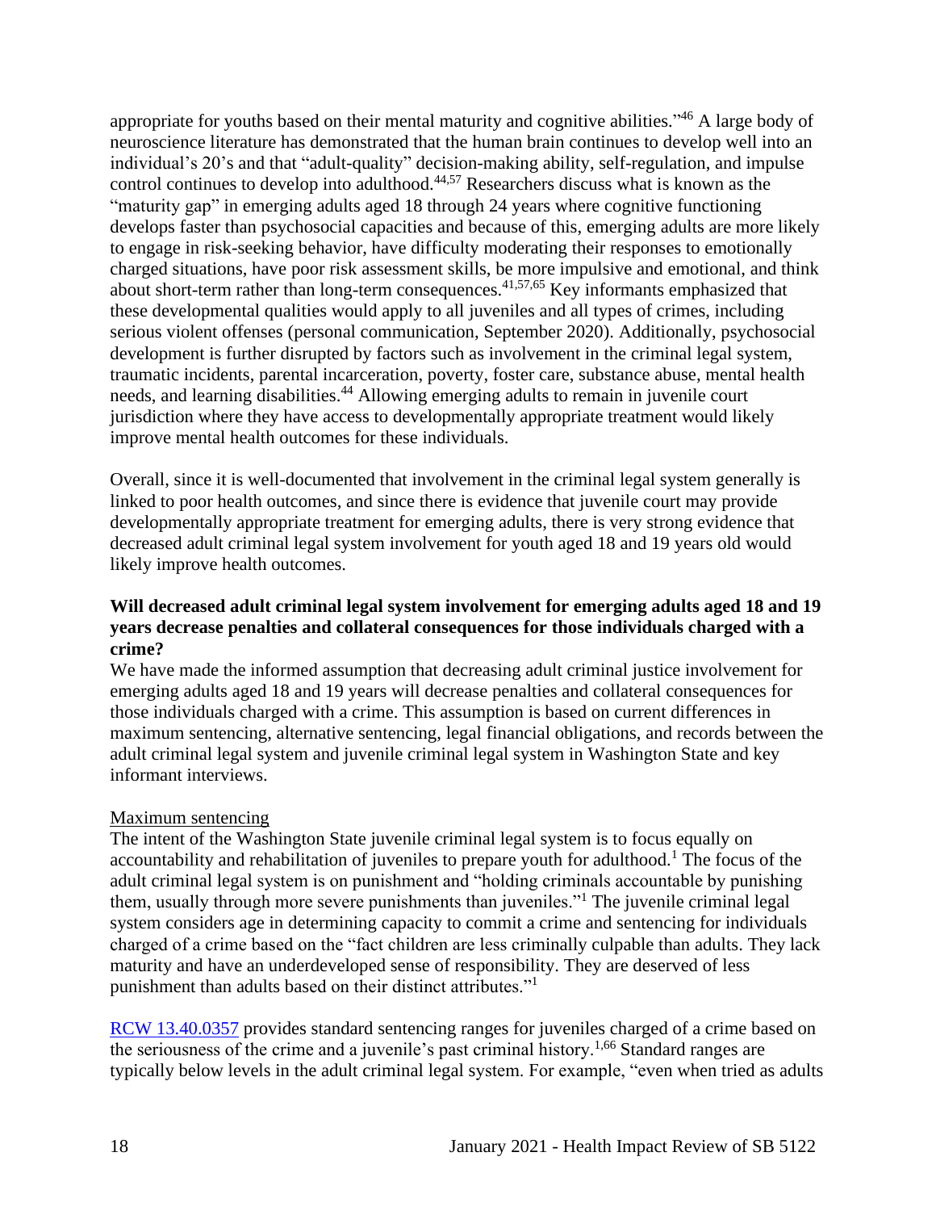appropriate for youths based on their mental maturity and cognitive abilities."[46] A large body of neuroscience literature has demonstrated that the human brain continues to develop well into an individual's 20's and that "adult-quality" decision-making ability, self-regulation, and impulse control continues to develop into adulthood.[44,57] Researchers discuss what is known as the "maturity gap" in emerging adults aged 18 through 24 years where cognitive functioning develops faster than psychosocial capacities and because of this, emerging adults are more likely to engage in risk-seeking behavior, have difficulty moderating their responses to emotionally charged situations, have poor risk assessment skills, be more impulsive and emotional, and think about short-term rather than long-term consequences.[41,57,65] Key informants emphasized that these developmental qualities would apply to all juveniles and all types of crimes, including serious violent offenses (personal communication, September 2020). Additionally, psychosocial development is further disrupted by factors such as involvement in the criminal legal system, traumatic incidents, parental incarceration, poverty, foster care, substance abuse, mental health needs, and learning disabilities.[44] Allowing emerging adults to remain in juvenile court jurisdiction where they have access to developmentally appropriate treatment would likely improve mental health outcomes for these individuals.

Overall, since it is well-documented that involvement in the criminal legal system generally is linked to poor health outcomes, and since there is evidence that juvenile court may provide developmentally appropriate treatment for emerging adults, there is very strong evidence that decreased adult criminal legal system involvement for youth aged 18 and 19 years old would likely improve health outcomes.

**Will decreased adult criminal legal system involvement for emerging adults aged 18 and 19 years decrease penalties and collateral consequences for those individuals charged with a crime?**

We have made the informed assumption that decreasing adult criminal justice involvement for emerging adults aged 18 and 19 years will decrease penalties and collateral consequences for those individuals charged with a crime. This assumption is based on current differences in maximum sentencing, alternative sentencing, legal financial obligations, and records between the adult criminal legal system and juvenile criminal legal system in Washington State and key informant interviews.

<u>Maximum sentencing</u>

The intent of the Washington State juvenile criminal legal system is to focus equally on accountability and rehabilitation of juveniles to prepare youth for adulthood.[1] The focus of the adult criminal legal system is on punishment and "holding criminals accountable by punishing them, usually through more severe punishments than juveniles."[1] The juvenile criminal legal system considers age in determining capacity to commit a crime and sentencing for individuals charged of a crime based on the "fact children are less criminally culpable than adults. They lack maturity and have an underdeveloped sense of responsibility. They are deserved of less punishment than adults based on their distinct attributes."[1]

[RCW 13.40.0357](RCW 13.40.0357) provides standard sentencing ranges for juveniles charged of a crime based on the seriousness of the crime and a juvenile's past criminal history.[1,66] Standard ranges are typically below levels in the adult criminal legal system. For example, "even when tried as adults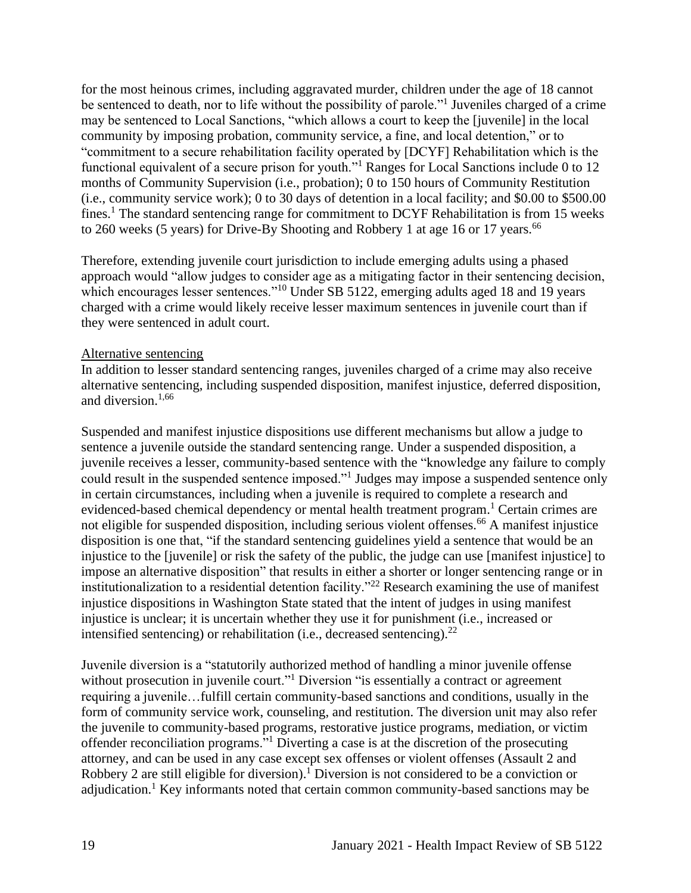for the most heinous crimes, including aggravated murder, children under the age of 18 cannot be sentenced to death, nor to life without the possibility of parole."[1] Juveniles charged of a crime may be sentenced to Local Sanctions, "which allows a court to keep the [juvenile] in the local community by imposing probation, community service, a fine, and local detention," or to "commitment to a secure rehabilitation facility operated by [DCYF] Rehabilitation which is the functional equivalent of a secure prison for youth."[1] Ranges for Local Sanctions include 0 to 12 months of Community Supervision (i.e., probation); 0 to 150 hours of Community Restitution (i.e., community service work); 0 to 30 days of detention in a local facility; and $0.00 to $500.00 fines.[1] The standard sentencing range for commitment to DCYF Rehabilitation is from 15 weeks to 260 weeks (5 years) for Drive-By Shooting and Robbery 1 at age 16 or 17 years.[66]

Therefore, extending juvenile court jurisdiction to include emerging adults using a phased approach would "allow judges to consider age as a mitigating factor in their sentencing decision, which encourages lesser sentences."[10] Under SB 5122, emerging adults aged 18 and 19 years charged with a crime would likely receive lesser maximum sentences in juvenile court than if they were sentenced in adult court.

<u>Alternative sentencing</u>

In addition to lesser standard sentencing ranges, juveniles charged of a crime may also receive alternative sentencing, including suspended disposition, manifest injustice, deferred disposition, and diversion.[1,66]

Suspended and manifest injustice dispositions use different mechanisms but allow a judge to sentence a juvenile outside the standard sentencing range. Under a suspended disposition, a juvenile receives a lesser, community-based sentence with the "knowledge any failure to comply could result in the suspended sentence imposed."[1] Judges may impose a suspended sentence only in certain circumstances, including when a juvenile is required to complete a research and evidenced-based chemical dependency or mental health treatment program.[1] Certain crimes are not eligible for suspended disposition, including serious violent offenses.[66] A manifest injustice disposition is one that, "if the standard sentencing guidelines yield a sentence that would be an injustice to the [juvenile] or risk the safety of the public, the judge can use [manifest injustice] to impose an alternative disposition" that results in either a shorter or longer sentencing range or in institutionalization to a residential detention facility."[22] Research examining the use of manifest injustice dispositions in Washington State stated that the intent of judges in using manifest injustice is unclear; it is uncertain whether they use it for punishment (i.e., increased or intensified sentencing) or rehabilitation (i.e., decreased sentencing).[22]

Juvenile diversion is a "statutorily authorized method of handling a minor juvenile offense without prosecution in juvenile court."[1] Diversion "is essentially a contract or agreement requiring a juvenile…fulfill certain community-based sanctions and conditions, usually in the form of community service work, counseling, and restitution. The diversion unit may also refer the juvenile to community-based programs, restorative justice programs, mediation, or victim offender reconciliation programs."[1] Diverting a case is at the discretion of the prosecuting attorney, and can be used in any case except sex offenses or violent offenses (Assault 2 and Robbery 2 are still eligible for diversion).[1] Diversion is not considered to be a conviction or adjudication.[1] Key informants noted that certain common community-based sanctions may be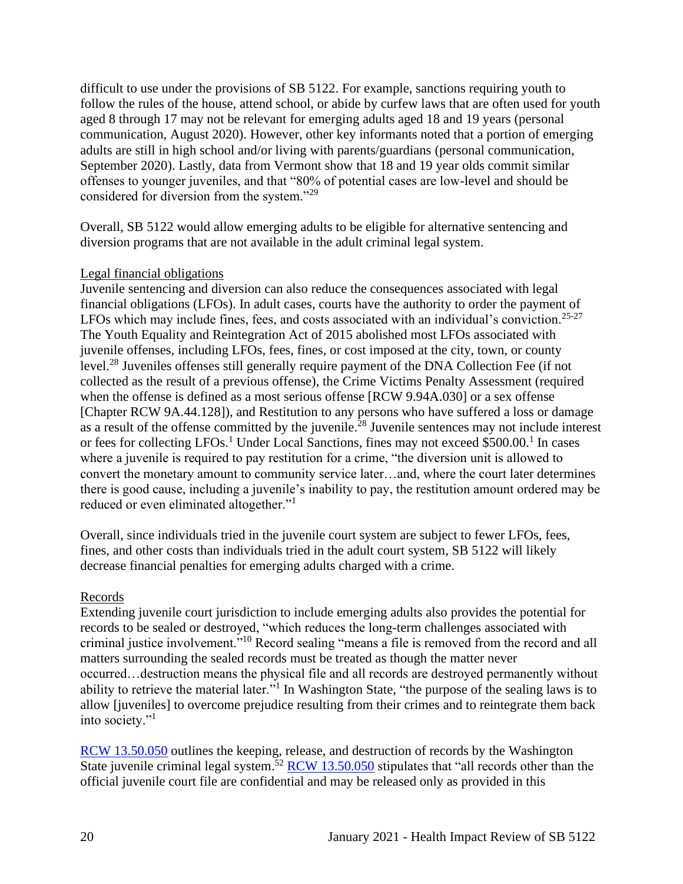difficult to use under the provisions of SB 5122. For example, sanctions requiring youth to follow the rules of the house, attend school, or abide by curfew laws that are often used for youth aged 8 through 17 may not be relevant for emerging adults aged 18 and 19 years (personal communication, August 2020). However, other key informants noted that a portion of emerging adults are still in high school and/or living with parents/guardians (personal communication, September 2020). Lastly, data from Vermont show that 18 and 19 year olds commit similar offenses to younger juveniles, and that "80% of potential cases are low-level and should be considered for diversion from the system."[29]

Overall, SB 5122 would allow emerging adults to be eligible for alternative sentencing and diversion programs that are not available in the adult criminal legal system.

Legal financial obligations

Juvenile sentencing and diversion can also reduce the consequences associated with legal financial obligations (LFOs). In adult cases, courts have the authority to order the payment of LFOs which may include fines, fees, and costs associated with an individual's conviction.[25-27] The Youth Equality and Reintegration Act of 2015 abolished most LFOs associated with juvenile offenses, including LFOs, fees, fines, or cost imposed at the city, town, or county level.[28] Juveniles offenses still generally require payment of the DNA Collection Fee (if not collected as the result of a previous offense), the Crime Victims Penalty Assessment (required when the offense is defined as a most serious offense [RCW 9.94A.030] or a sex offense [Chapter RCW 9A.44.128]), and Restitution to any persons who have suffered a loss or damage as a result of the offense committed by the juvenile.[28] Juvenile sentences may not include interest or fees for collecting LFOs.[1] Under Local Sanctions, fines may not exceed $500.00.[1] In cases where a juvenile is required to pay restitution for a crime, "the diversion unit is allowed to convert the monetary amount to community service later…and, where the court later determines there is good cause, including a juvenile's inability to pay, the restitution amount ordered may be reduced or even eliminated altogether."[1]

Overall, since individuals tried in the juvenile court system are subject to fewer LFOs, fees, fines, and other costs than individuals tried in the adult court system, SB 5122 will likely decrease financial penalties for emerging adults charged with a crime.

Records

Extending juvenile court jurisdiction to include emerging adults also provides the potential for records to be sealed or destroyed, "which reduces the long-term challenges associated with criminal justice involvement."[10] Record sealing "means a file is removed from the record and all matters surrounding the sealed records must be treated as though the matter never occurred…destruction means the physical file and all records are destroyed permanently without ability to retrieve the material later."[1] In Washington State, "the purpose of the sealing laws is to allow [juveniles] to overcome prejudice resulting from their crimes and to reintegrate them back into society."[1]

RCW 13.50.050 outlines the keeping, release, and destruction of records by the Washington State juvenile criminal legal system.[52] RCW 13.50.050 stipulates that "all records other than the official juvenile court file are confidential and may be released only as provided in this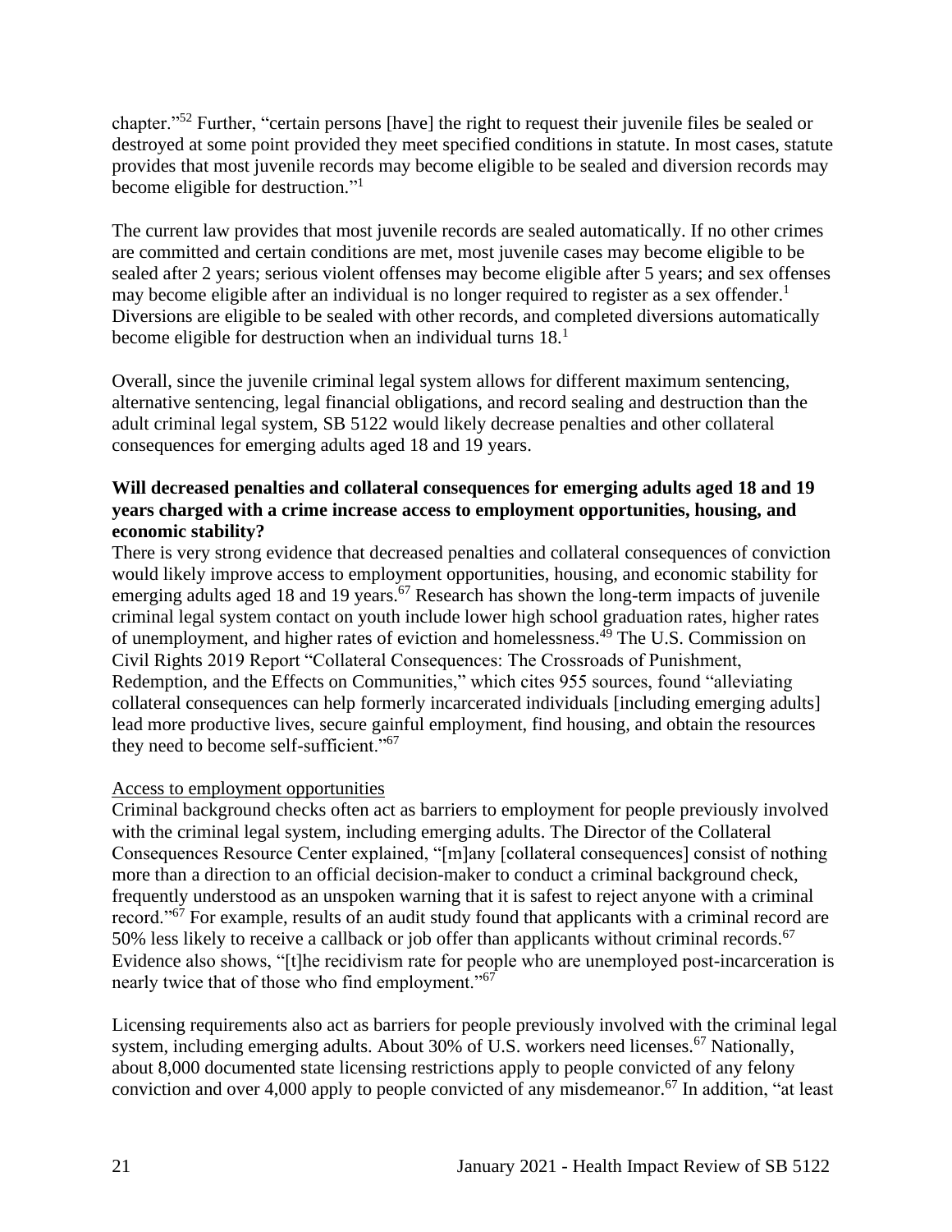chapter."[52] Further, "certain persons [have] the right to request their juvenile files be sealed or destroyed at some point provided they meet specified conditions in statute. In most cases, statute provides that most juvenile records may become eligible to be sealed and diversion records may become eligible for destruction."[1]

The current law provides that most juvenile records are sealed automatically. If no other crimes are committed and certain conditions are met, most juvenile cases may become eligible to be sealed after 2 years; serious violent offenses may become eligible after 5 years; and sex offenses may become eligible after an individual is no longer required to register as a sex offender.[1] Diversions are eligible to be sealed with other records, and completed diversions automatically become eligible for destruction when an individual turns 18.[1]

Overall, since the juvenile criminal legal system allows for different maximum sentencing, alternative sentencing, legal financial obligations, and record sealing and destruction than the adult criminal legal system, SB 5122 would likely decrease penalties and other collateral consequences for emerging adults aged 18 and 19 years.

**Will decreased penalties and collateral consequences for emerging adults aged 18 and 19 years charged with a crime increase access to employment opportunities, housing, and economic stability?**

There is very strong evidence that decreased penalties and collateral consequences of conviction would likely improve access to employment opportunities, housing, and economic stability for emerging adults aged 18 and 19 years.[67] Research has shown the long-term impacts of juvenile criminal legal system contact on youth include lower high school graduation rates, higher rates of unemployment, and higher rates of eviction and homelessness.[49] The U.S. Commission on Civil Rights 2019 Report "Collateral Consequences: The Crossroads of Punishment, Redemption, and the Effects on Communities," which cites 955 sources, found "alleviating collateral consequences can help formerly incarcerated individuals [including emerging adults] lead more productive lives, secure gainful employment, find housing, and obtain the resources they need to become self-sufficient."[67]

<u>Access to employment opportunities</u>

Criminal background checks often act as barriers to employment for people previously involved with the criminal legal system, including emerging adults. The Director of the Collateral Consequences Resource Center explained, "[m]any [collateral consequences] consist of nothing more than a direction to an official decision-maker to conduct a criminal background check, frequently understood as an unspoken warning that it is safest to reject anyone with a criminal record."[67] For example, results of an audit study found that applicants with a criminal record are 50% less likely to receive a callback or job offer than applicants without criminal records.[67] Evidence also shows, "[t]he recidivism rate for people who are unemployed post-incarceration is nearly twice that of those who find employment."[67]

Licensing requirements also act as barriers for people previously involved with the criminal legal system, including emerging adults. About 30% of U.S. workers need licenses.[67] Nationally, about 8,000 documented state licensing restrictions apply to people convicted of any felony conviction and over 4,000 apply to people convicted of any misdemeanor.[67] In addition, "at least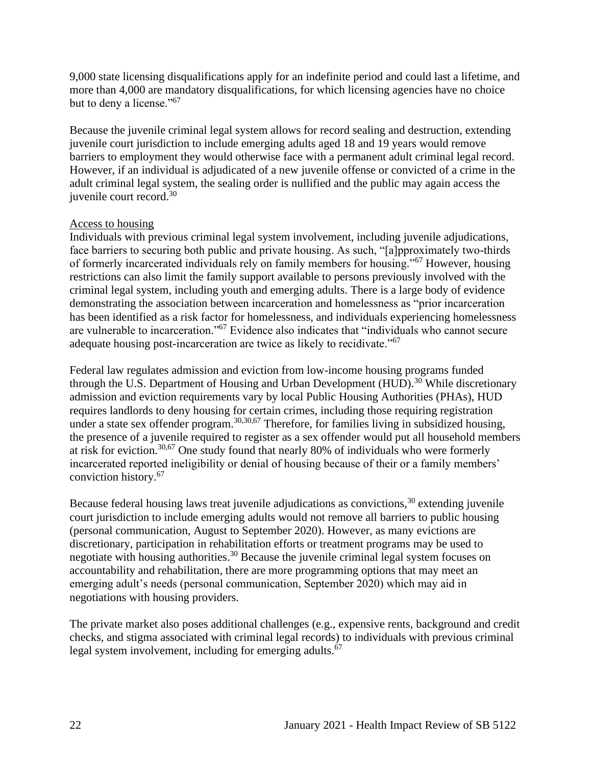9,000 state licensing disqualifications apply for an indefinite period and could last a lifetime, and more than 4,000 are mandatory disqualifications, for which licensing agencies have no choice but to deny a license."[67]

Because the juvenile criminal legal system allows for record sealing and destruction, extending juvenile court jurisdiction to include emerging adults aged 18 and 19 years would remove barriers to employment they would otherwise face with a permanent adult criminal legal record. However, if an individual is adjudicated of a new juvenile offense or convicted of a crime in the adult criminal legal system, the sealing order is nullified and the public may again access the juvenile court record.[30]

Access to housing

Individuals with previous criminal legal system involvement, including juvenile adjudications, face barriers to securing both public and private housing. As such, "[a]pproximately two-thirds of formerly incarcerated individuals rely on family members for housing."[67] However, housing restrictions can also limit the family support available to persons previously involved with the criminal legal system, including youth and emerging adults. There is a large body of evidence demonstrating the association between incarceration and homelessness as "prior incarceration has been identified as a risk factor for homelessness, and individuals experiencing homelessness are vulnerable to incarceration."[67] Evidence also indicates that "individuals who cannot secure adequate housing post-incarceration are twice as likely to recidivate."[67]

Federal law regulates admission and eviction from low-income housing programs funded through the U.S. Department of Housing and Urban Development (HUD).[30] While discretionary admission and eviction requirements vary by local Public Housing Authorities (PHAs), HUD requires landlords to deny housing for certain crimes, including those requiring registration under a state sex offender program.[30,30,67] Therefore, for families living in subsidized housing, the presence of a juvenile required to register as a sex offender would put all household members at risk for eviction.[30,67] One study found that nearly 80% of individuals who were formerly incarcerated reported ineligibility or denial of housing because of their or a family members' conviction history.[67]

Because federal housing laws treat juvenile adjudications as convictions,[30] extending juvenile court jurisdiction to include emerging adults would not remove all barriers to public housing (personal communication, August to September 2020). However, as many evictions are discretionary, participation in rehabilitation efforts or treatment programs may be used to negotiate with housing authorities.[30] Because the juvenile criminal legal system focuses on accountability and rehabilitation, there are more programming options that may meet an emerging adult's needs (personal communication, September 2020) which may aid in negotiations with housing providers.

The private market also poses additional challenges (e.g., expensive rents, background and credit checks, and stigma associated with criminal legal records) to individuals with previous criminal legal system involvement, including for emerging adults.[67]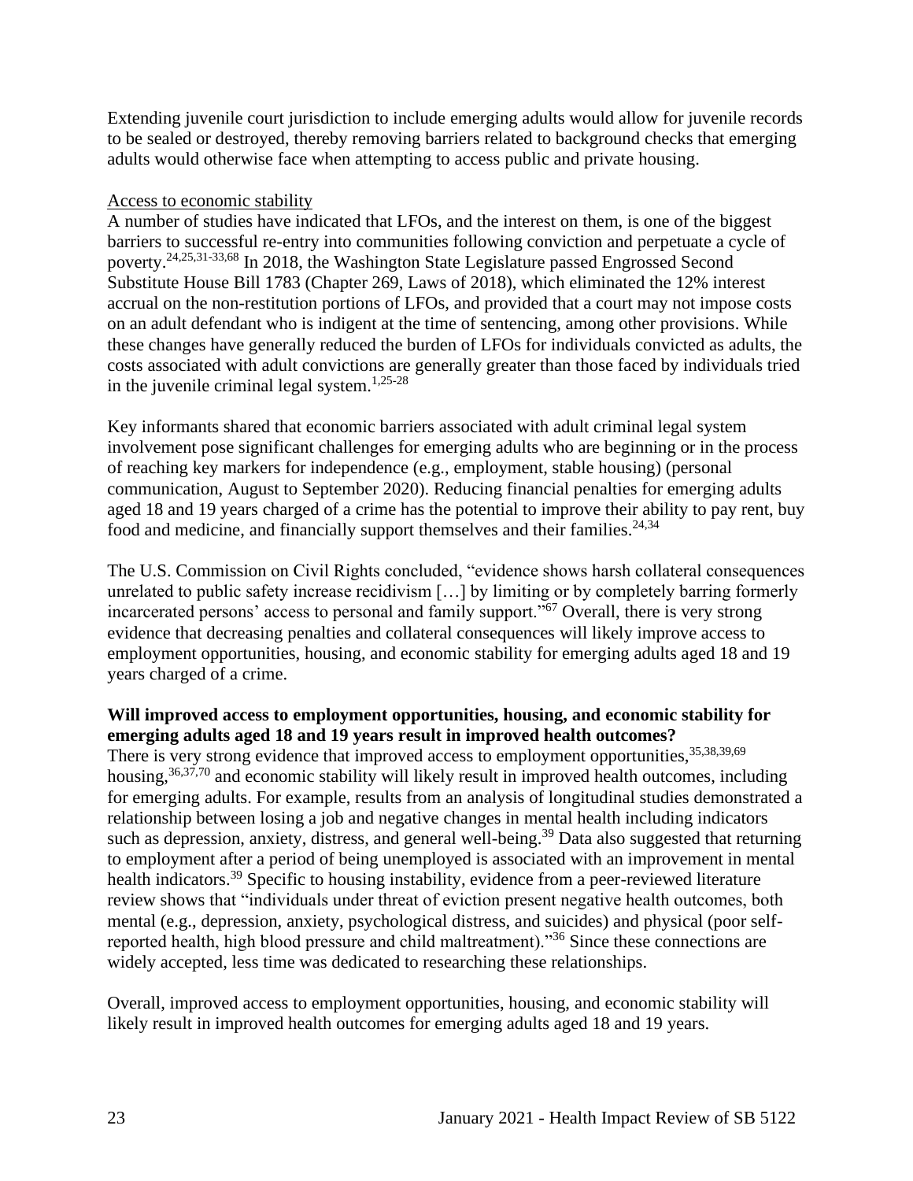Extending juvenile court jurisdiction to include emerging adults would allow for juvenile records to be sealed or destroyed, thereby removing barriers related to background checks that emerging adults would otherwise face when attempting to access public and private housing.

Access to economic stability

A number of studies have indicated that LFOs, and the interest on them, is one of the biggest barriers to successful re-entry into communities following conviction and perpetuate a cycle of poverty.[24,25,31-33,68] In 2018, the Washington State Legislature passed Engrossed Second Substitute House Bill 1783 (Chapter 269, Laws of 2018), which eliminated the 12% interest accrual on the non-restitution portions of LFOs, and provided that a court may not impose costs on an adult defendant who is indigent at the time of sentencing, among other provisions. While these changes have generally reduced the burden of LFOs for individuals convicted as adults, the costs associated with adult convictions are generally greater than those faced by individuals tried in the juvenile criminal legal system.[1,25-28]

Key informants shared that economic barriers associated with adult criminal legal system involvement pose significant challenges for emerging adults who are beginning or in the process of reaching key markers for independence (e.g., employment, stable housing) (personal communication, August to September 2020). Reducing financial penalties for emerging adults aged 18 and 19 years charged of a crime has the potential to improve their ability to pay rent, buy food and medicine, and financially support themselves and their families.[24,34]

The U.S. Commission on Civil Rights concluded, "evidence shows harsh collateral consequences unrelated to public safety increase recidivism […] by limiting or by completely barring formerly incarcerated persons' access to personal and family support."[67] Overall, there is very strong evidence that decreasing penalties and collateral consequences will likely improve access to employment opportunities, housing, and economic stability for emerging adults aged 18 and 19 years charged of a crime.

**Will improved access to employment opportunities, housing, and economic stability for emerging adults aged 18 and 19 years result in improved health outcomes?**

There is very strong evidence that improved access to employment opportunities,[35,38,39,69] housing,[36,37,70] and economic stability will likely result in improved health outcomes, including for emerging adults. For example, results from an analysis of longitudinal studies demonstrated a relationship between losing a job and negative changes in mental health including indicators such as depression, anxiety, distress, and general well-being.[39] Data also suggested that returning to employment after a period of being unemployed is associated with an improvement in mental health indicators.[39] Specific to housing instability, evidence from a peer-reviewed literature review shows that "individuals under threat of eviction present negative health outcomes, both mental (e.g., depression, anxiety, psychological distress, and suicides) and physical (poor self-reported health, high blood pressure and child maltreatment)."[36] Since these connections are widely accepted, less time was dedicated to researching these relationships.

Overall, improved access to employment opportunities, housing, and economic stability will likely result in improved health outcomes for emerging adults aged 18 and 19 years.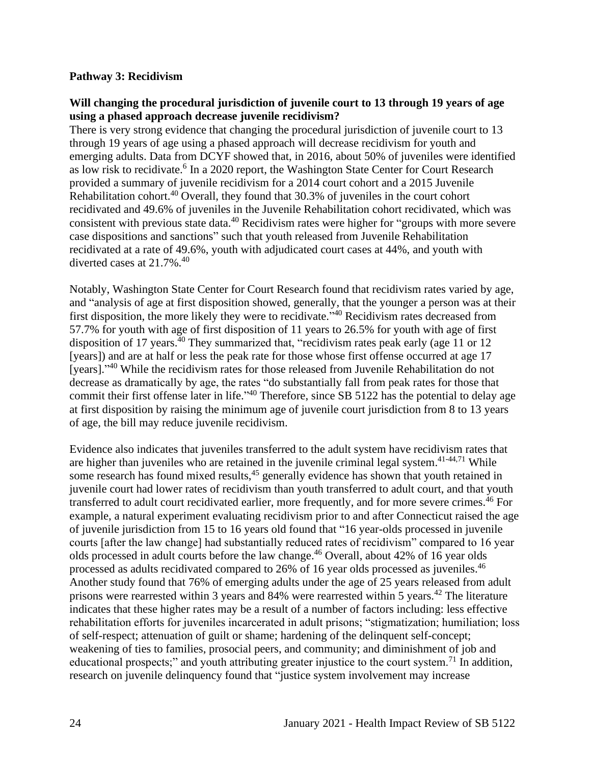**Pathway 3: Recidivism**

**Will changing the procedural jurisdiction of juvenile court to 13 through 19 years of age using a phased approach decrease juvenile recidivism?**

There is very strong evidence that changing the procedural jurisdiction of juvenile court to 13 through 19 years of age using a phased approach will decrease recidivism for youth and emerging adults. Data from DCYF showed that, in 2016, about 50% of juveniles were identified as low risk to recidivate.[6] In a 2020 report, the Washington State Center for Court Research provided a summary of juvenile recidivism for a 2014 court cohort and a 2015 Juvenile Rehabilitation cohort.[40] Overall, they found that 30.3% of juveniles in the court cohort recidivated and 49.6% of juveniles in the Juvenile Rehabilitation cohort recidivated, which was consistent with previous state data.[40] Recidivism rates were higher for "groups with more severe case dispositions and sanctions" such that youth released from Juvenile Rehabilitation recidivated at a rate of 49.6%, youth with adjudicated court cases at 44%, and youth with diverted cases at 21.7%.[40]

Notably, Washington State Center for Court Research found that recidivism rates varied by age, and "analysis of age at first disposition showed, generally, that the younger a person was at their first disposition, the more likely they were to recidivate."[40] Recidivism rates decreased from 57.7% for youth with age of first disposition of 11 years to 26.5% for youth with age of first disposition of 17 years.[40] They summarized that, "recidivism rates peak early (age 11 or 12 [years]) and are at half or less the peak rate for those whose first offense occurred at age 17 [years]."[40] While the recidivism rates for those released from Juvenile Rehabilitation do not decrease as dramatically by age, the rates "do substantially fall from peak rates for those that commit their first offense later in life."[40] Therefore, since SB 5122 has the potential to delay age at first disposition by raising the minimum age of juvenile court jurisdiction from 8 to 13 years of age, the bill may reduce juvenile recidivism.

Evidence also indicates that juveniles transferred to the adult system have recidivism rates that are higher than juveniles who are retained in the juvenile criminal legal system.[41-44,71] While some research has found mixed results,[45] generally evidence has shown that youth retained in juvenile court had lower rates of recidivism than youth transferred to adult court, and that youth transferred to adult court recidivated earlier, more frequently, and for more severe crimes.[46] For example, a natural experiment evaluating recidivism prior to and after Connecticut raised the age of juvenile jurisdiction from 15 to 16 years old found that "16 year-olds processed in juvenile courts [after the law change] had substantially reduced rates of recidivism" compared to 16 year olds processed in adult courts before the law change.[46] Overall, about 42% of 16 year olds processed as adults recidivated compared to 26% of 16 year olds processed as juveniles.[46] Another study found that 76% of emerging adults under the age of 25 years released from adult prisons were rearrested within 3 years and 84% were rearrested within 5 years.[42] The literature indicates that these higher rates may be a result of a number of factors including: less effective rehabilitation efforts for juveniles incarcerated in adult prisons; "stigmatization; humiliation; loss of self-respect; attenuation of guilt or shame; hardening of the delinquent self-concept; weakening of ties to families, prosocial peers, and community; and diminishment of job and educational prospects;" and youth attributing greater injustice to the court system.[71] In addition, research on juvenile delinquency found that "justice system involvement may increase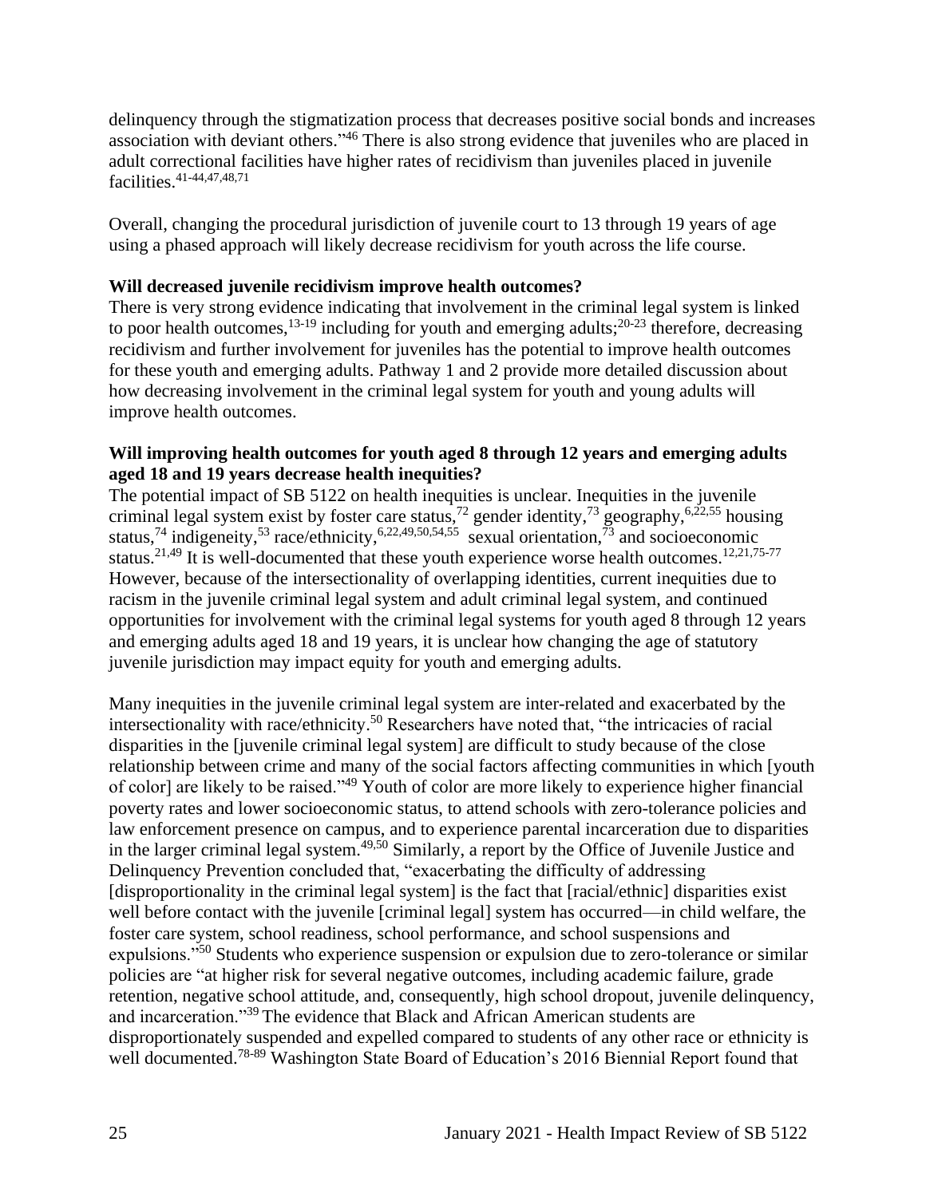delinquency through the stigmatization process that decreases positive social bonds and increases association with deviant others."[46] There is also strong evidence that juveniles who are placed in adult correctional facilities have higher rates of recidivism than juveniles placed in juvenile facilities.[41-44,47,48,71]

Overall, changing the procedural jurisdiction of juvenile court to 13 through 19 years of age using a phased approach will likely decrease recidivism for youth across the life course.

**Will decreased juvenile recidivism improve health outcomes?**

There is very strong evidence indicating that involvement in the criminal legal system is linked to poor health outcomes,[13-19] including for youth and emerging adults;[20-23] therefore, decreasing recidivism and further involvement for juveniles has the potential to improve health outcomes for these youth and emerging adults. Pathway 1 and 2 provide more detailed discussion about how decreasing involvement in the criminal legal system for youth and young adults will improve health outcomes.

**Will improving health outcomes for youth aged 8 through 12 years and emerging adults aged 18 and 19 years decrease health inequities?**

The potential impact of SB 5122 on health inequities is unclear. Inequities in the juvenile criminal legal system exist by foster care status,[72] gender identity,[73] geography,[6,22,55] housing status,[74] indigeneity,[53] race/ethnicity,[6,22,49,50,54,55] sexual orientation,[73] and socioeconomic status.[21,49] It is well-documented that these youth experience worse health outcomes.[12,21,75-77] However, because of the intersectionality of overlapping identities, current inequities due to racism in the juvenile criminal legal system and adult criminal legal system, and continued opportunities for involvement with the criminal legal systems for youth aged 8 through 12 years and emerging adults aged 18 and 19 years, it is unclear how changing the age of statutory juvenile jurisdiction may impact equity for youth and emerging adults.

Many inequities in the juvenile criminal legal system are inter-related and exacerbated by the intersectionality with race/ethnicity.[50] Researchers have noted that, "the intricacies of racial disparities in the [juvenile criminal legal system] are difficult to study because of the close relationship between crime and many of the social factors affecting communities in which [youth of color] are likely to be raised."[49] Youth of color are more likely to experience higher financial poverty rates and lower socioeconomic status, to attend schools with zero-tolerance policies and law enforcement presence on campus, and to experience parental incarceration due to disparities in the larger criminal legal system.[49,50] Similarly, a report by the Office of Juvenile Justice and Delinquency Prevention concluded that, "exacerbating the difficulty of addressing [disproportionality in the criminal legal system] is the fact that [racial/ethnic] disparities exist well before contact with the juvenile [criminal legal] system has occurred—in child welfare, the foster care system, school readiness, school performance, and school suspensions and expulsions."[50] Students who experience suspension or expulsion due to zero-tolerance or similar policies are "at higher risk for several negative outcomes, including academic failure, grade retention, negative school attitude, and, consequently, high school dropout, juvenile delinquency, and incarceration."[39] The evidence that Black and African American students are disproportionately suspended and expelled compared to students of any other race or ethnicity is well documented.[78-89] Washington State Board of Education's 2016 Biennial Report found that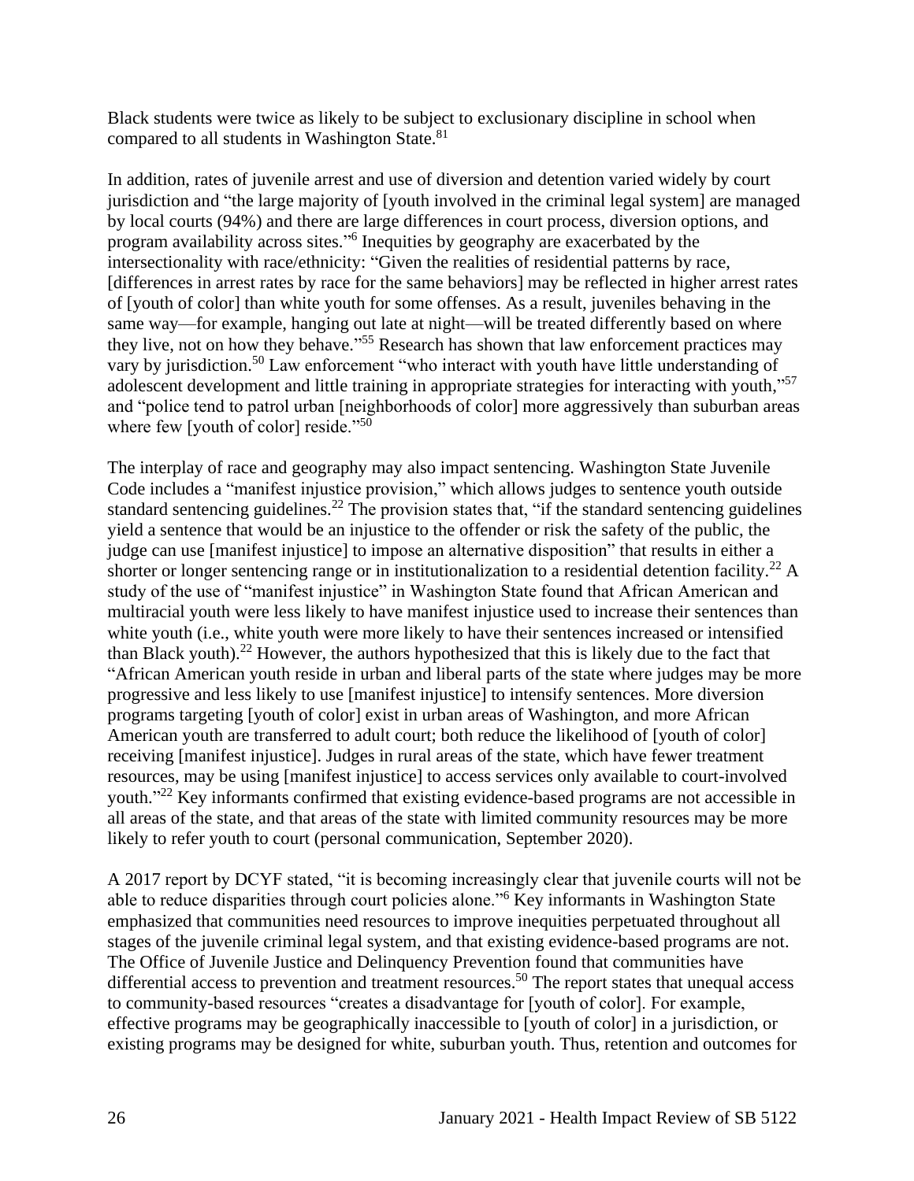Black students were twice as likely to be subject to exclusionary discipline in school when compared to all students in Washington State.[81]

In addition, rates of juvenile arrest and use of diversion and detention varied widely by court jurisdiction and "the large majority of [youth involved in the criminal legal system] are managed by local courts (94%) and there are large differences in court process, diversion options, and program availability across sites."[6] Inequities by geography are exacerbated by the intersectionality with race/ethnicity: "Given the realities of residential patterns by race, [differences in arrest rates by race for the same behaviors] may be reflected in higher arrest rates of [youth of color] than white youth for some offenses. As a result, juveniles behaving in the same way—for example, hanging out late at night—will be treated differently based on where they live, not on how they behave."[55] Research has shown that law enforcement practices may vary by jurisdiction.[50] Law enforcement "who interact with youth have little understanding of adolescent development and little training in appropriate strategies for interacting with youth,"[57] and "police tend to patrol urban [neighborhoods of color] more aggressively than suburban areas where few [youth of color] reside."[50]

The interplay of race and geography may also impact sentencing. Washington State Juvenile Code includes a "manifest injustice provision," which allows judges to sentence youth outside standard sentencing guidelines.[22] The provision states that, "if the standard sentencing guidelines yield a sentence that would be an injustice to the offender or risk the safety of the public, the judge can use [manifest injustice] to impose an alternative disposition" that results in either a shorter or longer sentencing range or in institutionalization to a residential detention facility.[22] A study of the use of "manifest injustice" in Washington State found that African American and multiracial youth were less likely to have manifest injustice used to increase their sentences than white youth (i.e., white youth were more likely to have their sentences increased or intensified than Black youth).[22] However, the authors hypothesized that this is likely due to the fact that "African American youth reside in urban and liberal parts of the state where judges may be more progressive and less likely to use [manifest injustice] to intensify sentences. More diversion programs targeting [youth of color] exist in urban areas of Washington, and more African American youth are transferred to adult court; both reduce the likelihood of [youth of color] receiving [manifest injustice]. Judges in rural areas of the state, which have fewer treatment resources, may be using [manifest injustice] to access services only available to court-involved youth."[22] Key informants confirmed that existing evidence-based programs are not accessible in all areas of the state, and that areas of the state with limited community resources may be more likely to refer youth to court (personal communication, September 2020).

A 2017 report by DCYF stated, "it is becoming increasingly clear that juvenile courts will not be able to reduce disparities through court policies alone."[6] Key informants in Washington State emphasized that communities need resources to improve inequities perpetuated throughout all stages of the juvenile criminal legal system, and that existing evidence-based programs are not. The Office of Juvenile Justice and Delinquency Prevention found that communities have differential access to prevention and treatment resources.[50] The report states that unequal access to community-based resources "creates a disadvantage for [youth of color]. For example, effective programs may be geographically inaccessible to [youth of color] in a jurisdiction, or existing programs may be designed for white, suburban youth. Thus, retention and outcomes for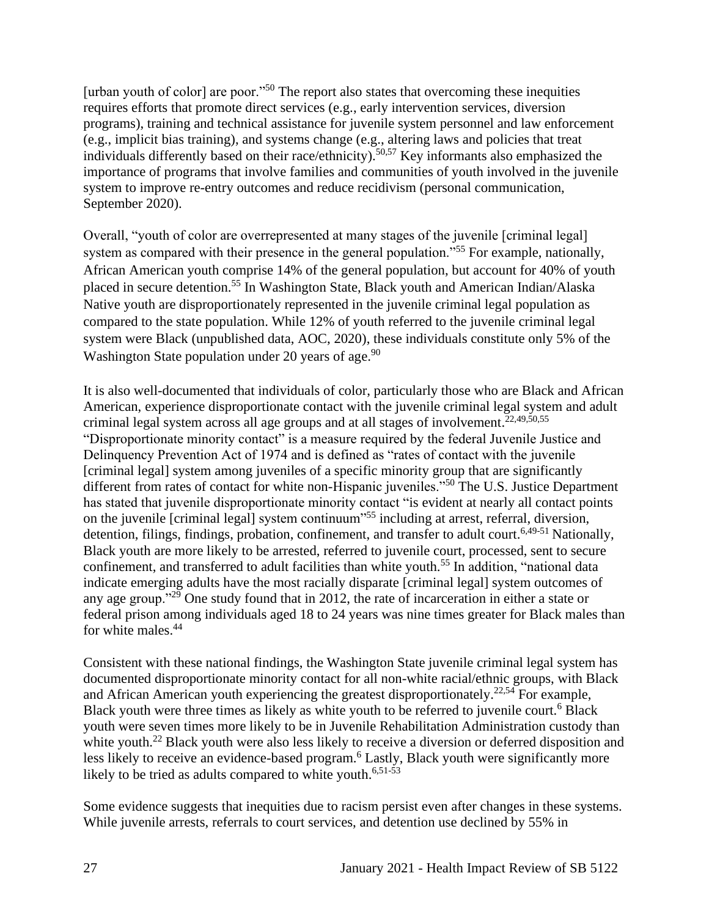[urban youth of color] are poor."[50] The report also states that overcoming these inequities requires efforts that promote direct services (e.g., early intervention services, diversion programs), training and technical assistance for juvenile system personnel and law enforcement (e.g., implicit bias training), and systems change (e.g., altering laws and policies that treat individuals differently based on their race/ethnicity).[50,57] Key informants also emphasized the importance of programs that involve families and communities of youth involved in the juvenile system to improve re-entry outcomes and reduce recidivism (personal communication, September 2020).

Overall, "youth of color are overrepresented at many stages of the juvenile [criminal legal] system as compared with their presence in the general population."[55] For example, nationally, African American youth comprise 14% of the general population, but account for 40% of youth placed in secure detention.[55] In Washington State, Black youth and American Indian/Alaska Native youth are disproportionately represented in the juvenile criminal legal population as compared to the state population. While 12% of youth referred to the juvenile criminal legal system were Black (unpublished data, AOC, 2020), these individuals constitute only 5% of the Washington State population under 20 years of age.[90]

It is also well-documented that individuals of color, particularly those who are Black and African American, experience disproportionate contact with the juvenile criminal legal system and adult criminal legal system across all age groups and at all stages of involvement.[22,49,50,55] "Disproportionate minority contact" is a measure required by the federal Juvenile Justice and Delinquency Prevention Act of 1974 and is defined as "rates of contact with the juvenile [criminal legal] system among juveniles of a specific minority group that are significantly different from rates of contact for white non-Hispanic juveniles."[50] The U.S. Justice Department has stated that juvenile disproportionate minority contact "is evident at nearly all contact points on the juvenile [criminal legal] system continuum"[55] including at arrest, referral, diversion, detention, filings, findings, probation, confinement, and transfer to adult court.[6,49-51] Nationally, Black youth are more likely to be arrested, referred to juvenile court, processed, sent to secure confinement, and transferred to adult facilities than white youth.[55] In addition, "national data indicate emerging adults have the most racially disparate [criminal legal] system outcomes of any age group."[29] One study found that in 2012, the rate of incarceration in either a state or federal prison among individuals aged 18 to 24 years was nine times greater for Black males than for white males.[44]

Consistent with these national findings, the Washington State juvenile criminal legal system has documented disproportionate minority contact for all non-white racial/ethnic groups, with Black and African American youth experiencing the greatest disproportionately.[22,54] For example, Black youth were three times as likely as white youth to be referred to juvenile court.[6] Black youth were seven times more likely to be in Juvenile Rehabilitation Administration custody than white youth.[22] Black youth were also less likely to receive a diversion or deferred disposition and less likely to receive an evidence-based program.[6] Lastly, Black youth were significantly more likely to be tried as adults compared to white youth.[6,51-53]

Some evidence suggests that inequities due to racism persist even after changes in these systems. While juvenile arrests, referrals to court services, and detention use declined by 55% in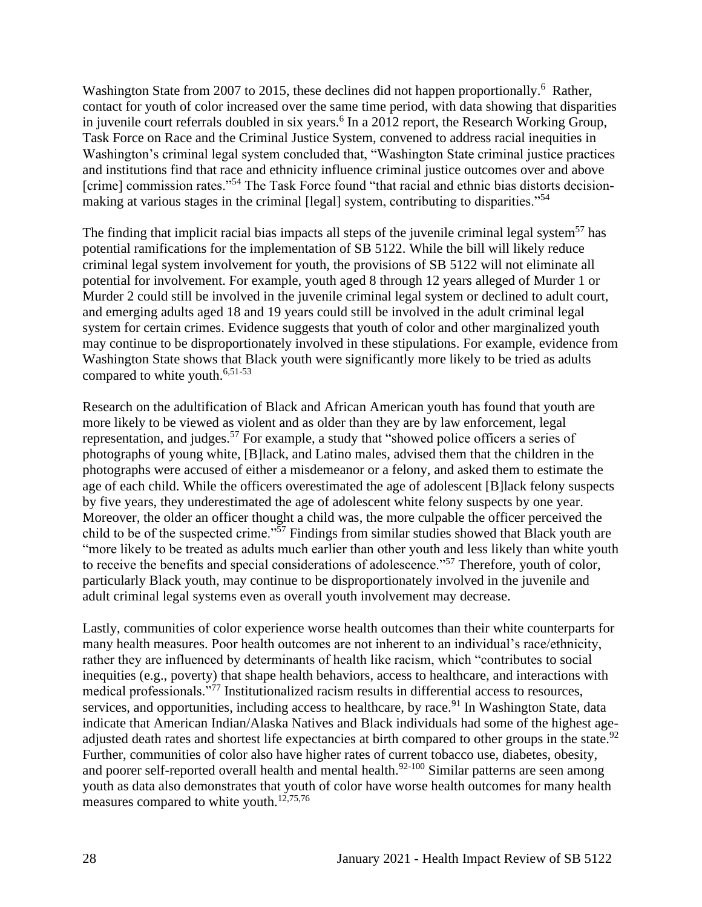Washington State from 2007 to 2015, these declines did not happen proportionally.[6] Rather, contact for youth of color increased over the same time period, with data showing that disparities in juvenile court referrals doubled in six years.[6] In a 2012 report, the Research Working Group, Task Force on Race and the Criminal Justice System, convened to address racial inequities in Washington's criminal legal system concluded that, "Washington State criminal justice practices and institutions find that race and ethnicity influence criminal justice outcomes over and above [crime] commission rates."[54] The Task Force found "that racial and ethnic bias distorts decision-making at various stages in the criminal [legal] system, contributing to disparities."[54]

The finding that implicit racial bias impacts all steps of the juvenile criminal legal system[57] has potential ramifications for the implementation of SB 5122. While the bill will likely reduce criminal legal system involvement for youth, the provisions of SB 5122 will not eliminate all potential for involvement. For example, youth aged 8 through 12 years alleged of Murder 1 or Murder 2 could still be involved in the juvenile criminal legal system or declined to adult court, and emerging adults aged 18 and 19 years could still be involved in the adult criminal legal system for certain crimes. Evidence suggests that youth of color and other marginalized youth may continue to be disproportionately involved in these stipulations. For example, evidence from Washington State shows that Black youth were significantly more likely to be tried as adults compared to white youth.[6,51-53]

Research on the adultification of Black and African American youth has found that youth are more likely to be viewed as violent and as older than they are by law enforcement, legal representation, and judges.[57] For example, a study that "showed police officers a series of photographs of young white, [B]lack, and Latino males, advised them that the children in the photographs were accused of either a misdemeanor or a felony, and asked them to estimate the age of each child. While the officers overestimated the age of adolescent [B]lack felony suspects by five years, they underestimated the age of adolescent white felony suspects by one year. Moreover, the older an officer thought a child was, the more culpable the officer perceived the child to be of the suspected crime."[57] Findings from similar studies showed that Black youth are "more likely to be treated as adults much earlier than other youth and less likely than white youth to receive the benefits and special considerations of adolescence."[57] Therefore, youth of color, particularly Black youth, may continue to be disproportionately involved in the juvenile and adult criminal legal systems even as overall youth involvement may decrease.

Lastly, communities of color experience worse health outcomes than their white counterparts for many health measures. Poor health outcomes are not inherent to an individual's race/ethnicity, rather they are influenced by determinants of health like racism, which "contributes to social inequities (e.g., poverty) that shape health behaviors, access to healthcare, and interactions with medical professionals."[77] Institutionalized racism results in differential access to resources, services, and opportunities, including access to healthcare, by race.[91] In Washington State, data indicate that American Indian/Alaska Natives and Black individuals had some of the highest age-adjusted death rates and shortest life expectancies at birth compared to other groups in the state.[92] Further, communities of color also have higher rates of current tobacco use, diabetes, obesity, and poorer self-reported overall health and mental health.[92-100] Similar patterns are seen among youth as data also demonstrates that youth of color have worse health outcomes for many health measures compared to white youth.[12,75,76]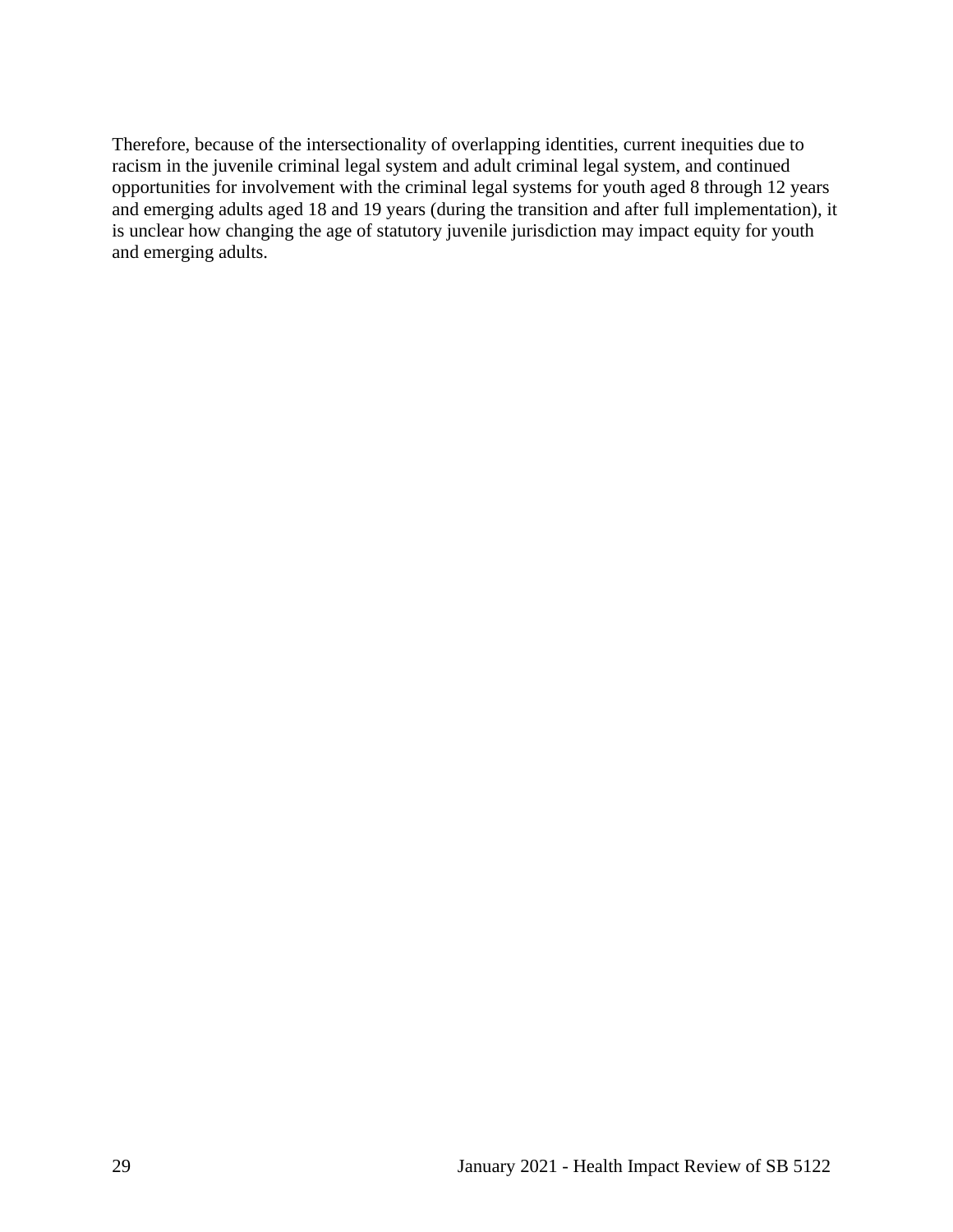Therefore, because of the intersectionality of overlapping identities, current inequities due to racism in the juvenile criminal legal system and adult criminal legal system, and continued opportunities for involvement with the criminal legal systems for youth aged 8 through 12 years and emerging adults aged 18 and 19 years (during the transition and after full implementation), it is unclear how changing the age of statutory juvenile jurisdiction may impact equity for youth and emerging adults.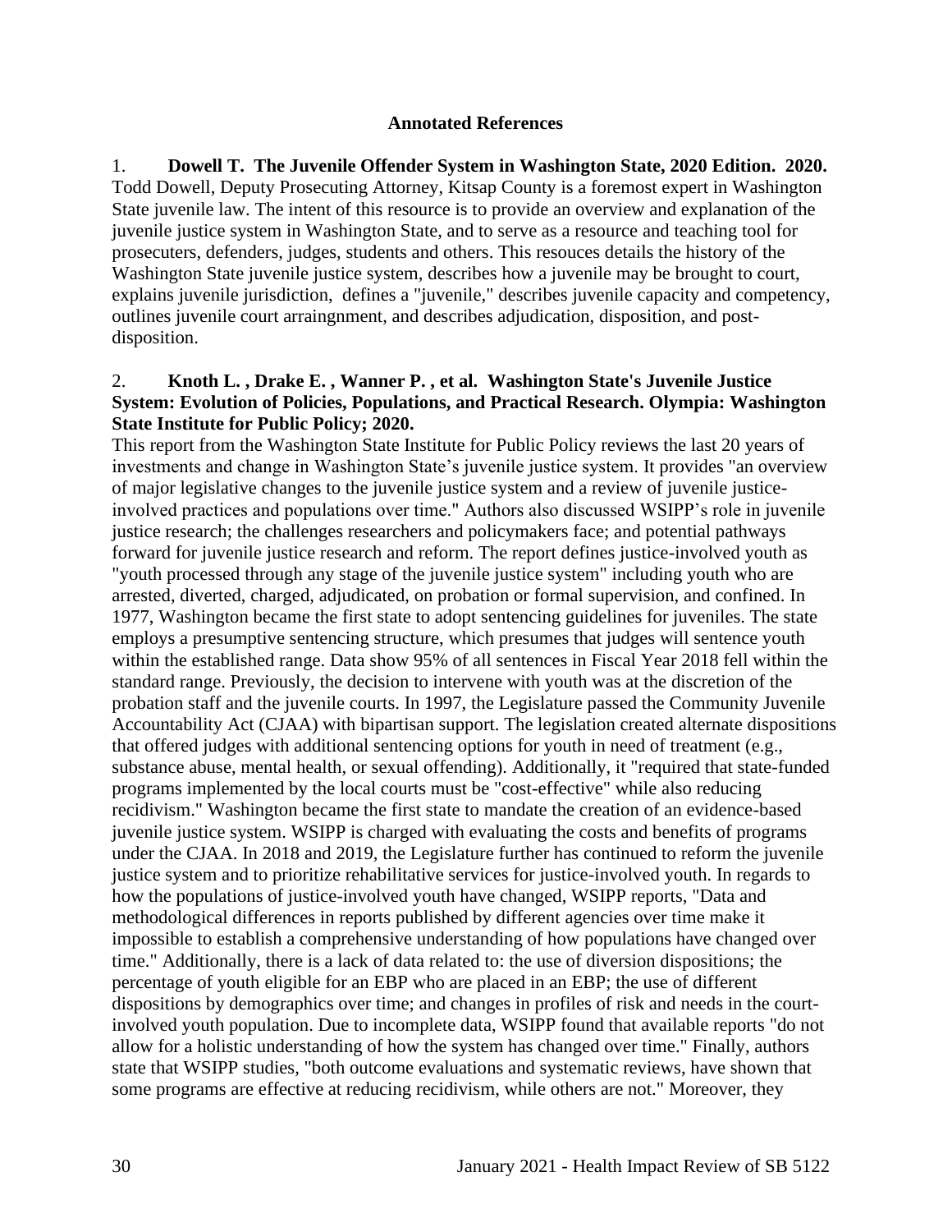**Annotated References**

1. **Dowell T. The Juvenile Offender System in Washington State, 2020 Edition. 2020.** Todd Dowell, Deputy Prosecuting Attorney, Kitsap County is a foremost expert in Washington State juvenile law. The intent of this resource is to provide an overview and explanation of the juvenile justice system in Washington State, and to serve as a resource and teaching tool for prosecuters, defenders, judges, students and others. This resouces details the history of the Washington State juvenile justice system, describes how a juvenile may be brought to court, explains juvenile jurisdiction, defines a "juvenile," describes juvenile capacity and competency, outlines juvenile court arraingnment, and describes adjudication, disposition, and post-disposition.

2. **Knoth L. , Drake E. , Wanner P. , et al. Washington State's Juvenile Justice System: Evolution of Policies, Populations, and Practical Research. Olympia: Washington State Institute for Public Policy; 2020.**
This report from the Washington State Institute for Public Policy reviews the last 20 years of investments and change in Washington State's juvenile justice system. It provides "an overview of major legislative changes to the juvenile justice system and a review of juvenile justice-involved practices and populations over time." Authors also discussed WSIPP's role in juvenile justice research; the challenges researchers and policymakers face; and potential pathways forward for juvenile justice research and reform. The report defines justice-involved youth as "youth processed through any stage of the juvenile justice system" including youth who are arrested, diverted, charged, adjudicated, on probation or formal supervision, and confined. In 1977, Washington became the first state to adopt sentencing guidelines for juveniles. The state employs a presumptive sentencing structure, which presumes that judges will sentence youth within the established range. Data show 95% of all sentences in Fiscal Year 2018 fell within the standard range. Previously, the decision to intervene with youth was at the discretion of the probation staff and the juvenile courts. In 1997, the Legislature passed the Community Juvenile Accountability Act (CJAA) with bipartisan support. The legislation created alternate dispositions that offered judges with additional sentencing options for youth in need of treatment (e.g., substance abuse, mental health, or sexual offending). Additionally, it "required that state-funded programs implemented by the local courts must be "cost-effective" while also reducing recidivism." Washington became the first state to mandate the creation of an evidence-based juvenile justice system. WSIPP is charged with evaluating the costs and benefits of programs under the CJAA. In 2018 and 2019, the Legislature further has continued to reform the juvenile justice system and to prioritize rehabilitative services for justice-involved youth. In regards to how the populations of justice-involved youth have changed, WSIPP reports, "Data and methodological differences in reports published by different agencies over time make it impossible to establish a comprehensive understanding of how populations have changed over time." Additionally, there is a lack of data related to: the use of diversion dispositions; the percentage of youth eligible for an EBP who are placed in an EBP; the use of different dispositions by demographics over time; and changes in profiles of risk and needs in the court-involved youth population. Due to incomplete data, WSIPP found that available reports "do not allow for a holistic understanding of how the system has changed over time." Finally, authors state that WSIPP studies, "both outcome evaluations and systematic reviews, have shown that some programs are effective at reducing recidivism, while others are not." Moreover, they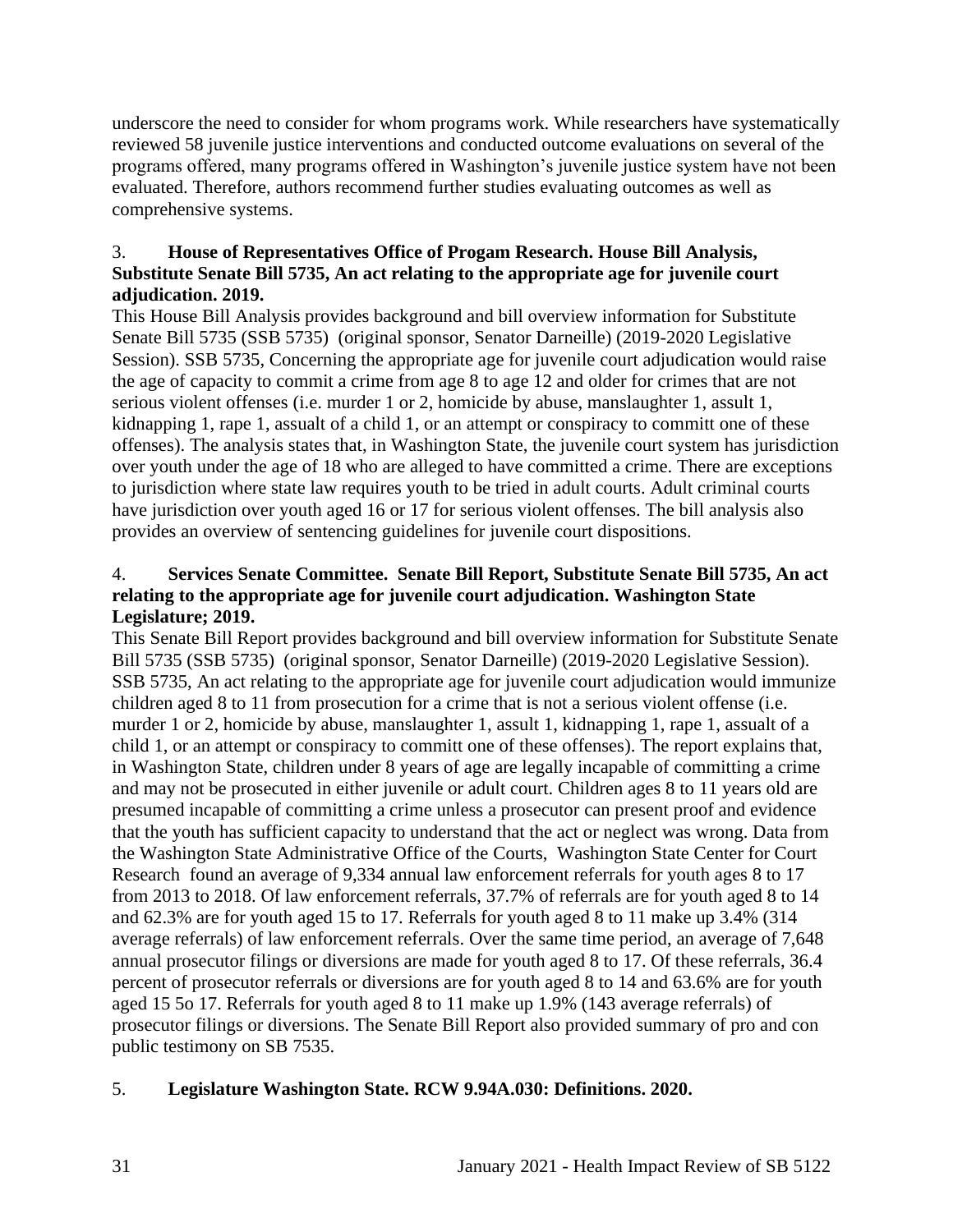underscore the need to consider for whom programs work. While researchers have systematically reviewed 58 juvenile justice interventions and conducted outcome evaluations on several of the programs offered, many programs offered in Washington's juvenile justice system have not been evaluated. Therefore, authors recommend further studies evaluating outcomes as well as comprehensive systems.

3. **House of Representatives Office of Progam Research. House Bill Analysis, Substitute Senate Bill 5735, An act relating to the appropriate age for juvenile court adjudication. 2019.**

This House Bill Analysis provides background and bill overview information for Substitute Senate Bill 5735 (SSB 5735) (original sponsor, Senator Darneille) (2019-2020 Legislative Session). SSB 5735, Concerning the appropriate age for juvenile court adjudication would raise the age of capacity to commit a crime from age 8 to age 12 and older for crimes that are not serious violent offenses (i.e. murder 1 or 2, homicide by abuse, manslaughter 1, assult 1, kidnapping 1, rape 1, assault of a child 1, or an attempt or conspiracy to committ one of these offenses). The analysis states that, in Washington State, the juvenile court system has jurisdiction over youth under the age of 18 who are alleged to have committed a crime. There are exceptions to jurisdiction where state law requires youth to be tried in adult courts. Adult criminal courts have jurisdiction over youth aged 16 or 17 for serious violent offenses. The bill analysis also provides an overview of sentencing guidelines for juvenile court dispositions.

4. **Services Senate Committee. Senate Bill Report, Substitute Senate Bill 5735, An act relating to the appropriate age for juvenile court adjudication. Washington State Legislature; 2019.**

This Senate Bill Report provides background and bill overview information for Substitute Senate Bill 5735 (SSB 5735) (original sponsor, Senator Darneille) (2019-2020 Legislative Session). SSB 5735, An act relating to the appropriate age for juvenile court adjudication would immunize children aged 8 to 11 from prosecution for a crime that is not a serious violent offense (i.e. murder 1 or 2, homicide by abuse, manslaughter 1, assult 1, kidnapping 1, rape 1, assault of a child 1, or an attempt or conspiracy to committ one of these offenses). The report explains that, in Washington State, children under 8 years of age are legally incapable of committing a crime and may not be prosecuted in either juvenile or adult court. Children ages 8 to 11 years old are presumed incapable of committing a crime unless a prosecutor can present proof and evidence that the youth has sufficient capacity to understand that the act or neglect was wrong. Data from the Washington State Administrative Office of the Courts, Washington State Center for Court Research found an average of 9,334 annual law enforcement referrals for youth ages 8 to 17 from 2013 to 2018. Of law enforcement referrals, 37.7% of referrals are for youth aged 8 to 14 and 62.3% are for youth aged 15 to 17. Referrals for youth aged 8 to 11 make up 3.4% (314 average referrals) of law enforcement referrals. Over the same time period, an average of 7,648 annual prosecutor filings or diversions are made for youth aged 8 to 17. Of these referrals, 36.4 percent of prosecutor referrals or diversions are for youth aged 8 to 14 and 63.6% are for youth aged 15 5o 17. Referrals for youth aged 8 to 11 make up 1.9% (143 average referrals) of prosecutor filings or diversions. The Senate Bill Report also provided summary of pro and con public testimony on SB 7535.

5. **Legislature Washington State. RCW 9.94A.030: Definitions. 2020.**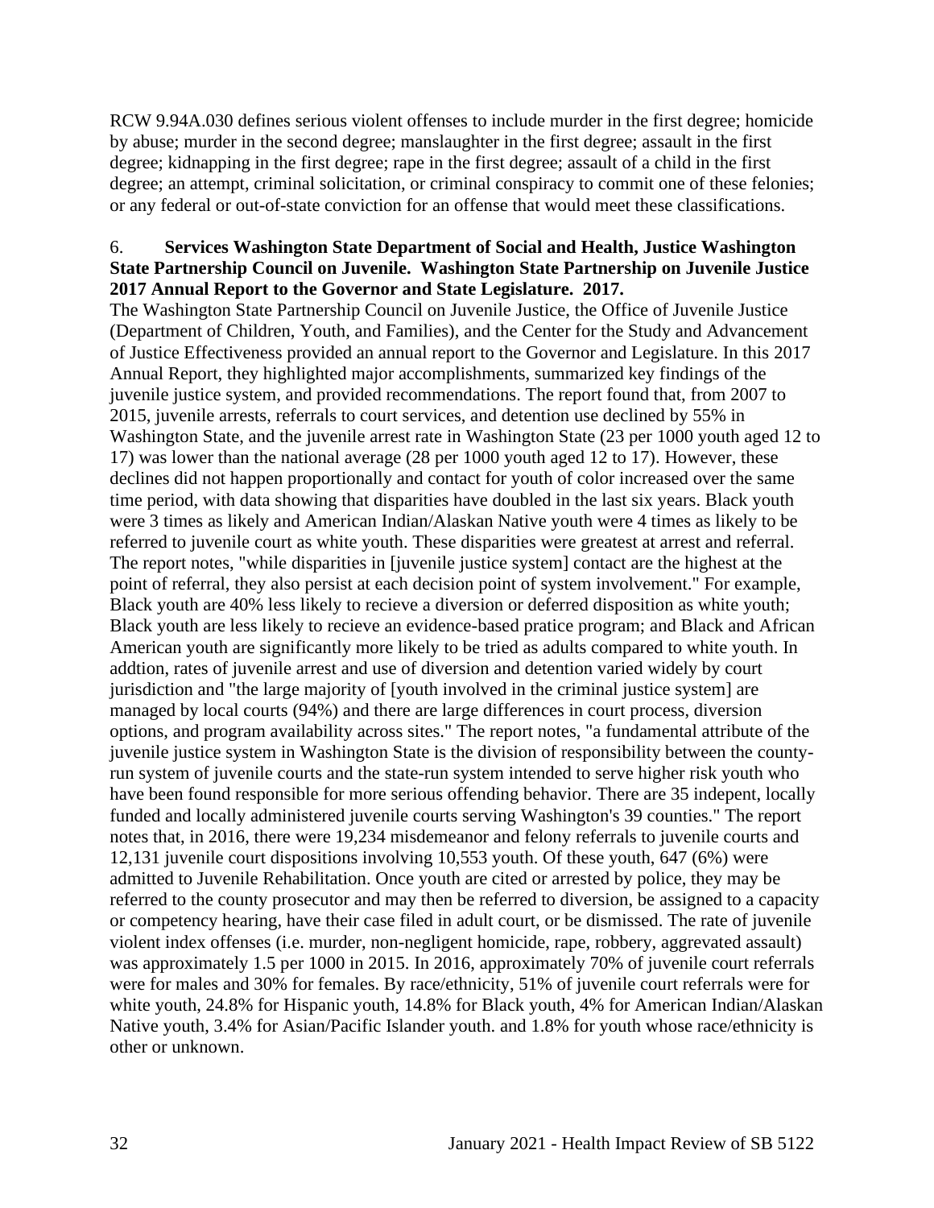RCW 9.94A.030 defines serious violent offenses to include murder in the first degree; homicide by abuse; murder in the second degree; manslaughter in the first degree; assault in the first degree; kidnapping in the first degree; rape in the first degree; assault of a child in the first degree; an attempt, criminal solicitation, or criminal conspiracy to commit one of these felonies; or any federal or out-of-state conviction for an offense that would meet these classifications.

6. **Services Washington State Department of Social and Health, Justice Washington State Partnership Council on Juvenile. Washington State Partnership on Juvenile Justice 2017 Annual Report to the Governor and State Legislature. 2017.**

The Washington State Partnership Council on Juvenile Justice, the Office of Juvenile Justice (Department of Children, Youth, and Families), and the Center for the Study and Advancement of Justice Effectiveness provided an annual report to the Governor and Legislature. In this 2017 Annual Report, they highlighted major accomplishments, summarized key findings of the juvenile justice system, and provided recommendations. The report found that, from 2007 to 2015, juvenile arrests, referrals to court services, and detention use declined by 55% in Washington State, and the juvenile arrest rate in Washington State (23 per 1000 youth aged 12 to 17) was lower than the national average (28 per 1000 youth aged 12 to 17). However, these declines did not happen proportionally and contact for youth of color increased over the same time period, with data showing that disparities have doubled in the last six years. Black youth were 3 times as likely and American Indian/Alaskan Native youth were 4 times as likely to be referred to juvenile court as white youth. These disparities were greatest at arrest and referral. The report notes, "while disparities in [juvenile justice system] contact are the highest at the point of referral, they also persist at each decision point of system involvement." For example, Black youth are 40% less likely to recieve a diversion or deferred disposition as white youth; Black youth are less likely to recieve an evidence-based pratice program; and Black and African American youth are significantly more likely to be tried as adults compared to white youth. In addtion, rates of juvenile arrest and use of diversion and detention varied widely by court jurisdiction and "the large majority of [youth involved in the criminal justice system] are managed by local courts (94%) and there are large differences in court process, diversion options, and program availability across sites." The report notes, "a fundamental attribute of the juvenile justice system in Washington State is the division of responsibility between the county-run system of juvenile courts and the state-run system intended to serve higher risk youth who have been found responsible for more serious offending behavior. There are 35 indepent, locally funded and locally administered juvenile courts serving Washington's 39 counties." The report notes that, in 2016, there were 19,234 misdemeanor and felony referrals to juvenile courts and 12,131 juvenile court dispositions involving 10,553 youth. Of these youth, 647 (6%) were admitted to Juvenile Rehabilitation. Once youth are cited or arrested by police, they may be referred to the county prosecutor and may then be referred to diversion, be assigned to a capacity or competency hearing, have their case filed in adult court, or be dismissed. The rate of juvenile violent index offenses (i.e. murder, non-negligent homicide, rape, robbery, aggrevated assault) was approximately 1.5 per 1000 in 2015. In 2016, approximately 70% of juvenile court referrals were for males and 30% for females. By race/ethnicity, 51% of juvenile court referrals were for white youth, 24.8% for Hispanic youth, 14.8% for Black youth, 4% for American Indian/Alaskan Native youth, 3.4% for Asian/Pacific Islander youth. and 1.8% for youth whose race/ethnicity is other or unknown.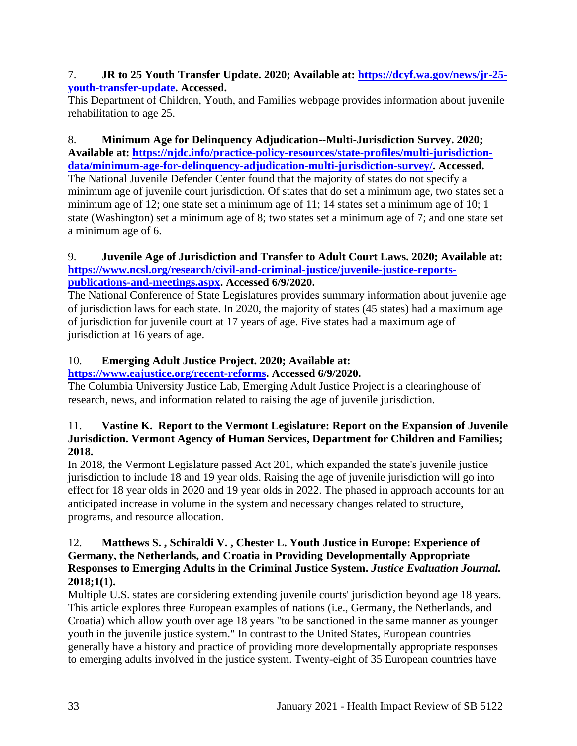7. **JR to 25 Youth Transfer Update. 2020; Available at: [https://dcyf.wa.gov/news/jr-25-youth-transfer-update](https://dcyf.wa.gov/news/jr-25-youth-transfer-update). Accessed.**
This Department of Children, Youth, and Families webpage provides information about juvenile rehabilitation to age 25.

8. **Minimum Age for Delinquency Adjudication--Multi-Jurisdiction Survey. 2020; Available at: [https://njdc.info/practice-policy-resources/state-profiles/multi-jurisdiction-data/minimum-age-for-delinquency-adjudication-multi-jurisdiction-survey/](https://njdc.info/practice-policy-resources/state-profiles/multi-jurisdiction-data/minimum-age-for-delinquency-adjudication-multi-jurisdiction-survey/). Accessed.**
The National Juvenile Defender Center found that the majority of states do not specify a minimum age of juvenile court jurisdiction. Of states that do set a minimum age, two states set a minimum age of 12; one state set a minimum age of 11; 14 states set a minimum age of 10; 1 state (Washington) set a minimum age of 8; two states set a minimum age of 7; and one state set a minimum age of 6.

9. **Juvenile Age of Jurisdiction and Transfer to Adult Court Laws. 2020; Available at: [https://www.ncsl.org/research/civil-and-criminal-justice/juvenile-justice-reports-publications-and-meetings.aspx](https://www.ncsl.org/research/civil-and-criminal-justice/juvenile-justice-reports-publications-and-meetings.aspx). Accessed 6/9/2020.**
The National Conference of State Legislatures provides summary information about juvenile age of jurisdiction laws for each state. In 2020, the majority of states (45 states) had a maximum age of jurisdiction for juvenile court at 17 years of age. Five states had a maximum age of jurisdiction at 16 years of age.

10. **Emerging Adult Justice Project. 2020; Available at: [https://www.eajustice.org/recent-reforms](https://www.eajustice.org/recent-reforms). Accessed 6/9/2020.**
The Columbia University Justice Lab, Emerging Adult Justice Project is a clearinghouse of research, news, and information related to raising the age of juvenile jurisdiction.

11. **Vastine K. Report to the Vermont Legislature: Report on the Expansion of Juvenile Jurisdiction. Vermont Agency of Human Services, Department for Children and Families; 2018.**
In 2018, the Vermont Legislature passed Act 201, which expanded the state's juvenile justice jurisdiction to include 18 and 19 year olds. Raising the age of juvenile jurisdiction will go into effect for 18 year olds in 2020 and 19 year olds in 2022. The phased in approach accounts for an anticipated increase in volume in the system and necessary changes related to structure, programs, and resource allocation.

12. **Matthews S. , Schiraldi V. , Chester L. Youth Justice in Europe: Experience of Germany, the Netherlands, and Croatia in Providing Developmentally Appropriate Responses to Emerging Adults in the Criminal Justice System. *Justice Evaluation Journal.* 2018;1(1).**
Multiple U.S. states are considering extending juvenile courts' jurisdiction beyond age 18 years. This article explores three European examples of nations (i.e., Germany, the Netherlands, and Croatia) which allow youth over age 18 years "to be sanctioned in the same manner as younger youth in the juvenile justice system." In contrast to the United States, European countries generally have a history and practice of providing more developmentally appropriate responses to emerging adults involved in the justice system. Twenty-eight of 35 European countries have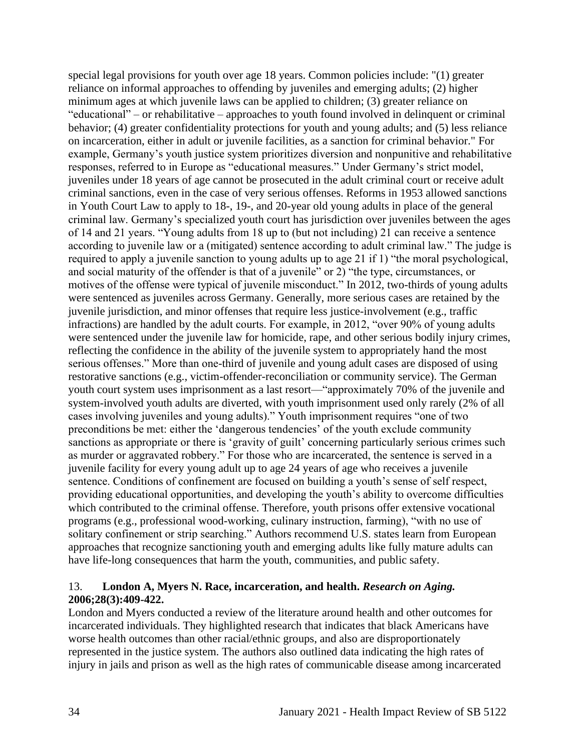special legal provisions for youth over age 18 years. Common policies include: "(1) greater reliance on informal approaches to offending by juveniles and emerging adults; (2) higher minimum ages at which juvenile laws can be applied to children; (3) greater reliance on "educational" – or rehabilitative – approaches to youth found involved in delinquent or criminal behavior; (4) greater confidentiality protections for youth and young adults; and (5) less reliance on incarceration, either in adult or juvenile facilities, as a sanction for criminal behavior." For example, Germany's youth justice system prioritizes diversion and nonpunitive and rehabilitative responses, referred to in Europe as "educational measures." Under Germany's strict model, juveniles under 18 years of age cannot be prosecuted in the adult criminal court or receive adult criminal sanctions, even in the case of very serious offenses. Reforms in 1953 allowed sanctions in Youth Court Law to apply to 18-, 19-, and 20-year old young adults in place of the general criminal law. Germany's specialized youth court has jurisdiction over juveniles between the ages of 14 and 21 years. "Young adults from 18 up to (but not including) 21 can receive a sentence according to juvenile law or a (mitigated) sentence according to adult criminal law." The judge is required to apply a juvenile sanction to young adults up to age 21 if 1) "the moral psychological, and social maturity of the offender is that of a juvenile" or 2) "the type, circumstances, or motives of the offense were typical of juvenile misconduct." In 2012, two-thirds of young adults were sentenced as juveniles across Germany. Generally, more serious cases are retained by the juvenile jurisdiction, and minor offenses that require less justice-involvement (e.g., traffic infractions) are handled by the adult courts. For example, in 2012, "over 90% of young adults were sentenced under the juvenile law for homicide, rape, and other serious bodily injury crimes, reflecting the confidence in the ability of the juvenile system to appropriately hand the most serious offenses." More than one-third of juvenile and young adult cases are disposed of using restorative sanctions (e.g., victim-offender-reconciliation or community service). The German youth court system uses imprisonment as a last resort—"approximately 70% of the juvenile and system-involved youth adults are diverted, with youth imprisonment used only rarely (2% of all cases involving juveniles and young adults)." Youth imprisonment requires "one of two preconditions be met: either the 'dangerous tendencies' of the youth exclude community sanctions as appropriate or there is 'gravity of guilt' concerning particularly serious crimes such as murder or aggravated robbery." For those who are incarcerated, the sentence is served in a juvenile facility for every young adult up to age 24 years of age who receives a juvenile sentence. Conditions of confinement are focused on building a youth's sense of self respect, providing educational opportunities, and developing the youth's ability to overcome difficulties which contributed to the criminal offense. Therefore, youth prisons offer extensive vocational programs (e.g., professional wood-working, culinary instruction, farming), "with no use of solitary confinement or strip searching." Authors recommend U.S. states learn from European approaches that recognize sanctioning youth and emerging adults like fully mature adults can have life-long consequences that harm the youth, communities, and public safety.

13. **London A, Myers N. Race, incarceration, and health. *Research on Aging.* 2006;28(3):409-422.**

London and Myers conducted a review of the literature around health and other outcomes for incarcerated individuals. They highlighted research that indicates that black Americans have worse health outcomes than other racial/ethnic groups, and also are disproportionately represented in the justice system. The authors also outlined data indicating the high rates of injury in jails and prison as well as the high rates of communicable disease among incarcerated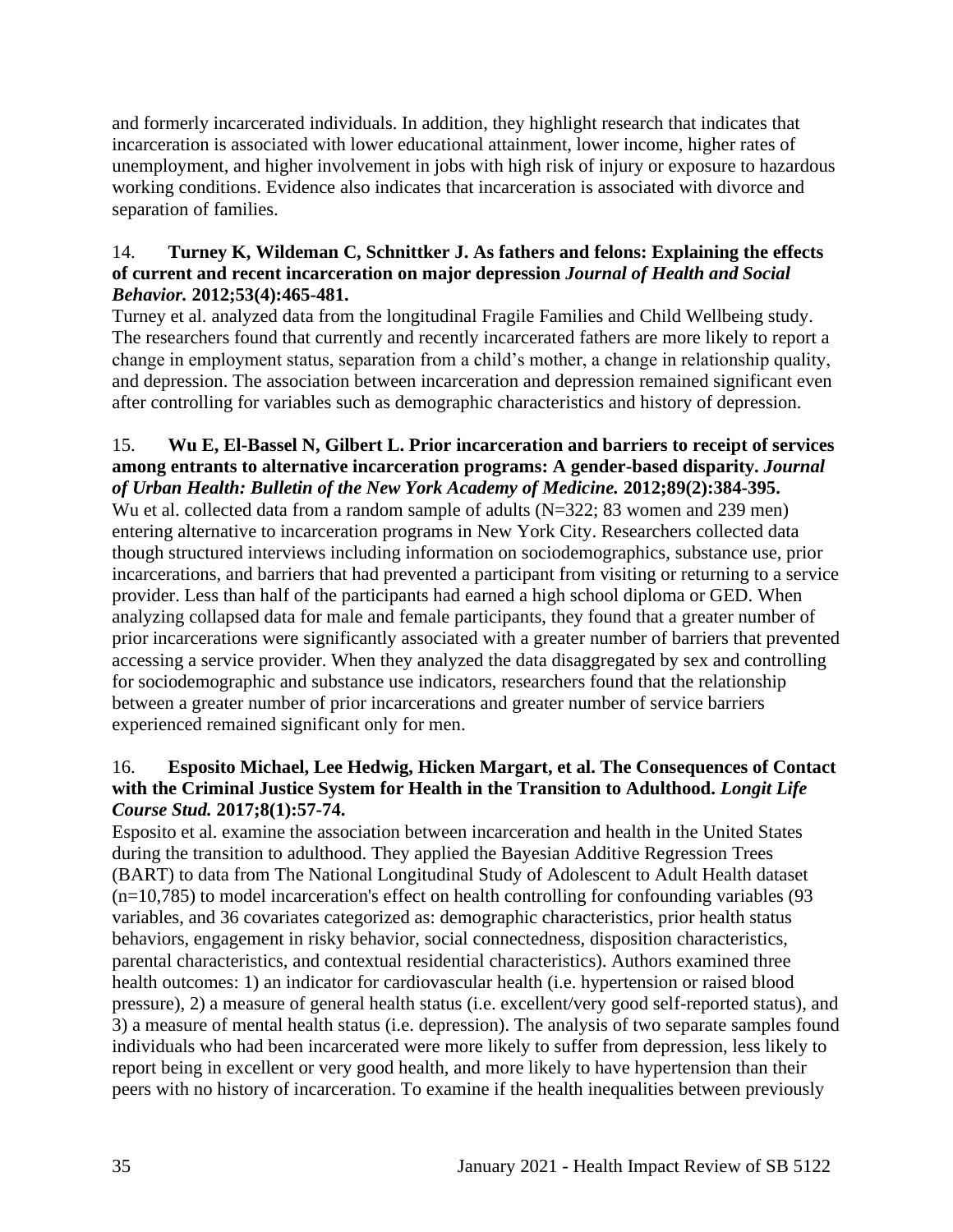and formerly incarcerated individuals. In addition, they highlight research that indicates that incarceration is associated with lower educational attainment, lower income, higher rates of unemployment, and higher involvement in jobs with high risk of injury or exposure to hazardous working conditions. Evidence also indicates that incarceration is associated with divorce and separation of families.

14. **Turney K, Wildeman C, Schnittker J. As fathers and felons: Explaining the effects of current and recent incarceration on major depression *Journal of Health and Social Behavior.* 2012;53(4):465-481.**
Turney et al. analyzed data from the longitudinal Fragile Families and Child Wellbeing study. The researchers found that currently and recently incarcerated fathers are more likely to report a change in employment status, separation from a child's mother, a change in relationship quality, and depression. The association between incarceration and depression remained significant even after controlling for variables such as demographic characteristics and history of depression.

15. **Wu E, El-Bassel N, Gilbert L. Prior incarceration and barriers to receipt of services among entrants to alternative incarceration programs: A gender-based disparity. *Journal of Urban Health: Bulletin of the New York Academy of Medicine.* 2012;89(2):384-395.**
Wu et al. collected data from a random sample of adults (N=322; 83 women and 239 men) entering alternative to incarceration programs in New York City. Researchers collected data though structured interviews including information on sociodemographics, substance use, prior incarcerations, and barriers that had prevented a participant from visiting or returning to a service provider. Less than half of the participants had earned a high school diploma or GED. When analyzing collapsed data for male and female participants, they found that a greater number of prior incarcerations were significantly associated with a greater number of barriers that prevented accessing a service provider. When they analyzed the data disaggregated by sex and controlling for sociodemographic and substance use indicators, researchers found that the relationship between a greater number of prior incarcerations and greater number of service barriers experienced remained significant only for men.

16. **Esposito Michael, Lee Hedwig, Hicken Margart, et al. The Consequences of Contact with the Criminal Justice System for Health in the Transition to Adulthood. *Longit Life Course Stud.* 2017;8(1):57-74.**
Esposito et al. examine the association between incarceration and health in the United States during the transition to adulthood. They applied the Bayesian Additive Regression Trees (BART) to data from The National Longitudinal Study of Adolescent to Adult Health dataset (n=10,785) to model incarceration's effect on health controlling for confounding variables (93 variables, and 36 covariates categorized as: demographic characteristics, prior health status behaviors, engagement in risky behavior, social connectedness, disposition characteristics, parental characteristics, and contextual residential characteristics). Authors examined three health outcomes: 1) an indicator for cardiovascular health (i.e. hypertension or raised blood pressure), 2) a measure of general health status (i.e. excellent/very good self-reported status), and 3) a measure of mental health status (i.e. depression). The analysis of two separate samples found individuals who had been incarcerated were more likely to suffer from depression, less likely to report being in excellent or very good health, and more likely to have hypertension than their peers with no history of incarceration. To examine if the health inequalities between previously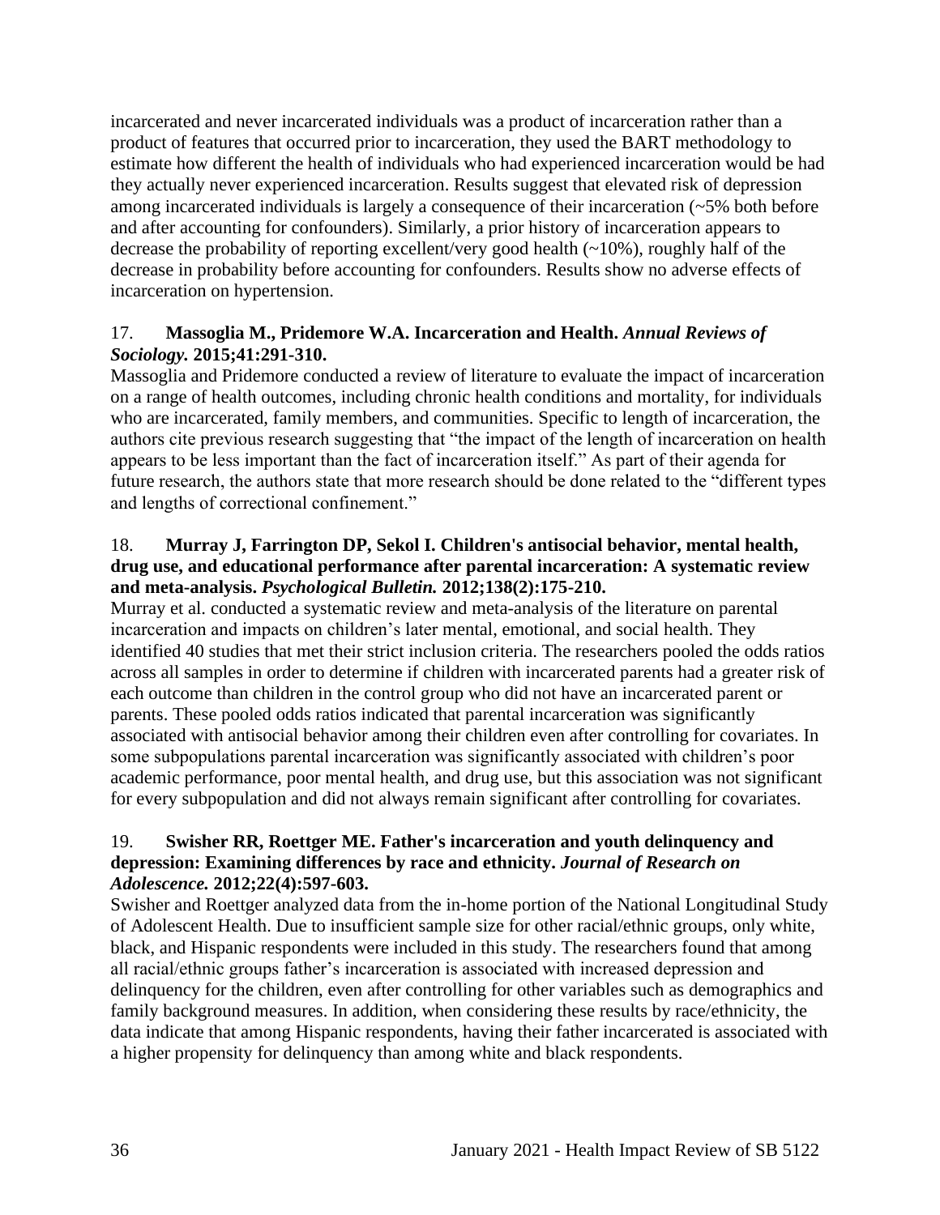incarcerated and never incarcerated individuals was a product of incarceration rather than a product of features that occurred prior to incarceration, they used the BART methodology to estimate how different the health of individuals who had experienced incarceration would be had they actually never experienced incarceration. Results suggest that elevated risk of depression among incarcerated individuals is largely a consequence of their incarceration (~5% both before and after accounting for confounders). Similarly, a prior history of incarceration appears to decrease the probability of reporting excellent/very good health (~10%), roughly half of the decrease in probability before accounting for confounders. Results show no adverse effects of incarceration on hypertension.

17. **Massoglia M., Pridemore W.A. Incarceration and Health.** ***Annual Reviews of Sociology.*** **2015;41:291-310.**
Massoglia and Pridemore conducted a review of literature to evaluate the impact of incarceration on a range of health outcomes, including chronic health conditions and mortality, for individuals who are incarcerated, family members, and communities. Specific to length of incarceration, the authors cite previous research suggesting that "the impact of the length of incarceration on health appears to be less important than the fact of incarceration itself." As part of their agenda for future research, the authors state that more research should be done related to the "different types and lengths of correctional confinement."

18. **Murray J, Farrington DP, Sekol I. Children's antisocial behavior, mental health, drug use, and educational performance after parental incarceration: A systematic review and meta-analysis.** ***Psychological Bulletin.*** **2012;138(2):175-210.**
Murray et al. conducted a systematic review and meta-analysis of the literature on parental incarceration and impacts on children's later mental, emotional, and social health. They identified 40 studies that met their strict inclusion criteria. The researchers pooled the odds ratios across all samples in order to determine if children with incarcerated parents had a greater risk of each outcome than children in the control group who did not have an incarcerated parent or parents. These pooled odds ratios indicated that parental incarceration was significantly associated with antisocial behavior among their children even after controlling for covariates. In some subpopulations parental incarceration was significantly associated with children's poor academic performance, poor mental health, and drug use, but this association was not significant for every subpopulation and did not always remain significant after controlling for covariates.

19. **Swisher RR, Roettger ME. Father's incarceration and youth delinquency and depression: Examining differences by race and ethnicity.** ***Journal of Research on Adolescence.*** **2012;22(4):597-603.**
Swisher and Roettger analyzed data from the in-home portion of the National Longitudinal Study of Adolescent Health. Due to insufficient sample size for other racial/ethnic groups, only white, black, and Hispanic respondents were included in this study. The researchers found that among all racial/ethnic groups father's incarceration is associated with increased depression and delinquency for the children, even after controlling for other variables such as demographics and family background measures. In addition, when considering these results by race/ethnicity, the data indicate that among Hispanic respondents, having their father incarcerated is associated with a higher propensity for delinquency than among white and black respondents.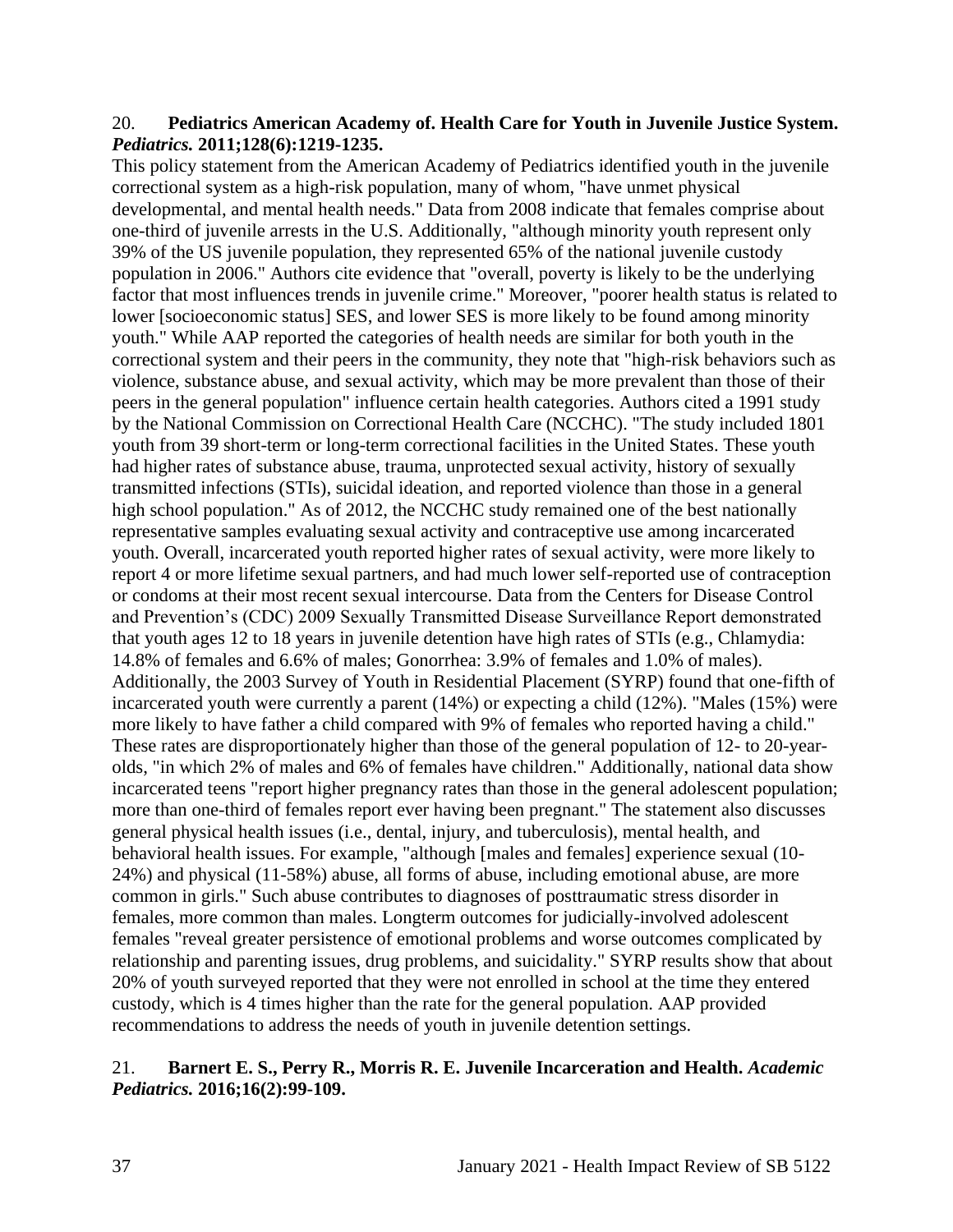20. **Pediatrics American Academy of. Health Care for Youth in Juvenile Justice System.** ***Pediatrics.*** **2011;128(6):1219-1235.**

This policy statement from the American Academy of Pediatrics identified youth in the juvenile correctional system as a high-risk population, many of whom, "have unmet physical developmental, and mental health needs." Data from 2008 indicate that females comprise about one-third of juvenile arrests in the U.S. Additionally, "although minority youth represent only 39% of the US juvenile population, they represented 65% of the national juvenile custody population in 2006." Authors cite evidence that "overall, poverty is likely to be the underlying factor that most influences trends in juvenile crime." Moreover, "poorer health status is related to lower [socioeconomic status] SES, and lower SES is more likely to be found among minority youth." While AAP reported the categories of health needs are similar for both youth in the correctional system and their peers in the community, they note that "high-risk behaviors such as violence, substance abuse, and sexual activity, which may be more prevalent than those of their peers in the general population" influence certain health categories. Authors cited a 1991 study by the National Commission on Correctional Health Care (NCCHC). "The study included 1801 youth from 39 short-term or long-term correctional facilities in the United States. These youth had higher rates of substance abuse, trauma, unprotected sexual activity, history of sexually transmitted infections (STIs), suicidal ideation, and reported violence than those in a general high school population." As of 2012, the NCCHC study remained one of the best nationally representative samples evaluating sexual activity and contraceptive use among incarcerated youth. Overall, incarcerated youth reported higher rates of sexual activity, were more likely to report 4 or more lifetime sexual partners, and had much lower self-reported use of contraception or condoms at their most recent sexual intercourse. Data from the Centers for Disease Control and Prevention's (CDC) 2009 Sexually Transmitted Disease Surveillance Report demonstrated that youth ages 12 to 18 years in juvenile detention have high rates of STIs (e.g., Chlamydia: 14.8% of females and 6.6% of males; Gonorrhea: 3.9% of females and 1.0% of males). Additionally, the 2003 Survey of Youth in Residential Placement (SYRP) found that one-fifth of incarcerated youth were currently a parent (14%) or expecting a child (12%). "Males (15%) were more likely to have father a child compared with 9% of females who reported having a child." These rates are disproportionately higher than those of the general population of 12- to 20-year-olds, "in which 2% of males and 6% of females have children." Additionally, national data show incarcerated teens "report higher pregnancy rates than those in the general adolescent population; more than one-third of females report ever having been pregnant." The statement also discusses general physical health issues (i.e., dental, injury, and tuberculosis), mental health, and behavioral health issues. For example, "although [males and females] experience sexual (10-24%) and physical (11-58%) abuse, all forms of abuse, including emotional abuse, are more common in girls." Such abuse contributes to diagnoses of posttraumatic stress disorder in females, more common than males. Longterm outcomes for judicially-involved adolescent females "reveal greater persistence of emotional problems and worse outcomes complicated by relationship and parenting issues, drug problems, and suicidality." SYRP results show that about 20% of youth surveyed reported that they were not enrolled in school at the time they entered custody, which is 4 times higher than the rate for the general population. AAP provided recommendations to address the needs of youth in juvenile detention settings.

21. **Barnert E. S., Perry R., Morris R. E. Juvenile Incarceration and Health.** ***Academic Pediatrics.*** **2016;16(2):99-109.**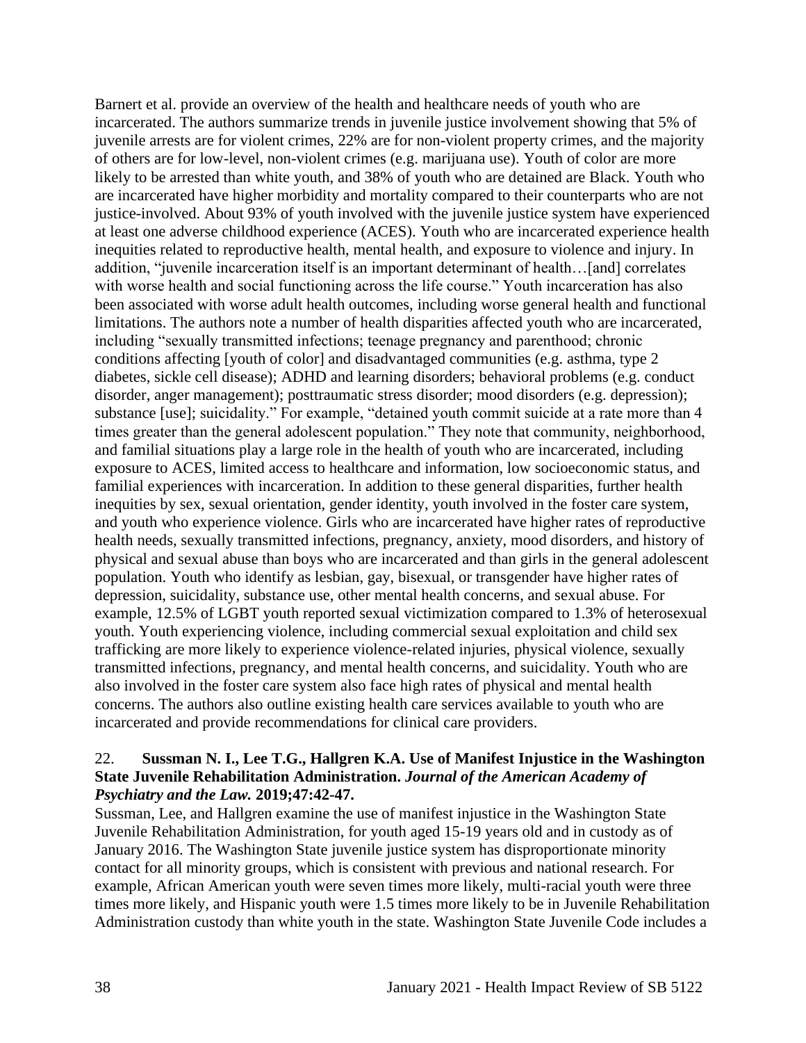Barnert et al. provide an overview of the health and healthcare needs of youth who are incarcerated. The authors summarize trends in juvenile justice involvement showing that 5% of juvenile arrests are for violent crimes, 22% are for non-violent property crimes, and the majority of others are for low-level, non-violent crimes (e.g. marijuana use). Youth of color are more likely to be arrested than white youth, and 38% of youth who are detained are Black. Youth who are incarcerated have higher morbidity and mortality compared to their counterparts who are not justice-involved. About 93% of youth involved with the juvenile justice system have experienced at least one adverse childhood experience (ACES). Youth who are incarcerated experience health inequities related to reproductive health, mental health, and exposure to violence and injury. In addition, "juvenile incarceration itself is an important determinant of health…[and] correlates with worse health and social functioning across the life course." Youth incarceration has also been associated with worse adult health outcomes, including worse general health and functional limitations. The authors note a number of health disparities affected youth who are incarcerated, including "sexually transmitted infections; teenage pregnancy and parenthood; chronic conditions affecting [youth of color] and disadvantaged communities (e.g. asthma, type 2 diabetes, sickle cell disease); ADHD and learning disorders; behavioral problems (e.g. conduct disorder, anger management); posttraumatic stress disorder; mood disorders (e.g. depression); substance [use]; suicidality." For example, "detained youth commit suicide at a rate more than 4 times greater than the general adolescent population." They note that community, neighborhood, and familial situations play a large role in the health of youth who are incarcerated, including exposure to ACES, limited access to healthcare and information, low socioeconomic status, and familial experiences with incarceration. In addition to these general disparities, further health inequities by sex, sexual orientation, gender identity, youth involved in the foster care system, and youth who experience violence. Girls who are incarcerated have higher rates of reproductive health needs, sexually transmitted infections, pregnancy, anxiety, mood disorders, and history of physical and sexual abuse than boys who are incarcerated and than girls in the general adolescent population. Youth who identify as lesbian, gay, bisexual, or transgender have higher rates of depression, suicidality, substance use, other mental health concerns, and sexual abuse. For example, 12.5% of LGBT youth reported sexual victimization compared to 1.3% of heterosexual youth. Youth experiencing violence, including commercial sexual exploitation and child sex trafficking are more likely to experience violence-related injuries, physical violence, sexually transmitted infections, pregnancy, and mental health concerns, and suicidality. Youth who are also involved in the foster care system also face high rates of physical and mental health concerns. The authors also outline existing health care services available to youth who are incarcerated and provide recommendations for clinical care providers.

22. **Sussman N. I., Lee T.G., Hallgren K.A. Use of Manifest Injustice in the Washington State Juvenile Rehabilitation Administration.** ***Journal of the American Academy of Psychiatry and the Law.*** **2019;47:42-47.**

Sussman, Lee, and Hallgren examine the use of manifest injustice in the Washington State Juvenile Rehabilitation Administration, for youth aged 15-19 years old and in custody as of January 2016. The Washington State juvenile justice system has disproportionate minority contact for all minority groups, which is consistent with previous and national research. For example, African American youth were seven times more likely, multi-racial youth were three times more likely, and Hispanic youth were 1.5 times more likely to be in Juvenile Rehabilitation Administration custody than white youth in the state. Washington State Juvenile Code includes a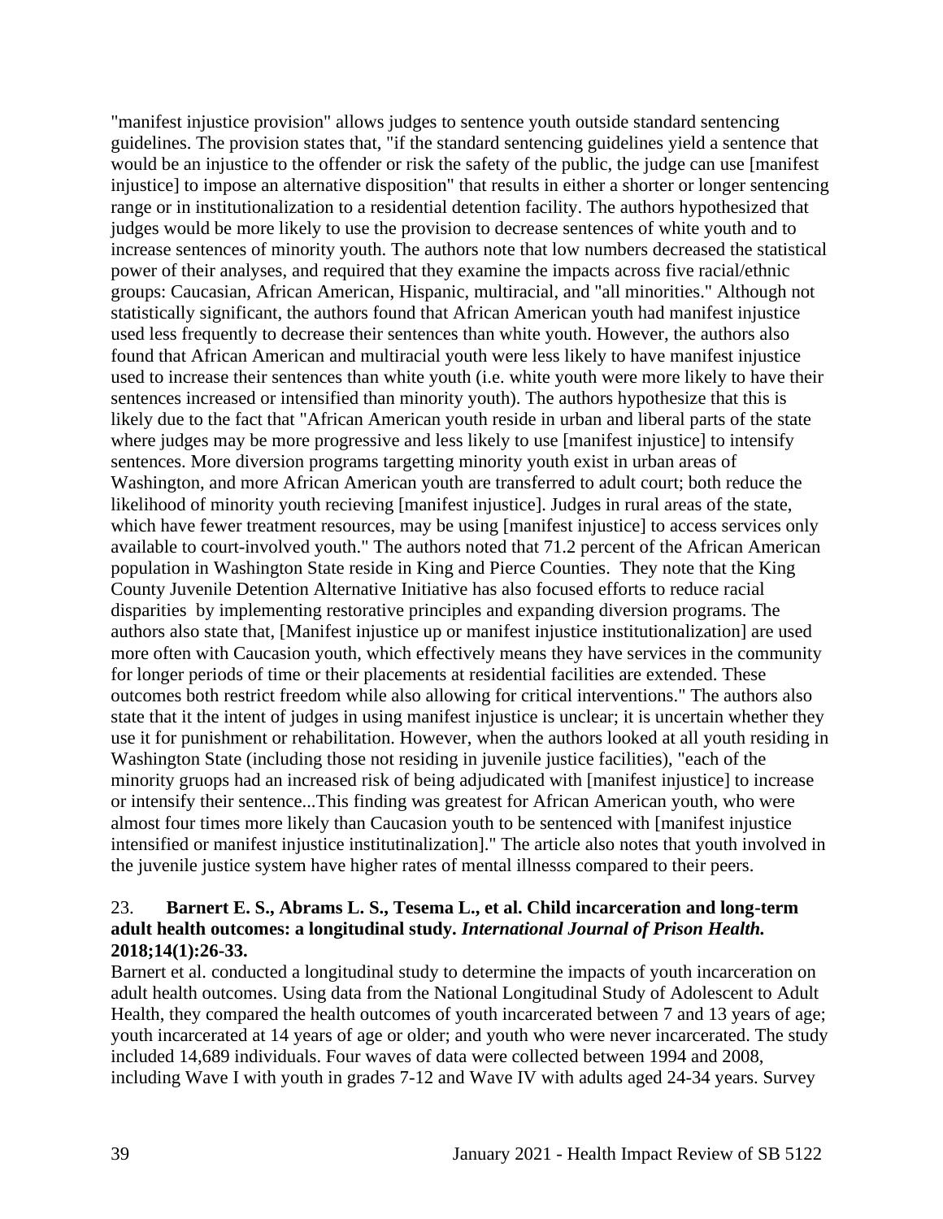"manifest injustice provision" allows judges to sentence youth outside standard sentencing guidelines. The provision states that, "if the standard sentencing guidelines yield a sentence that would be an injustice to the offender or risk the safety of the public, the judge can use [manifest injustice] to impose an alternative disposition" that results in either a shorter or longer sentencing range or in institutionalization to a residential detention facility. The authors hypothesized that judges would be more likely to use the provision to decrease sentences of white youth and to increase sentences of minority youth. The authors note that low numbers decreased the statistical power of their analyses, and required that they examine the impacts across five racial/ethnic groups: Caucasian, African American, Hispanic, multiracial, and "all minorities." Although not statistically significant, the authors found that African American youth had manifest injustice used less frequently to decrease their sentences than white youth. However, the authors also found that African American and multiracial youth were less likely to have manifest injustice used to increase their sentences than white youth (i.e. white youth were more likely to have their sentences increased or intensified than minority youth). The authors hypothesize that this is likely due to the fact that "African American youth reside in urban and liberal parts of the state where judges may be more progressive and less likely to use [manifest injustice] to intensify sentences. More diversion programs targetting minority youth exist in urban areas of Washington, and more African American youth are transferred to adult court; both reduce the likelihood of minority youth recieving [manifest injustice]. Judges in rural areas of the state, which have fewer treatment resources, may be using [manifest injustice] to access services only available to court-involved youth." The authors noted that 71.2 percent of the African American population in Washington State reside in King and Pierce Counties. They note that the King County Juvenile Detention Alternative Initiative has also focused efforts to reduce racial disparities by implementing restorative principles and expanding diversion programs. The authors also state that, [Manifest injustice up or manifest injustice institutionalization] are used more often with Caucasion youth, which effectively means they have services in the community for longer periods of time or their placements at residential facilities are extended. These outcomes both restrict freedom while also allowing for critical interventions." The authors also state that it the intent of judges in using manifest injustice is unclear; it is uncertain whether they use it for punishment or rehabilitation. However, when the authors looked at all youth residing in Washington State (including those not residing in juvenile justice facilities), "each of the minority gruops had an increased risk of being adjudicated with [manifest injustice] to increase or intensify their sentence...This finding was greatest for African American youth, who were almost four times more likely than Caucasion youth to be sentenced with [manifest injustice intensified or manifest injustice institutinalization]." The article also notes that youth involved in the juvenile justice system have higher rates of mental illnesss compared to their peers.

23. **Barnert E. S., Abrams L. S., Tesema L., et al. Child incarceration and long-term adult health outcomes: a longitudinal study. *International Journal of Prison Health.* 2018;14(1):26-33.**

Barnert et al. conducted a longitudinal study to determine the impacts of youth incarceration on adult health outcomes. Using data from the National Longitudinal Study of Adolescent to Adult Health, they compared the health outcomes of youth incarcerated between 7 and 13 years of age; youth incarcerated at 14 years of age or older; and youth who were never incarcerated. The study included 14,689 individuals. Four waves of data were collected between 1994 and 2008, including Wave I with youth in grades 7-12 and Wave IV with adults aged 24-34 years. Survey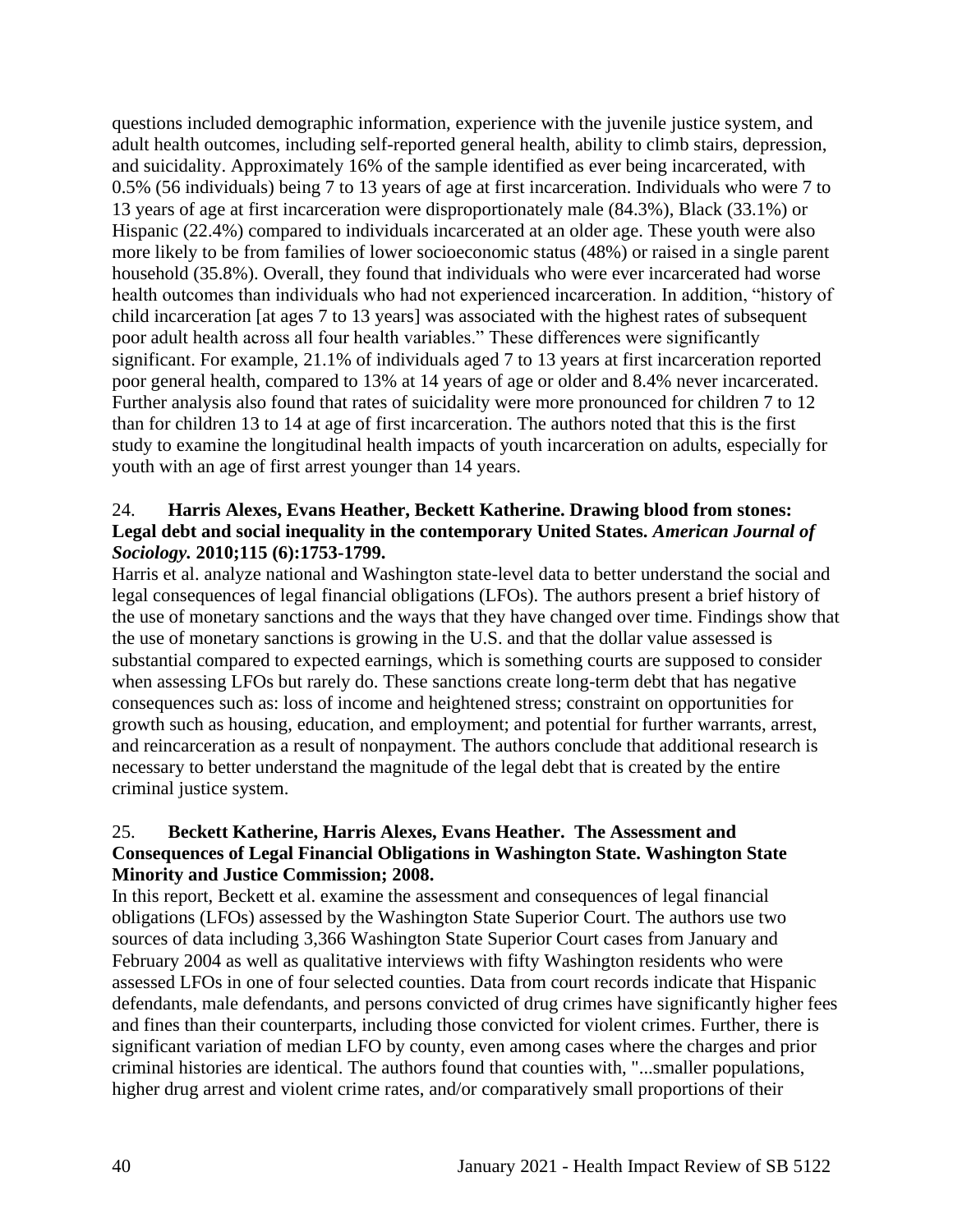questions included demographic information, experience with the juvenile justice system, and adult health outcomes, including self-reported general health, ability to climb stairs, depression, and suicidality. Approximately 16% of the sample identified as ever being incarcerated, with 0.5% (56 individuals) being 7 to 13 years of age at first incarceration. Individuals who were 7 to 13 years of age at first incarceration were disproportionately male (84.3%), Black (33.1%) or Hispanic (22.4%) compared to individuals incarcerated at an older age. These youth were also more likely to be from families of lower socioeconomic status (48%) or raised in a single parent household (35.8%). Overall, they found that individuals who were ever incarcerated had worse health outcomes than individuals who had not experienced incarceration. In addition, "history of child incarceration [at ages 7 to 13 years] was associated with the highest rates of subsequent poor adult health across all four health variables." These differences were significantly significant. For example, 21.1% of individuals aged 7 to 13 years at first incarceration reported poor general health, compared to 13% at 14 years of age or older and 8.4% never incarcerated. Further analysis also found that rates of suicidality were more pronounced for children 7 to 12 than for children 13 to 14 at age of first incarceration. The authors noted that this is the first study to examine the longitudinal health impacts of youth incarceration on adults, especially for youth with an age of first arrest younger than 14 years.

24. **Harris Alexes, Evans Heather, Beckett Katherine. Drawing blood from stones: Legal debt and social inequality in the contemporary United States. *American Journal of Sociology.* 2010;115 (6):1753-1799.**

Harris et al. analyze national and Washington state-level data to better understand the social and legal consequences of legal financial obligations (LFOs). The authors present a brief history of the use of monetary sanctions and the ways that they have changed over time. Findings show that the use of monetary sanctions is growing in the U.S. and that the dollar value assessed is substantial compared to expected earnings, which is something courts are supposed to consider when assessing LFOs but rarely do. These sanctions create long-term debt that has negative consequences such as: loss of income and heightened stress; constraint on opportunities for growth such as housing, education, and employment; and potential for further warrants, arrest, and reincarceration as a result of nonpayment. The authors conclude that additional research is necessary to better understand the magnitude of the legal debt that is created by the entire criminal justice system.

25. **Beckett Katherine, Harris Alexes, Evans Heather. The Assessment and Consequences of Legal Financial Obligations in Washington State. Washington State Minority and Justice Commission; 2008.**

In this report, Beckett et al. examine the assessment and consequences of legal financial obligations (LFOs) assessed by the Washington State Superior Court. The authors use two sources of data including 3,366 Washington State Superior Court cases from January and February 2004 as well as qualitative interviews with fifty Washington residents who were assessed LFOs in one of four selected counties. Data from court records indicate that Hispanic defendants, male defendants, and persons convicted of drug crimes have significantly higher fees and fines than their counterparts, including those convicted for violent crimes. Further, there is significant variation of median LFO by county, even among cases where the charges and prior criminal histories are identical. The authors found that counties with, "...smaller populations, higher drug arrest and violent crime rates, and/or comparatively small proportions of their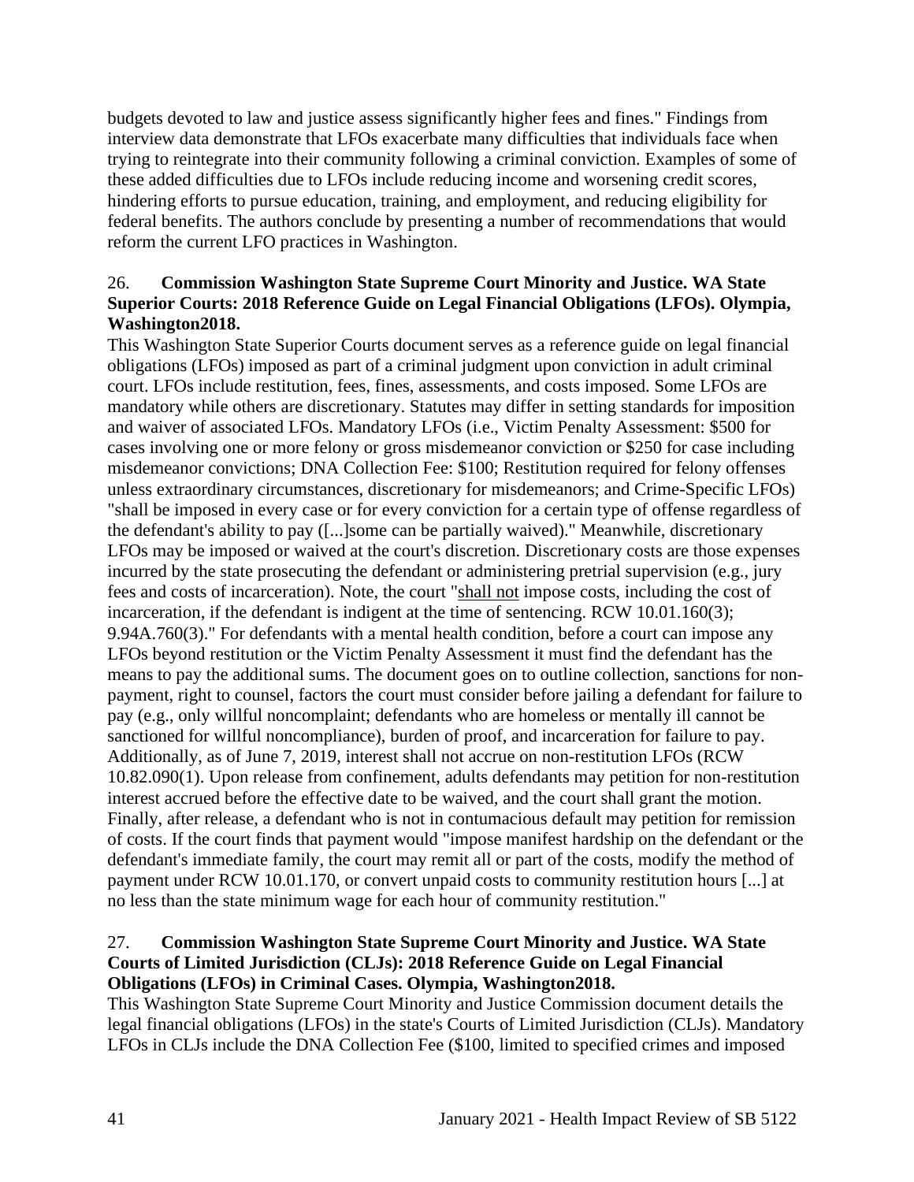budgets devoted to law and justice assess significantly higher fees and fines." Findings from interview data demonstrate that LFOs exacerbate many difficulties that individuals face when trying to reintegrate into their community following a criminal conviction. Examples of some of these added difficulties due to LFOs include reducing income and worsening credit scores, hindering efforts to pursue education, training, and employment, and reducing eligibility for federal benefits. The authors conclude by presenting a number of recommendations that would reform the current LFO practices in Washington.

26. **Commission Washington State Supreme Court Minority and Justice. WA State Superior Courts: 2018 Reference Guide on Legal Financial Obligations (LFOs). Olympia, Washington2018.**

This Washington State Superior Courts document serves as a reference guide on legal financial obligations (LFOs) imposed as part of a criminal judgment upon conviction in adult criminal court. LFOs include restitution, fees, fines, assessments, and costs imposed. Some LFOs are mandatory while others are discretionary. Statutes may differ in setting standards for imposition and waiver of associated LFOs. Mandatory LFOs (i.e., Victim Penalty Assessment: $500 for cases involving one or more felony or gross misdemeanor conviction or $250 for case including misdemeanor convictions; DNA Collection Fee: $100; Restitution required for felony offenses unless extraordinary circumstances, discretionary for misdemeanors; and Crime-Specific LFOs) "shall be imposed in every case or for every conviction for a certain type of offense regardless of the defendant's ability to pay ([...]some can be partially waived)." Meanwhile, discretionary LFOs may be imposed or waived at the court's discretion. Discretionary costs are those expenses incurred by the state prosecuting the defendant or administering pretrial supervision (e.g., jury fees and costs of incarceration). Note, the court "<u>shall not</u> impose costs, including the cost of incarceration, if the defendant is indigent at the time of sentencing. RCW 10.01.160(3); 9.94A.760(3)." For defendants with a mental health condition, before a court can impose any LFOs beyond restitution or the Victim Penalty Assessment it must find the defendant has the means to pay the additional sums. The document goes on to outline collection, sanctions for non-payment, right to counsel, factors the court must consider before jailing a defendant for failure to pay (e.g., only willful noncomplaint; defendants who are homeless or mentally ill cannot be sanctioned for willful noncompliance), burden of proof, and incarceration for failure to pay. Additionally, as of June 7, 2019, interest shall not accrue on non-restitution LFOs (RCW 10.82.090(1). Upon release from confinement, adults defendants may petition for non-restitution interest accrued before the effective date to be waived, and the court shall grant the motion. Finally, after release, a defendant who is not in contumacious default may petition for remission of costs. If the court finds that payment would "impose manifest hardship on the defendant or the defendant's immediate family, the court may remit all or part of the costs, modify the method of payment under RCW 10.01.170, or convert unpaid costs to community restitution hours [...] at no less than the state minimum wage for each hour of community restitution."

27. **Commission Washington State Supreme Court Minority and Justice. WA State Courts of Limited Jurisdiction (CLJs): 2018 Reference Guide on Legal Financial Obligations (LFOs) in Criminal Cases. Olympia, Washington2018.**

This Washington State Supreme Court Minority and Justice Commission document details the legal financial obligations (LFOs) in the state's Courts of Limited Jurisdiction (CLJs). Mandatory LFOs in CLJs include the DNA Collection Fee ($100, limited to specified crimes and imposed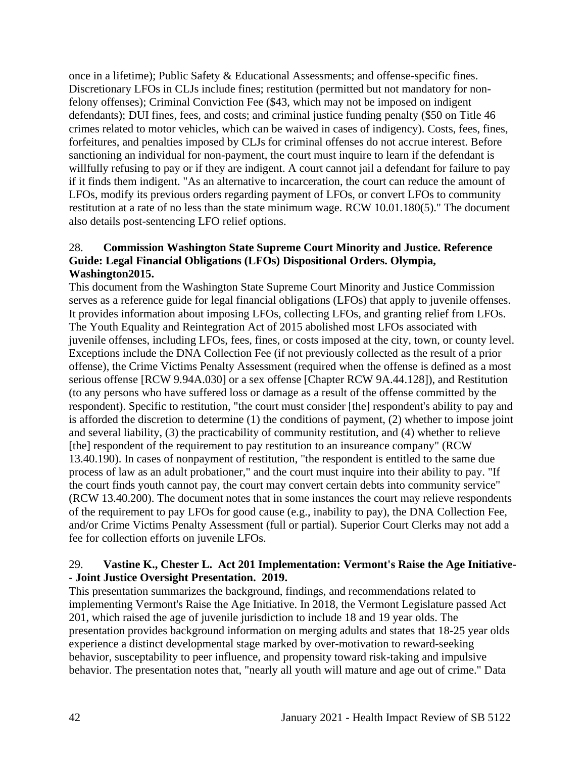once in a lifetime); Public Safety & Educational Assessments; and offense-specific fines. Discretionary LFOs in CLJs include fines; restitution (permitted but not mandatory for non-felony offenses); Criminal Conviction Fee ($43, which may not be imposed on indigent defendants); DUI fines, fees, and costs; and criminal justice funding penalty ($50 on Title 46 crimes related to motor vehicles, which can be waived in cases of indigency). Costs, fees, fines, forfeitures, and penalties imposed by CLJs for criminal offenses do not accrue interest. Before sanctioning an individual for non-payment, the court must inquire to learn if the defendant is willfully refusing to pay or if they are indigent. A court cannot jail a defendant for failure to pay if it finds them indigent. "As an alternative to incarceration, the court can reduce the amount of LFOs, modify its previous orders regarding payment of LFOs, or convert LFOs to community restitution at a rate of no less than the state minimum wage. RCW 10.01.180(5)." The document also details post-sentencing LFO relief options.

28. **Commission Washington State Supreme Court Minority and Justice. Reference Guide: Legal Financial Obligations (LFOs) Dispositional Orders. Olympia, Washington2015.**

This document from the Washington State Supreme Court Minority and Justice Commission serves as a reference guide for legal financial obligations (LFOs) that apply to juvenile offenses. It provides information about imposing LFOs, collecting LFOs, and granting relief from LFOs. The Youth Equality and Reintegration Act of 2015 abolished most LFOs associated with juvenile offenses, including LFOs, fees, fines, or costs imposed at the city, town, or county level. Exceptions include the DNA Collection Fee (if not previously collected as the result of a prior offense), the Crime Victims Penalty Assessment (required when the offense is defined as a most serious offense [RCW 9.94A.030] or a sex offense [Chapter RCW 9A.44.128]), and Restitution (to any persons who have suffered loss or damage as a result of the offense committed by the respondent). Specific to restitution, "the court must consider [the] respondent's ability to pay and is afforded the discretion to determine (1) the conditions of payment, (2) whether to impose joint and several liability, (3) the practicability of community restitution, and (4) whether to relieve [the] respondent of the requirement to pay restitution to an insureance company" (RCW 13.40.190). In cases of nonpayment of restitution, "the respondent is entitled to the same due process of law as an adult probationer," and the court must inquire into their ability to pay. "If the court finds youth cannot pay, the court may convert certain debts into community service" (RCW 13.40.200). The document notes that in some instances the court may relieve respondents of the requirement to pay LFOs for good cause (e.g., inability to pay), the DNA Collection Fee, and/or Crime Victims Penalty Assessment (full or partial). Superior Court Clerks may not add a fee for collection efforts on juvenile LFOs.

29. **Vastine K., Chester L. Act 201 Implementation: Vermont's Raise the Age Initiative-- Joint Justice Oversight Presentation. 2019.**

This presentation summarizes the background, findings, and recommendations related to implementing Vermont's Raise the Age Initiative. In 2018, the Vermont Legislature passed Act 201, which raised the age of juvenile jurisdiction to include 18 and 19 year olds. The presentation provides background information on merging adults and states that 18-25 year olds experience a distinct developmental stage marked by over-motivation to reward-seeking behavior, susceptability to peer influence, and propensity toward risk-taking and impulsive behavior. The presentation notes that, "nearly all youth will mature and age out of crime." Data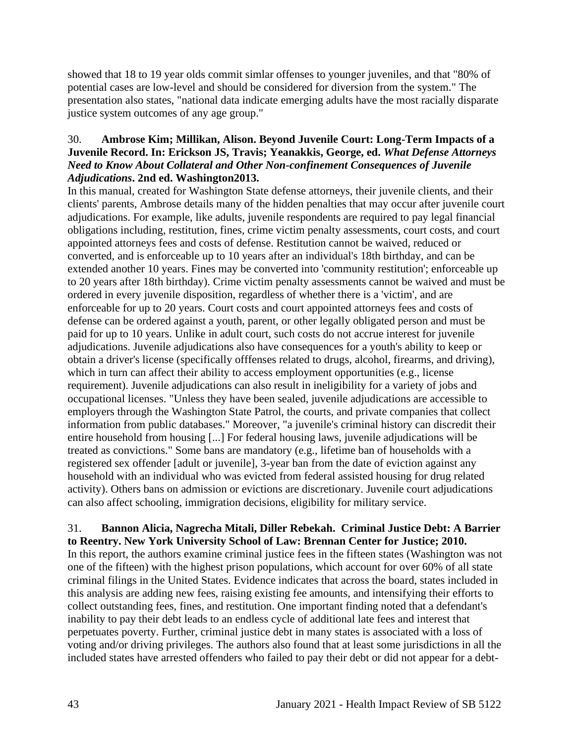showed that 18 to 19 year olds commit simlar offenses to younger juveniles, and that "80% of potential cases are low-level and should be considered for diversion from the system." The presentation also states, "national data indicate emerging adults have the most racially disparate justice system outcomes of any age group."

30. **Ambrose Kim; Millikan, Alison. Beyond Juvenile Court: Long-Term Impacts of a Juvenile Record. In: Erickson JS, Travis; Yeanakkis, George, ed. *What Defense Attorneys Need to Know About Collateral and Other Non-confinement Consequences of Juvenile Adjudications*. 2nd ed. Washington2013.**
In this manual, created for Washington State defense attorneys, their juvenile clients, and their clients' parents, Ambrose details many of the hidden penalties that may occur after juvenile court adjudications. For example, like adults, juvenile respondents are required to pay legal financial obligations including, restitution, fines, crime victim penalty assessments, court costs, and court appointed attorneys fees and costs of defense. Restitution cannot be waived, reduced or converted, and is enforceable up to 10 years after an individual's 18th birthday, and can be extended another 10 years. Fines may be converted into 'community restitution'; enforceable up to 20 years after 18th birthday). Crime victim penalty assessments cannot be waived and must be ordered in every juvenile disposition, regardless of whether there is a 'victim', and are enforceable for up to 20 years. Court costs and court appointed attorneys fees and costs of defense can be ordered against a youth, parent, or other legally obligated person and must be paid for up to 10 years. Unlike in adult court, such costs do not accrue interest for juvenile adjudications. Juvenile adjudications also have consequences for a youth's ability to keep or obtain a driver's license (specifically offfenses related to drugs, alcohol, firearms, and driving), which in turn can affect their ability to access employment opportunities (e.g., license requirement). Juvenile adjudications can also result in ineligibility for a variety of jobs and occupational licenses. "Unless they have been sealed, juvenile adjudications are accessible to employers through the Washington State Patrol, the courts, and private companies that collect information from public databases." Moreover, "a juvenile's criminal history can discredit their entire household from housing [...] For federal housing laws, juvenile adjudications will be treated as convictions." Some bans are mandatory (e.g., lifetime ban of households with a registered sex offender [adult or juvenile], 3-year ban from the date of eviction against any household with an individual who was evicted from federal assisted housing for drug related activity). Others bans on admission or evictions are discretionary. Juvenile court adjudications can also affect schooling, immigration decisions, eligibility for military service.

31. **Bannon Alicia, Nagrecha Mitali, Diller Rebekah. Criminal Justice Debt: A Barrier to Reentry. New York University School of Law: Brennan Center for Justice; 2010.**
In this report, the authors examine criminal justice fees in the fifteen states (Washington was not one of the fifteen) with the highest prison populations, which account for over 60% of all state criminal filings in the United States. Evidence indicates that across the board, states included in this analysis are adding new fees, raising existing fee amounts, and intensifying their efforts to collect outstanding fees, fines, and restitution. One important finding noted that a defendant's inability to pay their debt leads to an endless cycle of additional late fees and interest that perpetuates poverty. Further, criminal justice debt in many states is associated with a loss of voting and/or driving privileges. The authors also found that at least some jurisdictions in all the included states have arrested offenders who failed to pay their debt or did not appear for a debt-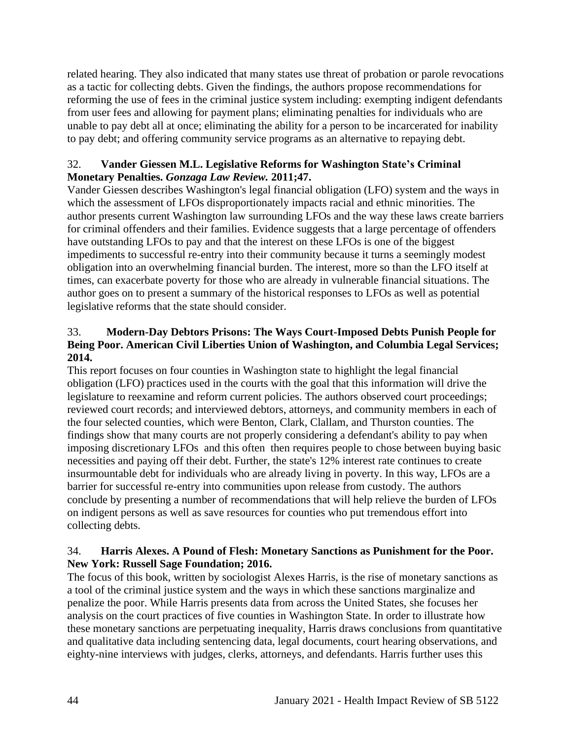related hearing. They also indicated that many states use threat of probation or parole revocations as a tactic for collecting debts. Given the findings, the authors propose recommendations for reforming the use of fees in the criminal justice system including: exempting indigent defendants from user fees and allowing for payment plans; eliminating penalties for individuals who are unable to pay debt all at once; eliminating the ability for a person to be incarcerated for inability to pay debt; and offering community service programs as an alternative to repaying debt.

32. **Vander Giessen M.L. Legislative Reforms for Washington State's Criminal Monetary Penalties.** ***Gonzaga Law Review.*** **2011;47.**
Vander Giessen describes Washington's legal financial obligation (LFO) system and the ways in which the assessment of LFOs disproportionately impacts racial and ethnic minorities. The author presents current Washington law surrounding LFOs and the way these laws create barriers for criminal offenders and their families. Evidence suggests that a large percentage of offenders have outstanding LFOs to pay and that the interest on these LFOs is one of the biggest impediments to successful re-entry into their community because it turns a seemingly modest obligation into an overwhelming financial burden. The interest, more so than the LFO itself at times, can exacerbate poverty for those who are already in vulnerable financial situations. The author goes on to present a summary of the historical responses to LFOs as well as potential legislative reforms that the state should consider.

33. **Modern-Day Debtors Prisons: The Ways Court-Imposed Debts Punish People for Being Poor. American Civil Liberties Union of Washington, and Columbia Legal Services; 2014.**
This report focuses on four counties in Washington state to highlight the legal financial obligation (LFO) practices used in the courts with the goal that this information will drive the legislature to reexamine and reform current policies. The authors observed court proceedings; reviewed court records; and interviewed debtors, attorneys, and community members in each of the four selected counties, which were Benton, Clark, Clallam, and Thurston counties. The findings show that many courts are not properly considering a defendant's ability to pay when imposing discretionary LFOs and this often then requires people to chose between buying basic necessities and paying off their debt. Further, the state's 12% interest rate continues to create insurmountable debt for individuals who are already living in poverty. In this way, LFOs are a barrier for successful re-entry into communities upon release from custody. The authors conclude by presenting a number of recommendations that will help relieve the burden of LFOs on indigent persons as well as save resources for counties who put tremendous effort into collecting debts.

34. **Harris Alexes. A Pound of Flesh: Monetary Sanctions as Punishment for the Poor. New York: Russell Sage Foundation; 2016.**
The focus of this book, written by sociologist Alexes Harris, is the rise of monetary sanctions as a tool of the criminal justice system and the ways in which these sanctions marginalize and penalize the poor. While Harris presents data from across the United States, she focuses her analysis on the court practices of five counties in Washington State. In order to illustrate how these monetary sanctions are perpetuating inequality, Harris draws conclusions from quantitative and qualitative data including sentencing data, legal documents, court hearing observations, and eighty-nine interviews with judges, clerks, attorneys, and defendants. Harris further uses this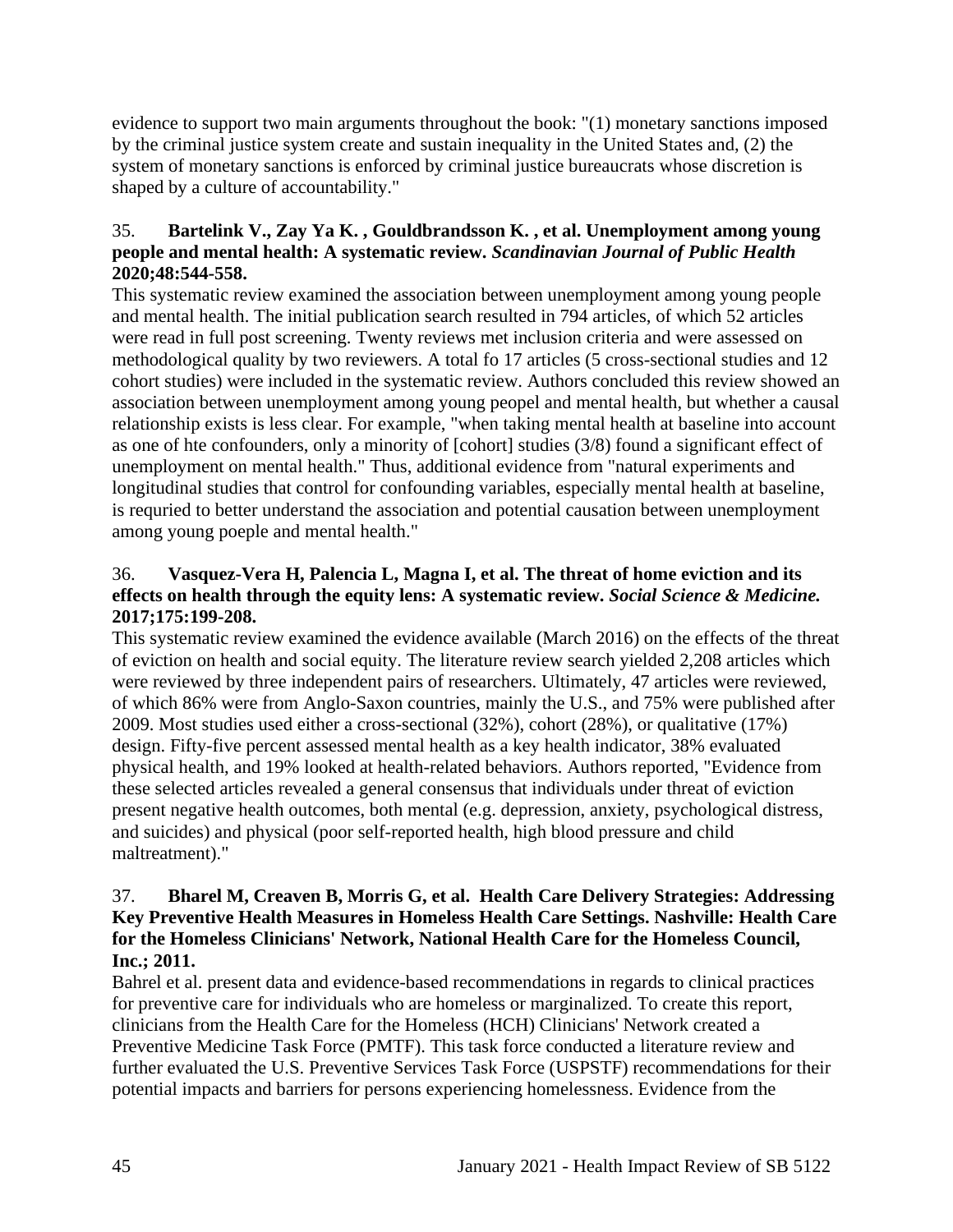evidence to support two main arguments throughout the book: "(1) monetary sanctions imposed by the criminal justice system create and sustain inequality in the United States and, (2) the system of monetary sanctions is enforced by criminal justice bureaucrats whose discretion is shaped by a culture of accountability."

35. **Bartelink V., Zay Ya K. , Gouldbrandsson K. , et al. Unemployment among young people and mental health: A systematic review. *Scandinavian Journal of Public Health* 2020;48:544-558.**

This systematic review examined the association between unemployment among young people and mental health. The initial publication search resulted in 794 articles, of which 52 articles were read in full post screening. Twenty reviews met inclusion criteria and were assessed on methodological quality by two reviewers. A total fo 17 articles (5 cross-sectional studies and 12 cohort studies) were included in the systematic review. Authors concluded this review showed an association between unemployment among young peopel and mental health, but whether a causal relationship exists is less clear. For example, "when taking mental health at baseline into account as one of hte confounders, only a minority of [cohort] studies (3/8) found a significant effect of unemployment on mental health." Thus, additional evidence from "natural experiments and longitudinal studies that control for confounding variables, especially mental health at baseline, is requried to better understand the association and potential causation between unemployment among young poeple and mental health."

36. **Vasquez-Vera H, Palencia L, Magna I, et al. The threat of home eviction and its effects on health through the equity lens: A systematic review. *Social Science & Medicine.* 2017;175:199-208.**

This systematic review examined the evidence available (March 2016) on the effects of the threat of eviction on health and social equity. The literature review search yielded 2,208 articles which were reviewed by three independent pairs of researchers. Ultimately, 47 articles were reviewed, of which 86% were from Anglo-Saxon countries, mainly the U.S., and 75% were published after 2009. Most studies used either a cross-sectional (32%), cohort (28%), or qualitative (17%) design. Fifty-five percent assessed mental health as a key health indicator, 38% evaluated physical health, and 19% looked at health-related behaviors. Authors reported, "Evidence from these selected articles revealed a general consensus that individuals under threat of eviction present negative health outcomes, both mental (e.g. depression, anxiety, psychological distress, and suicides) and physical (poor self-reported health, high blood pressure and child maltreatment)."

37. **Bharel M, Creaven B, Morris G, et al. Health Care Delivery Strategies: Addressing Key Preventive Health Measures in Homeless Health Care Settings. Nashville: Health Care for the Homeless Clinicians' Network, National Health Care for the Homeless Council, Inc.; 2011.**

Bahrel et al. present data and evidence-based recommendations in regards to clinical practices for preventive care for individuals who are homeless or marginalized. To create this report, clinicians from the Health Care for the Homeless (HCH) Clinicians' Network created a Preventive Medicine Task Force (PMTF). This task force conducted a literature review and further evaluated the U.S. Preventive Services Task Force (USPSTF) recommendations for their potential impacts and barriers for persons experiencing homelessness. Evidence from the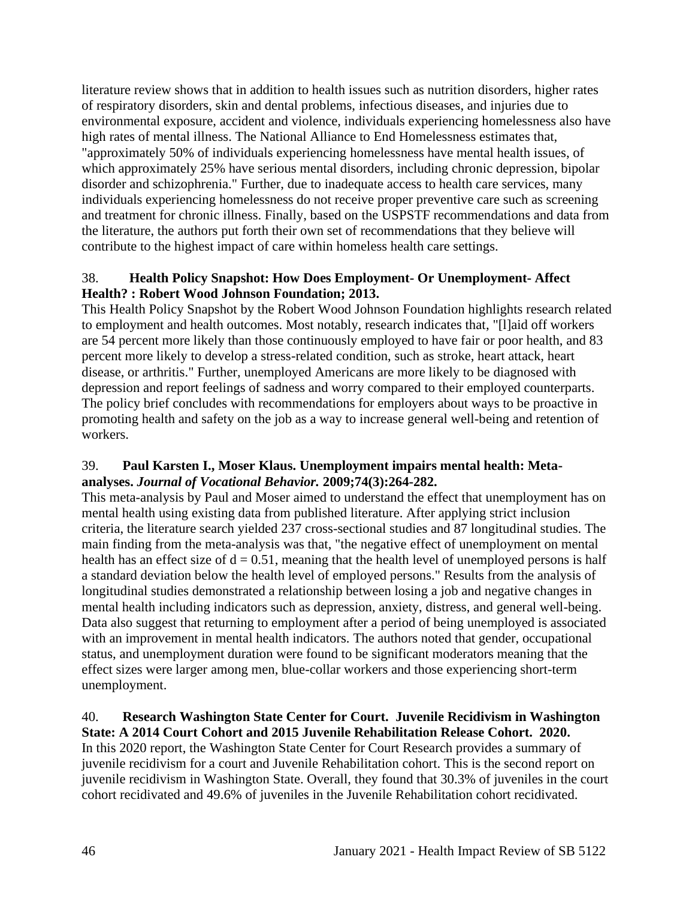literature review shows that in addition to health issues such as nutrition disorders, higher rates of respiratory disorders, skin and dental problems, infectious diseases, and injuries due to environmental exposure, accident and violence, individuals experiencing homelessness also have high rates of mental illness. The National Alliance to End Homelessness estimates that, "approximately 50% of individuals experiencing homelessness have mental health issues, of which approximately 25% have serious mental disorders, including chronic depression, bipolar disorder and schizophrenia." Further, due to inadequate access to health care services, many individuals experiencing homelessness do not receive proper preventive care such as screening and treatment for chronic illness. Finally, based on the USPSTF recommendations and data from the literature, the authors put forth their own set of recommendations that they believe will contribute to the highest impact of care within homeless health care settings.

38. **Health Policy Snapshot: How Does Employment- Or Unemployment- Affect Health? : Robert Wood Johnson Foundation; 2013.**

This Health Policy Snapshot by the Robert Wood Johnson Foundation highlights research related to employment and health outcomes. Most notably, research indicates that, "[l]aid off workers are 54 percent more likely than those continuously employed to have fair or poor health, and 83 percent more likely to develop a stress-related condition, such as stroke, heart attack, heart disease, or arthritis." Further, unemployed Americans are more likely to be diagnosed with depression and report feelings of sadness and worry compared to their employed counterparts. The policy brief concludes with recommendations for employers about ways to be proactive in promoting health and safety on the job as a way to increase general well-being and retention of workers.

39. **Paul Karsten I., Moser Klaus. Unemployment impairs mental health: Meta-analyses. *Journal of Vocational Behavior.* 2009;74(3):264-282.**

This meta-analysis by Paul and Moser aimed to understand the effect that unemployment has on mental health using existing data from published literature. After applying strict inclusion criteria, the literature search yielded 237 cross-sectional studies and 87 longitudinal studies. The main finding from the meta-analysis was that, "the negative effect of unemployment on mental health has an effect size of $d = 0.51$, meaning that the health level of unemployed persons is half a standard deviation below the health level of employed persons." Results from the analysis of longitudinal studies demonstrated a relationship between losing a job and negative changes in mental health including indicators such as depression, anxiety, distress, and general well-being. Data also suggest that returning to employment after a period of being unemployed is associated with an improvement in mental health indicators. The authors noted that gender, occupational status, and unemployment duration were found to be significant moderators meaning that the effect sizes were larger among men, blue-collar workers and those experiencing short-term unemployment.

40. **Research Washington State Center for Court. Juvenile Recidivism in Washington State: A 2014 Court Cohort and 2015 Juvenile Rehabilitation Release Cohort. 2020.**

In this 2020 report, the Washington State Center for Court Research provides a summary of juvenile recidivism for a court and Juvenile Rehabilitation cohort. This is the second report on juvenile recidivism in Washington State. Overall, they found that 30.3% of juveniles in the court cohort recidivated and 49.6% of juveniles in the Juvenile Rehabilitation cohort recidivated.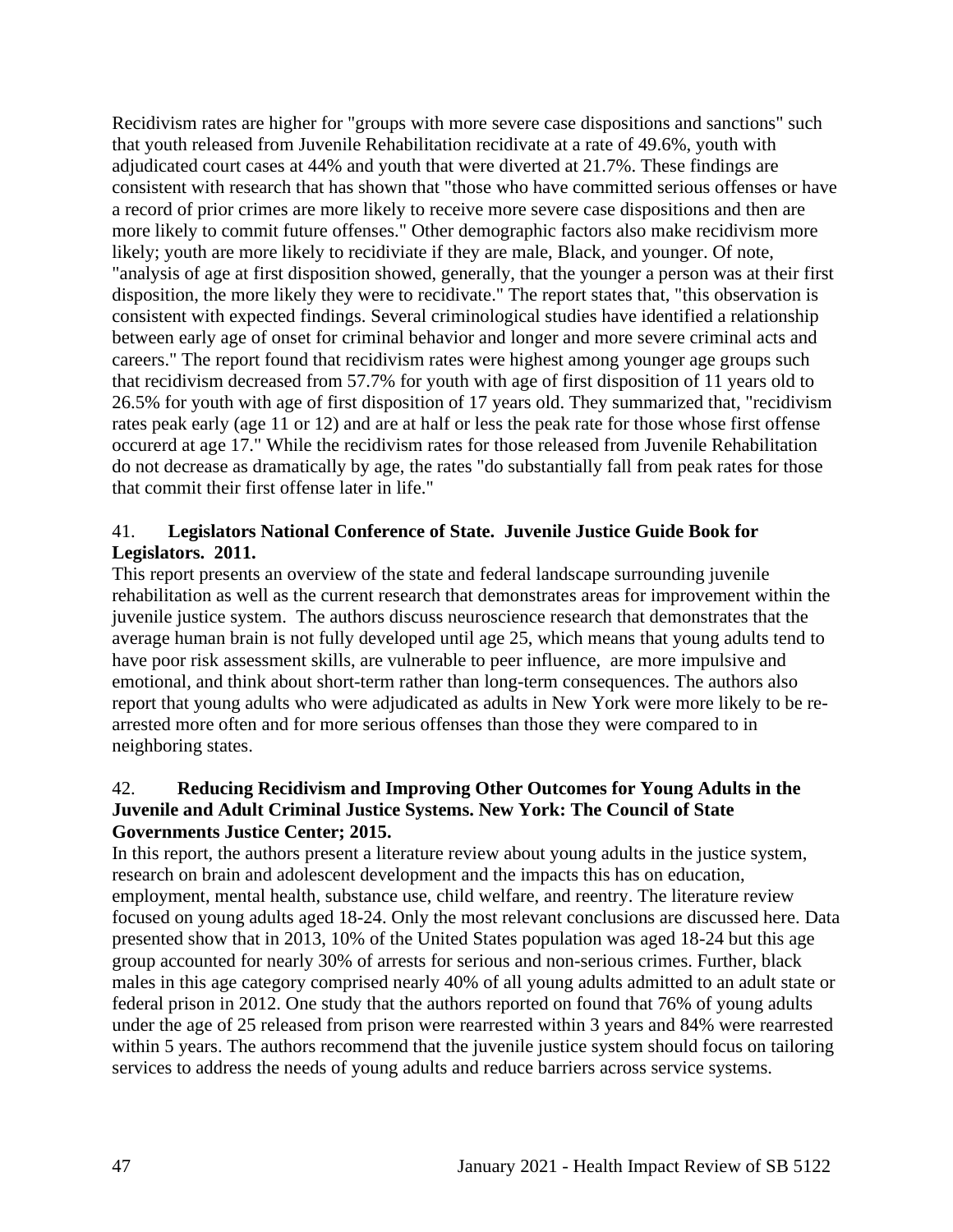Recidivism rates are higher for "groups with more severe case dispositions and sanctions" such that youth released from Juvenile Rehabilitation recidivate at a rate of 49.6%, youth with adjudicated court cases at 44% and youth that were diverted at 21.7%. These findings are consistent with research that has shown that "those who have committed serious offenses or have a record of prior crimes are more likely to receive more severe case dispositions and then are more likely to commit future offenses." Other demographic factors also make recidivism more likely; youth are more likely to recidiviate if they are male, Black, and younger. Of note, "analysis of age at first disposition showed, generally, that the younger a person was at their first disposition, the more likely they were to recidivate." The report states that, "this observation is consistent with expected findings. Several criminological studies have identified a relationship between early age of onset for criminal behavior and longer and more severe criminal acts and careers." The report found that recidivism rates were highest among younger age groups such that recidivism decreased from 57.7% for youth with age of first disposition of 11 years old to 26.5% for youth with age of first disposition of 17 years old. They summarized that, "recidivism rates peak early (age 11 or 12) and are at half or less the peak rate for those whose first offense occurerd at age 17." While the recidivism rates for those released from Juvenile Rehabilitation do not decrease as dramatically by age, the rates "do substantially fall from peak rates for those that commit their first offense later in life."

41. **Legislators National Conference of State. Juvenile Justice Guide Book for Legislators. 2011.**

This report presents an overview of the state and federal landscape surrounding juvenile rehabilitation as well as the current research that demonstrates areas for improvement within the juvenile justice system. The authors discuss neuroscience research that demonstrates that the average human brain is not fully developed until age 25, which means that young adults tend to have poor risk assessment skills, are vulnerable to peer influence, are more impulsive and emotional, and think about short-term rather than long-term consequences. The authors also report that young adults who were adjudicated as adults in New York were more likely to be re-arrested more often and for more serious offenses than those they were compared to in neighboring states.

42. **Reducing Recidivism and Improving Other Outcomes for Young Adults in the Juvenile and Adult Criminal Justice Systems. New York: The Council of State Governments Justice Center; 2015.**

In this report, the authors present a literature review about young adults in the justice system, research on brain and adolescent development and the impacts this has on education, employment, mental health, substance use, child welfare, and reentry. The literature review focused on young adults aged 18-24. Only the most relevant conclusions are discussed here. Data presented show that in 2013, 10% of the United States population was aged 18-24 but this age group accounted for nearly 30% of arrests for serious and non-serious crimes. Further, black males in this age category comprised nearly 40% of all young adults admitted to an adult state or federal prison in 2012. One study that the authors reported on found that 76% of young adults under the age of 25 released from prison were rearrested within 3 years and 84% were rearrested within 5 years. The authors recommend that the juvenile justice system should focus on tailoring services to address the needs of young adults and reduce barriers across service systems.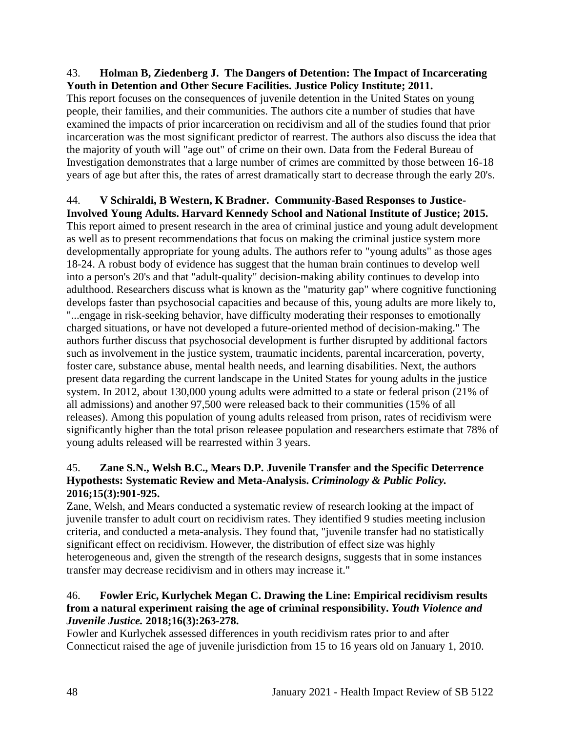43. **Holman B, Ziedenberg J. The Dangers of Detention: The Impact of Incarcerating Youth in Detention and Other Secure Facilities. Justice Policy Institute; 2011.**
This report focuses on the consequences of juvenile detention in the United States on young people, their families, and their communities. The authors cite a number of studies that have examined the impacts of prior incarceration on recidivism and all of the studies found that prior incarceration was the most significant predictor of rearrest. The authors also discuss the idea that the majority of youth will "age out" of crime on their own. Data from the Federal Bureau of Investigation demonstrates that a large number of crimes are committed by those between 16-18 years of age but after this, the rates of arrest dramatically start to decrease through the early 20's.

44. **V Schiraldi, B Western, K Bradner. Community-Based Responses to Justice-Involved Young Adults. Harvard Kennedy School and National Institute of Justice; 2015.**
This report aimed to present research in the area of criminal justice and young adult development as well as to present recommendations that focus on making the criminal justice system more developmentally appropriate for young adults. The authors refer to "young adults" as those ages 18-24. A robust body of evidence has suggest that the human brain continues to develop well into a person's 20's and that "adult-quality" decision-making ability continues to develop into adulthood. Researchers discuss what is known as the "maturity gap" where cognitive functioning develops faster than psychosocial capacities and because of this, young adults are more likely to, "...engage in risk-seeking behavior, have difficulty moderating their responses to emotionally charged situations, or have not developed a future-oriented method of decision-making." The authors further discuss that psychosocial development is further disrupted by additional factors such as involvement in the justice system, traumatic incidents, parental incarceration, poverty, foster care, substance abuse, mental health needs, and learning disabilities. Next, the authors present data regarding the current landscape in the United States for young adults in the justice system. In 2012, about 130,000 young adults were admitted to a state or federal prison (21% of all admissions) and another 97,500 were released back to their communities (15% of all releases). Among this population of young adults released from prison, rates of recidivism were significantly higher than the total prison releasee population and researchers estimate that 78% of young adults released will be rearrested within 3 years.

45. **Zane S.N., Welsh B.C., Mears D.P. Juvenile Transfer and the Specific Deterrence Hypothests: Systematic Review and Meta-Analysis. *Criminology & Public Policy.* 2016;15(3):901-925.**
Zane, Welsh, and Mears conducted a systematic review of research looking at the impact of juvenile transfer to adult court on recidivism rates. They identified 9 studies meeting inclusion criteria, and conducted a meta-analysis. They found that, "juvenile transfer had no statistically significant effect on recidivism. However, the distribution of effect size was highly heterogeneous and, given the strength of the research designs, suggests that in some instances transfer may decrease recidivism and in others may increase it."

46. **Fowler Eric, Kurlychek Megan C. Drawing the Line: Empirical recidivism results from a natural experiment raising the age of criminal responsibility. *Youth Violence and Juvenile Justice.* 2018;16(3):263-278.**
Fowler and Kurlychek assessed differences in youth recidivism rates prior to and after Connecticut raised the age of juvenile jurisdiction from 15 to 16 years old on January 1, 2010.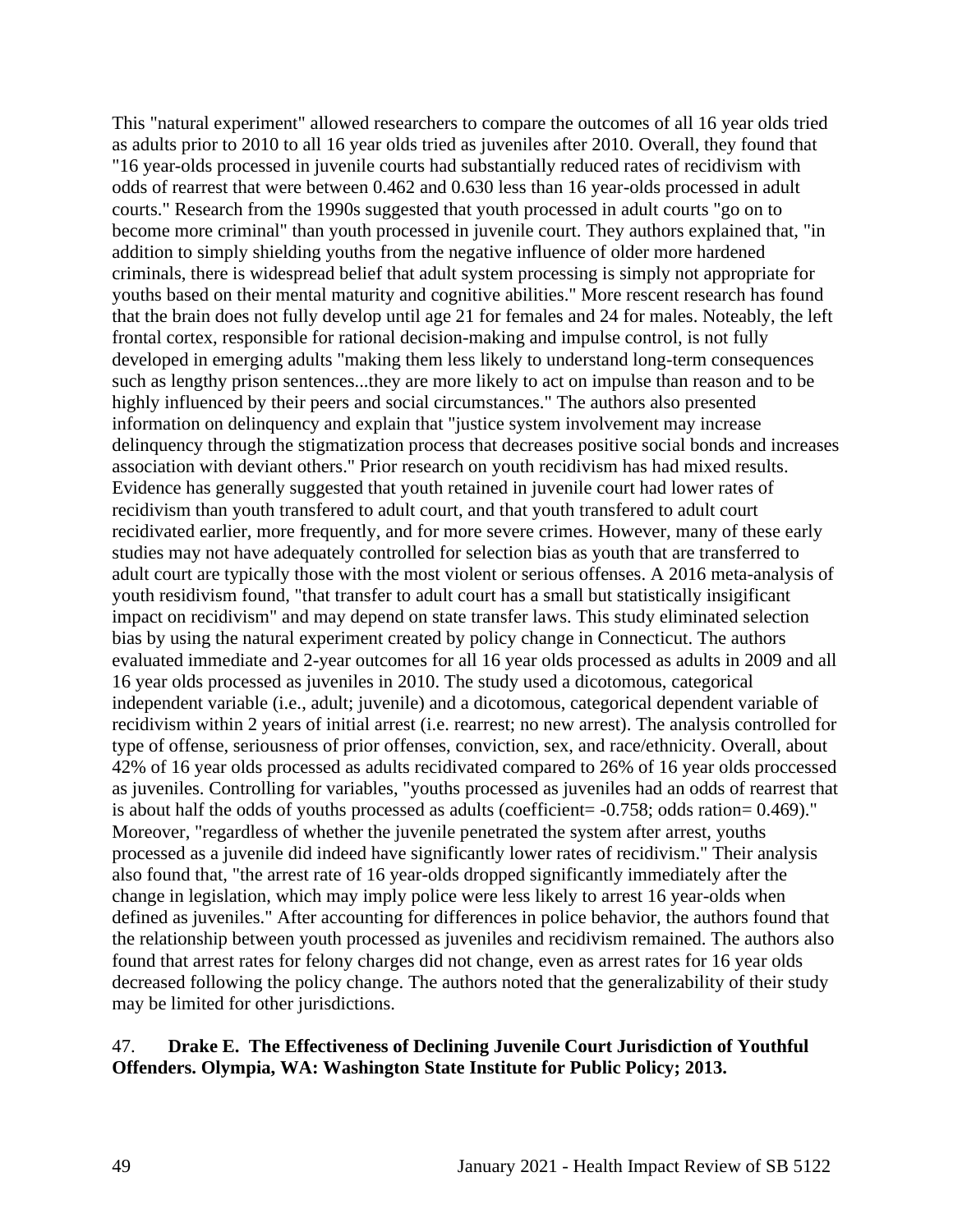This "natural experiment" allowed researchers to compare the outcomes of all 16 year olds tried as adults prior to 2010 to all 16 year olds tried as juveniles after 2010. Overall, they found that "16 year-olds processed in juvenile courts had substantially reduced rates of recidivism with odds of rearrest that were between 0.462 and 0.630 less than 16 year-olds processed in adult courts." Research from the 1990s suggested that youth processed in adult courts "go on to become more criminal" than youth processed in juvenile court. They authors explained that, "in addition to simply shielding youths from the negative influence of older more hardened criminals, there is widespread belief that adult system processing is simply not appropriate for youths based on their mental maturity and cognitive abilities." More rescent research has found that the brain does not fully develop until age 21 for females and 24 for males. Noteably, the left frontal cortex, responsible for rational decision-making and impulse control, is not fully developed in emerging adults "making them less likely to understand long-term consequences such as lengthy prison sentences...they are more likely to act on impulse than reason and to be highly influenced by their peers and social circumstances." The authors also presented information on delinquency and explain that "justice system involvement may increase delinquency through the stigmatization process that decreases positive social bonds and increases association with deviant others." Prior research on youth recidivism has had mixed results. Evidence has generally suggested that youth retained in juvenile court had lower rates of recidivism than youth transfered to adult court, and that youth transfered to adult court recidivated earlier, more frequently, and for more severe crimes. However, many of these early studies may not have adequately controlled for selection bias as youth that are transferred to adult court are typically those with the most violent or serious offenses. A 2016 meta-analysis of youth residivism found, "that transfer to adult court has a small but statistically insigificant impact on recidivism" and may depend on state transfer laws. This study eliminated selection bias by using the natural experiment created by policy change in Connecticut. The authors evaluated immediate and 2-year outcomes for all 16 year olds processed as adults in 2009 and all 16 year olds processed as juveniles in 2010. The study used a dicotomous, categorical independent variable (i.e., adult; juvenile) and a dicotomous, categorical dependent variable of recidivism within 2 years of initial arrest (i.e. rearrest; no new arrest). The analysis controlled for type of offense, seriousness of prior offenses, conviction, sex, and race/ethnicity. Overall, about 42% of 16 year olds processed as adults recidivated compared to 26% of 16 year olds proccessed as juveniles. Controlling for variables, "youths processed as juveniles had an odds of rearrest that is about half the odds of youths processed as adults (coefficient= -0.758; odds ration= 0.469)." Moreover, "regardless of whether the juvenile penetrated the system after arrest, youths processed as a juvenile did indeed have significantly lower rates of recidivism." Their analysis also found that, "the arrest rate of 16 year-olds dropped significantly immediately after the change in legislation, which may imply police were less likely to arrest 16 year-olds when defined as juveniles." After accounting for differences in police behavior, the authors found that the relationship between youth processed as juveniles and recidivism remained. The authors also found that arrest rates for felony charges did not change, even as arrest rates for 16 year olds decreased following the policy change. The authors noted that the generalizability of their study may be limited for other jurisdictions.

47. **Drake E. The Effectiveness of Declining Juvenile Court Jurisdiction of Youthful Offenders. Olympia, WA: Washington State Institute for Public Policy; 2013.**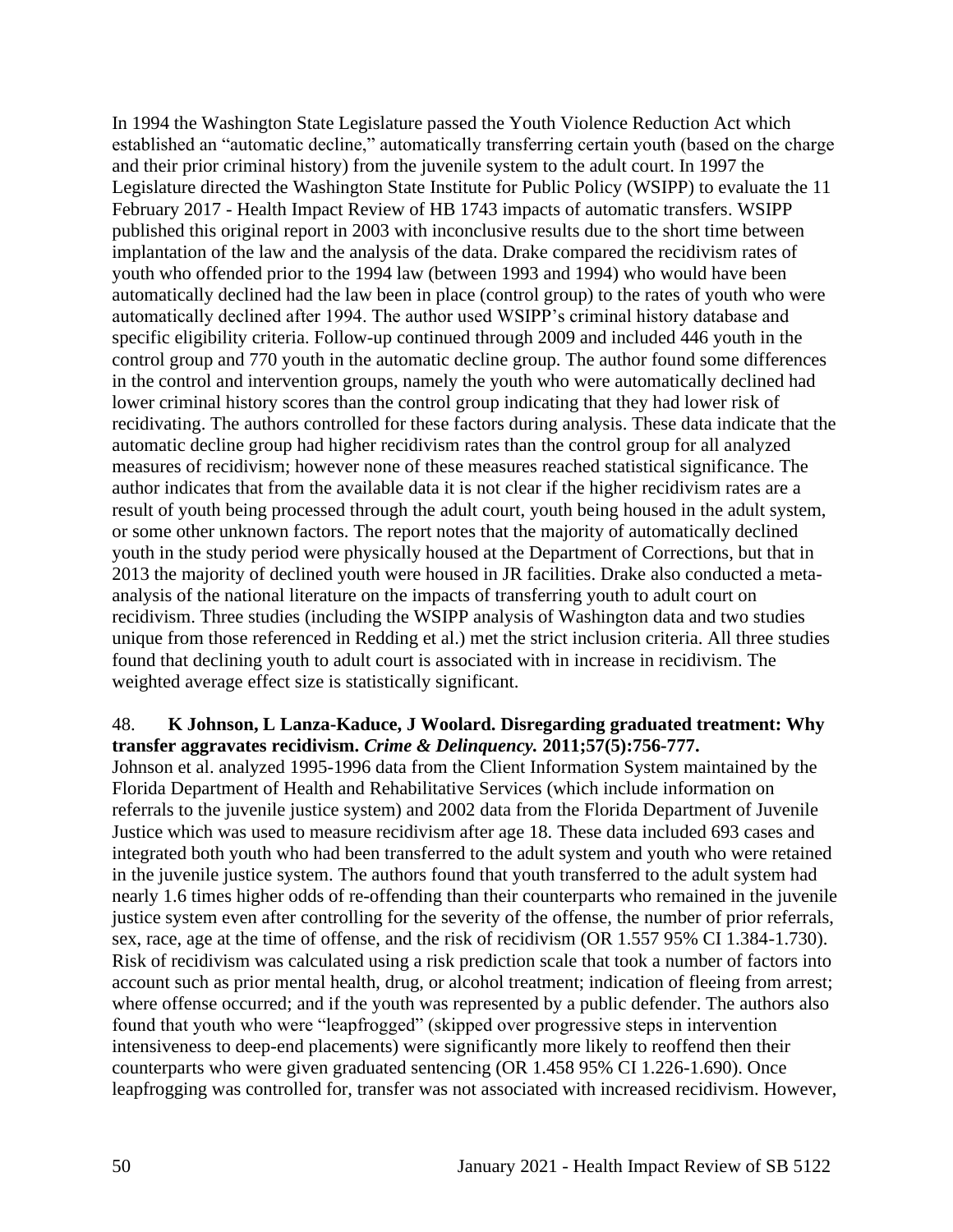In 1994 the Washington State Legislature passed the Youth Violence Reduction Act which established an "automatic decline," automatically transferring certain youth (based on the charge and their prior criminal history) from the juvenile system to the adult court. In 1997 the Legislature directed the Washington State Institute for Public Policy (WSIPP) to evaluate the 11 February 2017 - Health Impact Review of HB 1743 impacts of automatic transfers. WSIPP published this original report in 2003 with inconclusive results due to the short time between implantation of the law and the analysis of the data. Drake compared the recidivism rates of youth who offended prior to the 1994 law (between 1993 and 1994) who would have been automatically declined had the law been in place (control group) to the rates of youth who were automatically declined after 1994. The author used WSIPP's criminal history database and specific eligibility criteria. Follow-up continued through 2009 and included 446 youth in the control group and 770 youth in the automatic decline group. The author found some differences in the control and intervention groups, namely the youth who were automatically declined had lower criminal history scores than the control group indicating that they had lower risk of recidivating. The authors controlled for these factors during analysis. These data indicate that the automatic decline group had higher recidivism rates than the control group for all analyzed measures of recidivism; however none of these measures reached statistical significance. The author indicates that from the available data it is not clear if the higher recidivism rates are a result of youth being processed through the adult court, youth being housed in the adult system, or some other unknown factors. The report notes that the majority of automatically declined youth in the study period were physically housed at the Department of Corrections, but that in 2013 the majority of declined youth were housed in JR facilities. Drake also conducted a meta-analysis of the national literature on the impacts of transferring youth to adult court on recidivism. Three studies (including the WSIPP analysis of Washington data and two studies unique from those referenced in Redding et al.) met the strict inclusion criteria. All three studies found that declining youth to adult court is associated with in increase in recidivism. The weighted average effect size is statistically significant.

48. **K Johnson, L Lanza-Kaduce, J Woolard. Disregarding graduated treatment: Why transfer aggravates recidivism. *Crime & Delinquency.* 2011;57(5):756-777.**

Johnson et al. analyzed 1995-1996 data from the Client Information System maintained by the Florida Department of Health and Rehabilitative Services (which include information on referrals to the juvenile justice system) and 2002 data from the Florida Department of Juvenile Justice which was used to measure recidivism after age 18. These data included 693 cases and integrated both youth who had been transferred to the adult system and youth who were retained in the juvenile justice system. The authors found that youth transferred to the adult system had nearly 1.6 times higher odds of re-offending than their counterparts who remained in the juvenile justice system even after controlling for the severity of the offense, the number of prior referrals, sex, race, age at the time of offense, and the risk of recidivism (OR 1.557 95% CI 1.384-1.730). Risk of recidivism was calculated using a risk prediction scale that took a number of factors into account such as prior mental health, drug, or alcohol treatment; indication of fleeing from arrest; where offense occurred; and if the youth was represented by a public defender. The authors also found that youth who were "leapfrogged" (skipped over progressive steps in intervention intensiveness to deep-end placements) were significantly more likely to reoffend then their counterparts who were given graduated sentencing (OR 1.458 95% CI 1.226-1.690). Once leapfrogging was controlled for, transfer was not associated with increased recidivism. However,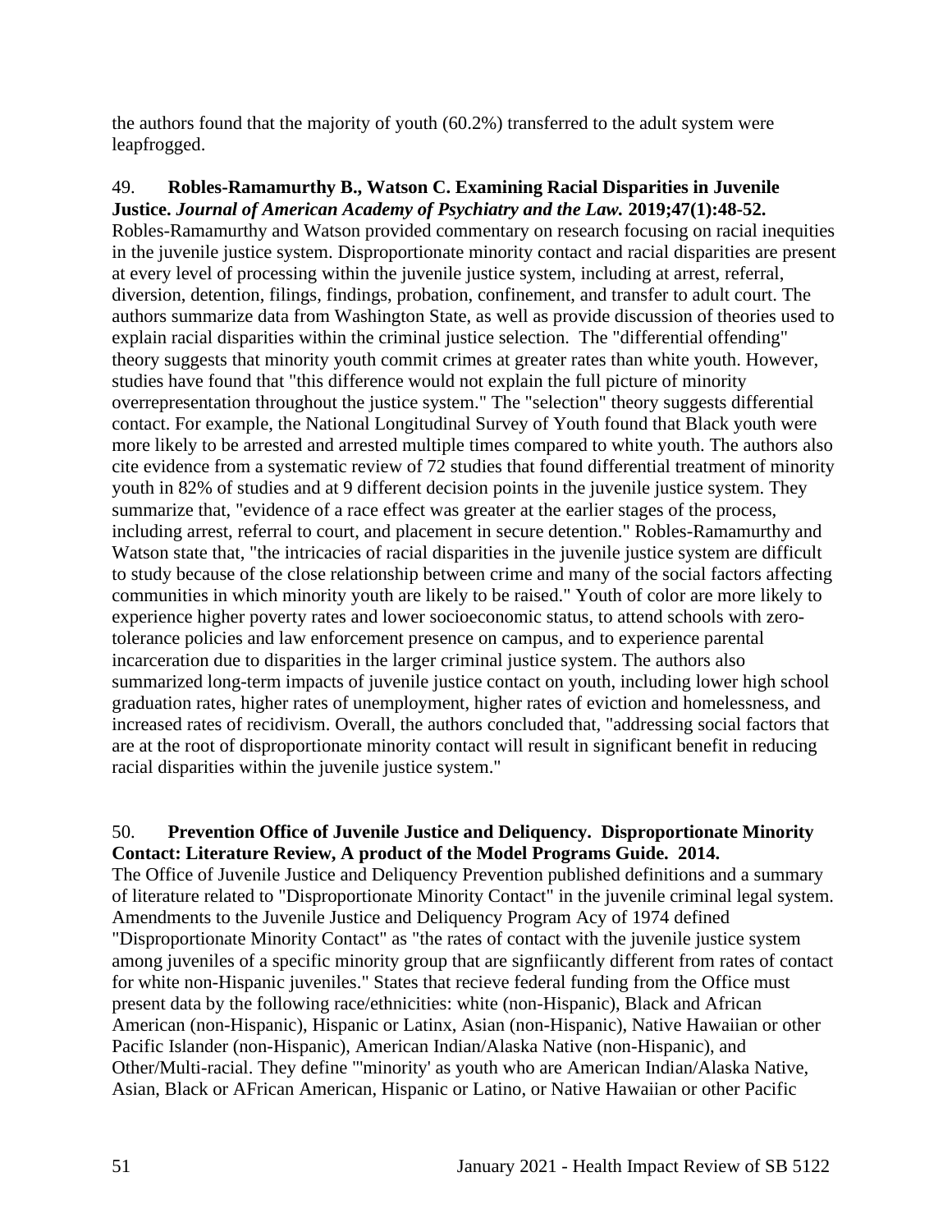the authors found that the majority of youth (60.2%) transferred to the adult system were leapfrogged.

49. **Robles-Ramamurthy B., Watson C. Examining Racial Disparities in Juvenile Justice.** ***Journal of American Academy of Psychiatry and the Law.*** **2019;47(1):48-52.**
Robles-Ramamurthy and Watson provided commentary on research focusing on racial inequities in the juvenile justice system. Disproportionate minority contact and racial disparities are present at every level of processing within the juvenile justice system, including at arrest, referral, diversion, detention, filings, findings, probation, confinement, and transfer to adult court. The authors summarize data from Washington State, as well as provide discussion of theories used to explain racial disparities within the criminal justice selection. The "differential offending" theory suggests that minority youth commit crimes at greater rates than white youth. However, studies have found that "this difference would not explain the full picture of minority overrepresentation throughout the justice system." The "selection" theory suggests differential contact. For example, the National Longitudinal Survey of Youth found that Black youth were more likely to be arrested and arrested multiple times compared to white youth. The authors also cite evidence from a systematic review of 72 studies that found differential treatment of minority youth in 82% of studies and at 9 different decision points in the juvenile justice system. They summarize that, "evidence of a race effect was greater at the earlier stages of the process, including arrest, referral to court, and placement in secure detention." Robles-Ramamurthy and Watson state that, "the intricacies of racial disparities in the juvenile justice system are difficult to study because of the close relationship between crime and many of the social factors affecting communities in which minority youth are likely to be raised." Youth of color are more likely to experience higher poverty rates and lower socioeconomic status, to attend schools with zero-tolerance policies and law enforcement presence on campus, and to experience parental incarceration due to disparities in the larger criminal justice system. The authors also summarized long-term impacts of juvenile justice contact on youth, including lower high school graduation rates, higher rates of unemployment, higher rates of eviction and homelessness, and increased rates of recidivism. Overall, the authors concluded that, "addressing social factors that are at the root of disproportionate minority contact will result in significant benefit in reducing racial disparities within the juvenile justice system."

50. **Prevention Office of Juvenile Justice and Deliquency. Disproportionate Minority Contact: Literature Review, A product of the Model Programs Guide. 2014.**
The Office of Juvenile Justice and Deliquency Prevention published definitions and a summary of literature related to "Disproportionate Minority Contact" in the juvenile criminal legal system. Amendments to the Juvenile Justice and Deliquency Program Acy of 1974 defined "Disproportionate Minority Contact" as "the rates of contact with the juvenile justice system among juveniles of a specific minority group that are signfiicantly different from rates of contact for white non-Hispanic juveniles." States that recieve federal funding from the Office must present data by the following race/ethnicities: white (non-Hispanic), Black and African American (non-Hispanic), Hispanic or Latinx, Asian (non-Hispanic), Native Hawaiian or other Pacific Islander (non-Hispanic), American Indian/Alaska Native (non-Hispanic), and Other/Multi-racial. They define "'minority' as youth who are American Indian/Alaska Native, Asian, Black or AFrican American, Hispanic or Latino, or Native Hawaiian or other Pacific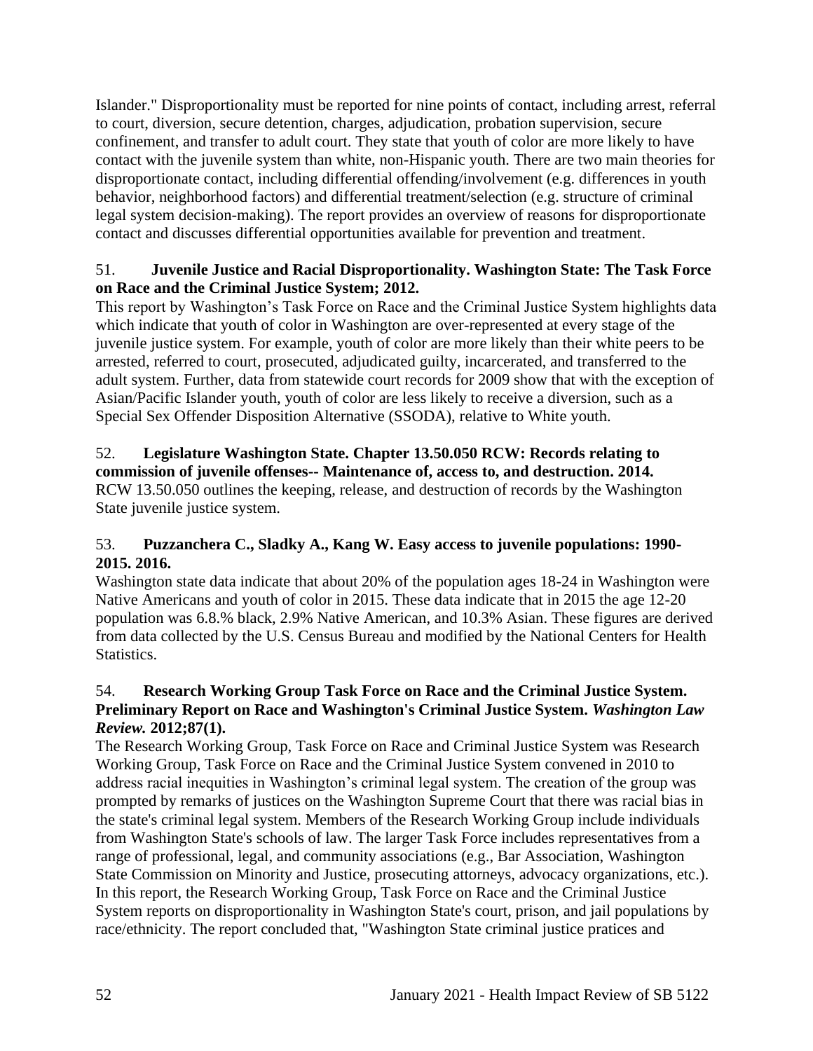Islander." Disproportionality must be reported for nine points of contact, including arrest, referral to court, diversion, secure detention, charges, adjudication, probation supervision, secure confinement, and transfer to adult court. They state that youth of color are more likely to have contact with the juvenile system than white, non-Hispanic youth. There are two main theories for disproportionate contact, including differential offending/involvement (e.g. differences in youth behavior, neighborhood factors) and differential treatment/selection (e.g. structure of criminal legal system decision-making). The report provides an overview of reasons for disproportionate contact and discusses differential opportunities available for prevention and treatment.

51. **Juvenile Justice and Racial Disproportionality. Washington State: The Task Force on Race and the Criminal Justice System; 2012.**
This report by Washington's Task Force on Race and the Criminal Justice System highlights data which indicate that youth of color in Washington are over-represented at every stage of the juvenile justice system. For example, youth of color are more likely than their white peers to be arrested, referred to court, prosecuted, adjudicated guilty, incarcerated, and transferred to the adult system. Further, data from statewide court records for 2009 show that with the exception of Asian/Pacific Islander youth, youth of color are less likely to receive a diversion, such as a Special Sex Offender Disposition Alternative (SSODA), relative to White youth.

52. **Legislature Washington State. Chapter 13.50.050 RCW: Records relating to commission of juvenile offenses-- Maintenance of, access to, and destruction. 2014.**
RCW 13.50.050 outlines the keeping, release, and destruction of records by the Washington State juvenile justice system.

53. **Puzzanchera C., Sladky A., Kang W. Easy access to juvenile populations: 1990-2015. 2016.**
Washington state data indicate that about 20% of the population ages 18-24 in Washington were Native Americans and youth of color in 2015. These data indicate that in 2015 the age 12-20 population was 6.8.% black, 2.9% Native American, and 10.3% Asian. These figures are derived from data collected by the U.S. Census Bureau and modified by the National Centers for Health Statistics.

54. **Research Working Group Task Force on Race and the Criminal Justice System. Preliminary Report on Race and Washington's Criminal Justice System. *Washington Law Review.* 2012;87(1).**
The Research Working Group, Task Force on Race and Criminal Justice System was Research Working Group, Task Force on Race and the Criminal Justice System convened in 2010 to address racial inequities in Washington's criminal legal system. The creation of the group was prompted by remarks of justices on the Washington Supreme Court that there was racial bias in the state's criminal legal system. Members of the Research Working Group include individuals from Washington State's schools of law. The larger Task Force includes representatives from a range of professional, legal, and community associations (e.g., Bar Association, Washington State Commission on Minority and Justice, prosecuting attorneys, advocacy organizations, etc.). In this report, the Research Working Group, Task Force on Race and the Criminal Justice System reports on disproportionality in Washington State's court, prison, and jail populations by race/ethnicity. The report concluded that, "Washington State criminal justice pratices and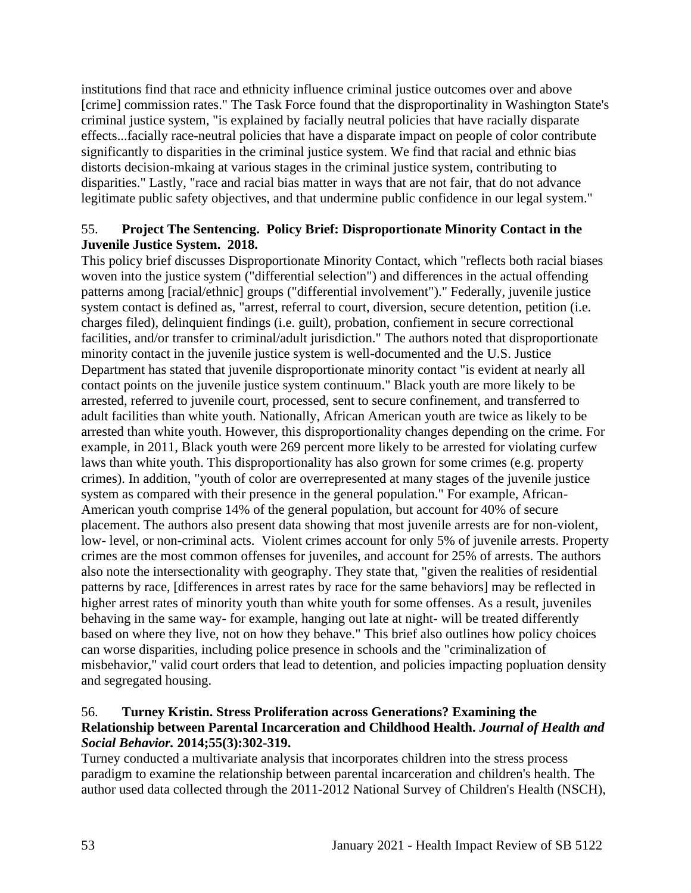institutions find that race and ethnicity influence criminal justice outcomes over and above [crime] commission rates." The Task Force found that the disproportinality in Washington State's criminal justice system, "is explained by facially neutral policies that have racially disparate effects...facially race-neutral policies that have a disparate impact on people of color contribute significantly to disparities in the criminal justice system. We find that racial and ethnic bias distorts decision-mkaing at various stages in the criminal justice system, contributing to disparities." Lastly, "race and racial bias matter in ways that are not fair, that do not advance legitimate public safety objectives, and that undermine public confidence in our legal system."

55. **Project The Sentencing. Policy Brief: Disproportionate Minority Contact in the Juvenile Justice System. 2018.**

This policy brief discusses Disproportionate Minority Contact, which "reflects both racial biases woven into the justice system ("differential selection") and differences in the actual offending patterns among [racial/ethnic] groups ("differential involvement")." Federally, juvenile justice system contact is defined as, "arrest, referral to court, diversion, secure detention, petition (i.e. charges filed), delinquient findings (i.e. guilt), probation, confiement in secure correctional facilities, and/or transfer to criminal/adult jurisdiction." The authors noted that disproportionate minority contact in the juvenile justice system is well-documented and the U.S. Justice Department has stated that juvenile disproportionate minority contact "is evident at nearly all contact points on the juvenile justice system continuum." Black youth are more likely to be arrested, referred to juvenile court, processed, sent to secure confinement, and transferred to adult facilities than white youth. Nationally, African American youth are twice as likely to be arrested than white youth. However, this disproportionality changes depending on the crime. For example, in 2011, Black youth were 269 percent more likely to be arrested for violating curfew laws than white youth. This disproportionality has also grown for some crimes (e.g. property crimes). In addition, "youth of color are overrepresented at many stages of the juvenile justice system as compared with their presence in the general population." For example, African-American youth comprise 14% of the general population, but account for 40% of secure placement. The authors also present data showing that most juvenile arrests are for non-violent, low- level, or non-criminal acts. Violent crimes account for only 5% of juvenile arrests. Property crimes are the most common offenses for juveniles, and account for 25% of arrests. The authors also note the intersectionality with geography. They state that, "given the realities of residential patterns by race, [differences in arrest rates by race for the same behaviors] may be reflected in higher arrest rates of minority youth than white youth for some offenses. As a result, juveniles behaving in the same way- for example, hanging out late at night- will be treated differently based on where they live, not on how they behave." This brief also outlines how policy choices can worse disparities, including police presence in schools and the "criminalization of misbehavior," valid court orders that lead to detention, and policies impacting popluation density and segregated housing.

56. **Turney Kristin. Stress Proliferation across Generations? Examining the Relationship between Parental Incarceration and Childhood Health. *Journal of Health and Social Behavior.* 2014;55(3):302-319.**

Turney conducted a multivariate analysis that incorporates children into the stress process paradigm to examine the relationship between parental incarceration and children's health. The author used data collected through the 2011-2012 National Survey of Children's Health (NSCH),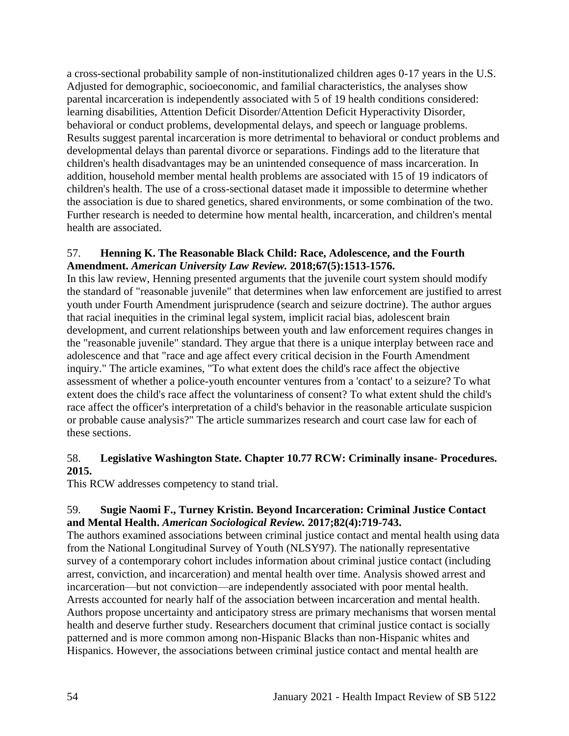a cross-sectional probability sample of non-institutionalized children ages 0-17 years in the U.S. Adjusted for demographic, socioeconomic, and familial characteristics, the analyses show parental incarceration is independently associated with 5 of 19 health conditions considered: learning disabilities, Attention Deficit Disorder/Attention Deficit Hyperactivity Disorder, behavioral or conduct problems, developmental delays, and speech or language problems. Results suggest parental incarceration is more detrimental to behavioral or conduct problems and developmental delays than parental divorce or separations. Findings add to the literature that children's health disadvantages may be an unintended consequence of mass incarceration. In addition, household member mental health problems are associated with 15 of 19 indicators of children's health. The use of a cross-sectional dataset made it impossible to determine whether the association is due to shared genetics, shared environments, or some combination of the two. Further research is needed to determine how mental health, incarceration, and children's mental health are associated.

57. **Henning K. The Reasonable Black Child: Race, Adolescence, and the Fourth Amendment.** ***American University Law Review.*** **2018;67(5):1513-1576.**
In this law review, Henning presented arguments that the juvenile court system should modify the standard of "reasonable juvenile" that determines when law enforcement are justified to arrest youth under Fourth Amendment jurisprudence (search and seizure doctrine). The author argues that racial inequities in the criminal legal system, implicit racial bias, adolescent brain development, and current relationships between youth and law enforcement requires changes in the "reasonable juvenile" standard. They argue that there is a unique interplay between race and adolescence and that "race and age affect every critical decision in the Fourth Amendment inquiry." The article examines, "To what extent does the child's race affect the objective assessment of whether a police-youth encounter ventures from a 'contact' to a seizure? To what extent does the child's race affect the voluntariness of consent? To what extent shuld the child's race affect the officer's interpretation of a child's behavior in the reasonable articulate suspicion or probable cause analysis?" The article summarizes research and court case law for each of these sections.

58. **Legislative Washington State. Chapter 10.77 RCW: Criminally insane- Procedures. 2015.**
This RCW addresses competency to stand trial.

59. **Sugie Naomi F., Turney Kristin. Beyond Incarceration: Criminal Justice Contact and Mental Health.** ***American Sociological Review.*** **2017;82(4):719-743.**
The authors examined associations between criminal justice contact and mental health using data from the National Longitudinal Survey of Youth (NLSY97). The nationally representative survey of a contemporary cohort includes information about criminal justice contact (including arrest, conviction, and incarceration) and mental health over time. Analysis showed arrest and incarceration—but not conviction—are independently associated with poor mental health. Arrests accounted for nearly half of the association between incarceration and mental health. Authors propose uncertainty and anticipatory stress are primary mechanisms that worsen mental health and deserve further study. Researchers document that criminal justice contact is socially patterned and is more common among non-Hispanic Blacks than non-Hispanic whites and Hispanics. However, the associations between criminal justice contact and mental health are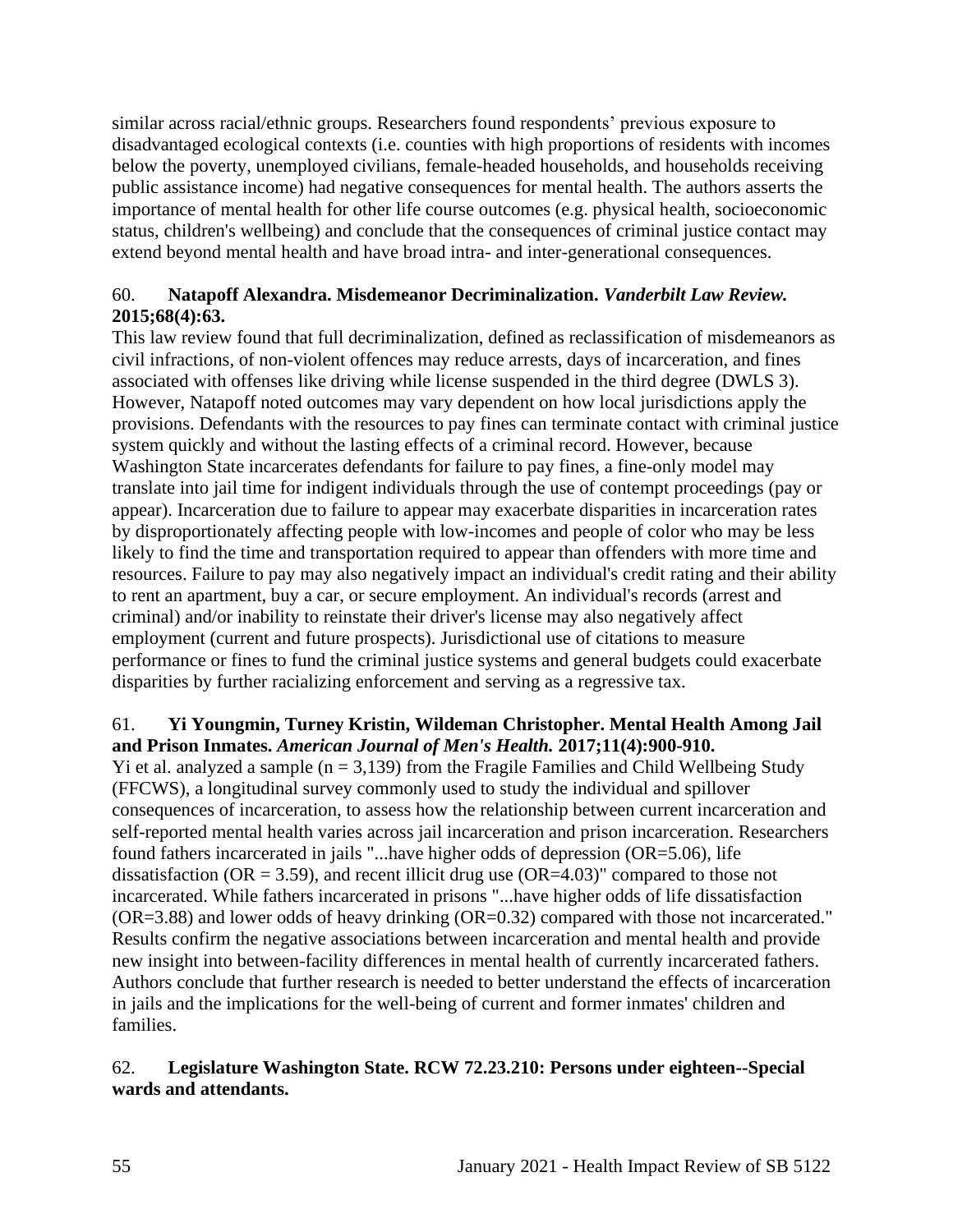similar across racial/ethnic groups. Researchers found respondents' previous exposure to disadvantaged ecological contexts (i.e. counties with high proportions of residents with incomes below the poverty, unemployed civilians, female-headed households, and households receiving public assistance income) had negative consequences for mental health. The authors asserts the importance of mental health for other life course outcomes (e.g. physical health, socioeconomic status, children's wellbeing) and conclude that the consequences of criminal justice contact may extend beyond mental health and have broad intra- and inter-generational consequences.

60. **Natapoff Alexandra. Misdemeanor Decriminalization. *Vanderbilt Law Review.* 2015;68(4):63.**

This law review found that full decriminalization, defined as reclassification of misdemeanors as civil infractions, of non-violent offences may reduce arrests, days of incarceration, and fines associated with offenses like driving while license suspended in the third degree (DWLS 3). However, Natapoff noted outcomes may vary dependent on how local jurisdictions apply the provisions. Defendants with the resources to pay fines can terminate contact with criminal justice system quickly and without the lasting effects of a criminal record. However, because Washington State incarcerates defendants for failure to pay fines, a fine-only model may translate into jail time for indigent individuals through the use of contempt proceedings (pay or appear). Incarceration due to failure to appear may exacerbate disparities in incarceration rates by disproportionately affecting people with low-incomes and people of color who may be less likely to find the time and transportation required to appear than offenders with more time and resources. Failure to pay may also negatively impact an individual's credit rating and their ability to rent an apartment, buy a car, or secure employment. An individual's records (arrest and criminal) and/or inability to reinstate their driver's license may also negatively affect employment (current and future prospects). Jurisdictional use of citations to measure performance or fines to fund the criminal justice systems and general budgets could exacerbate disparities by further racializing enforcement and serving as a regressive tax.

61. **Yi Youngmin, Turney Kristin, Wildeman Christopher. Mental Health Among Jail and Prison Inmates. *American Journal of Men's Health.* 2017;11(4):900-910.**

Yi et al. analyzed a sample (n = 3,139) from the Fragile Families and Child Wellbeing Study (FFCWS), a longitudinal survey commonly used to study the individual and spillover consequences of incarceration, to assess how the relationship between current incarceration and self-reported mental health varies across jail incarceration and prison incarceration. Researchers found fathers incarcerated in jails "...have higher odds of depression (OR=5.06), life dissatisfaction (OR = 3.59), and recent illicit drug use (OR=4.03)" compared to those not incarcerated. While fathers incarcerated in prisons "...have higher odds of life dissatisfaction (OR=3.88) and lower odds of heavy drinking (OR=0.32) compared with those not incarcerated." Results confirm the negative associations between incarceration and mental health and provide new insight into between-facility differences in mental health of currently incarcerated fathers. Authors conclude that further research is needed to better understand the effects of incarceration in jails and the implications for the well-being of current and former inmates' children and families.

62. **Legislature Washington State. RCW 72.23.210: Persons under eighteen--Special wards and attendants.**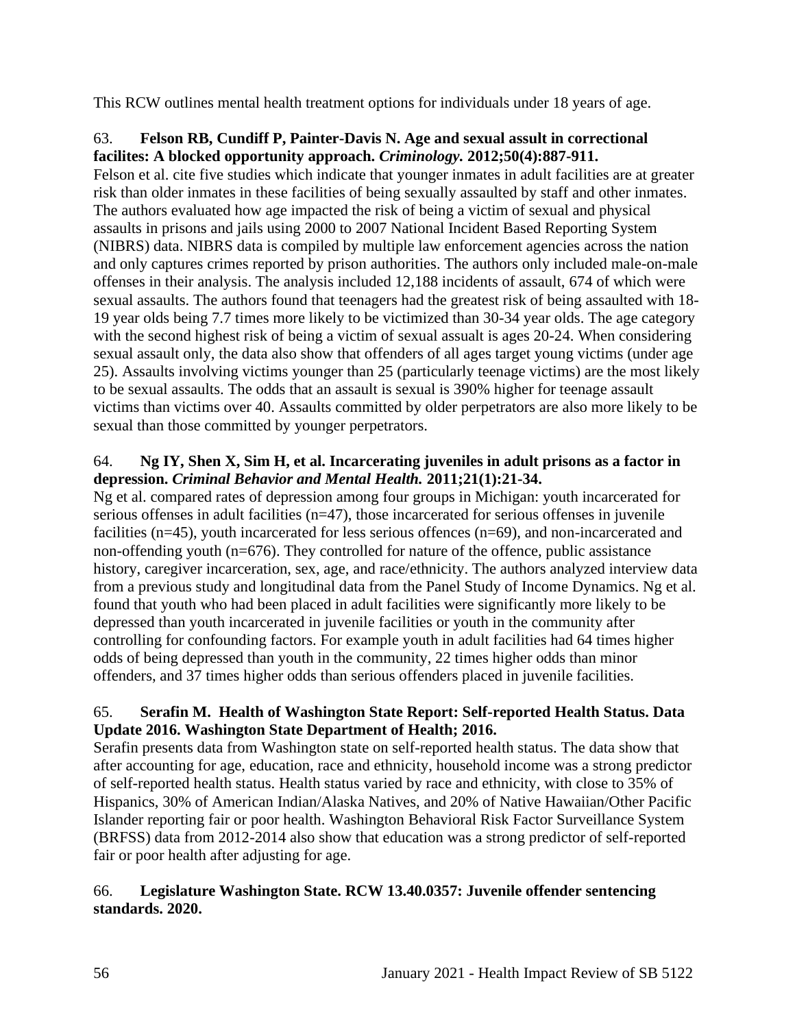This RCW outlines mental health treatment options for individuals under 18 years of age.

63. **Felson RB, Cundiff P, Painter-Davis N. Age and sexual assult in correctional facilites: A blocked opportunity approach. *Criminology.* 2012;50(4):887-911.**
Felson et al. cite five studies which indicate that younger inmates in adult facilities are at greater risk than older inmates in these facilities of being sexually assaulted by staff and other inmates. The authors evaluated how age impacted the risk of being a victim of sexual and physical assaults in prisons and jails using 2000 to 2007 National Incident Based Reporting System (NIBRS) data. NIBRS data is compiled by multiple law enforcement agencies across the nation and only captures crimes reported by prison authorities. The authors only included male-on-male offenses in their analysis. The analysis included 12,188 incidents of assault, 674 of which were sexual assaults. The authors found that teenagers had the greatest risk of being assaulted with 18-19 year olds being 7.7 times more likely to be victimized than 30-34 year olds. The age category with the second highest risk of being a victim of sexual assualt is ages 20-24. When considering sexual assault only, the data also show that offenders of all ages target young victims (under age 25). Assaults involving victims younger than 25 (particularly teenage victims) are the most likely to be sexual assaults. The odds that an assault is sexual is 390% higher for teenage assault victims than victims over 40. Assaults committed by older perpetrators are also more likely to be sexual than those committed by younger perpetrators.

64. **Ng IY, Shen X, Sim H, et al. Incarcerating juveniles in adult prisons as a factor in depression. *Criminal Behavior and Mental Health.* 2011;21(1):21-34.**
Ng et al. compared rates of depression among four groups in Michigan: youth incarcerated for serious offenses in adult facilities (n=47), those incarcerated for serious offenses in juvenile facilities (n=45), youth incarcerated for less serious offences (n=69), and non-incarcerated and non-offending youth (n=676). They controlled for nature of the offence, public assistance history, caregiver incarceration, sex, age, and race/ethnicity. The authors analyzed interview data from a previous study and longitudinal data from the Panel Study of Income Dynamics. Ng et al. found that youth who had been placed in adult facilities were significantly more likely to be depressed than youth incarcerated in juvenile facilities or youth in the community after controlling for confounding factors. For example youth in adult facilities had 64 times higher odds of being depressed than youth in the community, 22 times higher odds than minor offenders, and 37 times higher odds than serious offenders placed in juvenile facilities.

65. **Serafin M. Health of Washington State Report: Self-reported Health Status. Data Update 2016. Washington State Department of Health; 2016.**
Serafin presents data from Washington state on self-reported health status. The data show that after accounting for age, education, race and ethnicity, household income was a strong predictor of self-reported health status. Health status varied by race and ethnicity, with close to 35% of Hispanics, 30% of American Indian/Alaska Natives, and 20% of Native Hawaiian/Other Pacific Islander reporting fair or poor health. Washington Behavioral Risk Factor Surveillance System (BRFSS) data from 2012-2014 also show that education was a strong predictor of self-reported fair or poor health after adjusting for age.

66. **Legislature Washington State. RCW 13.40.0357: Juvenile offender sentencing standards. 2020.**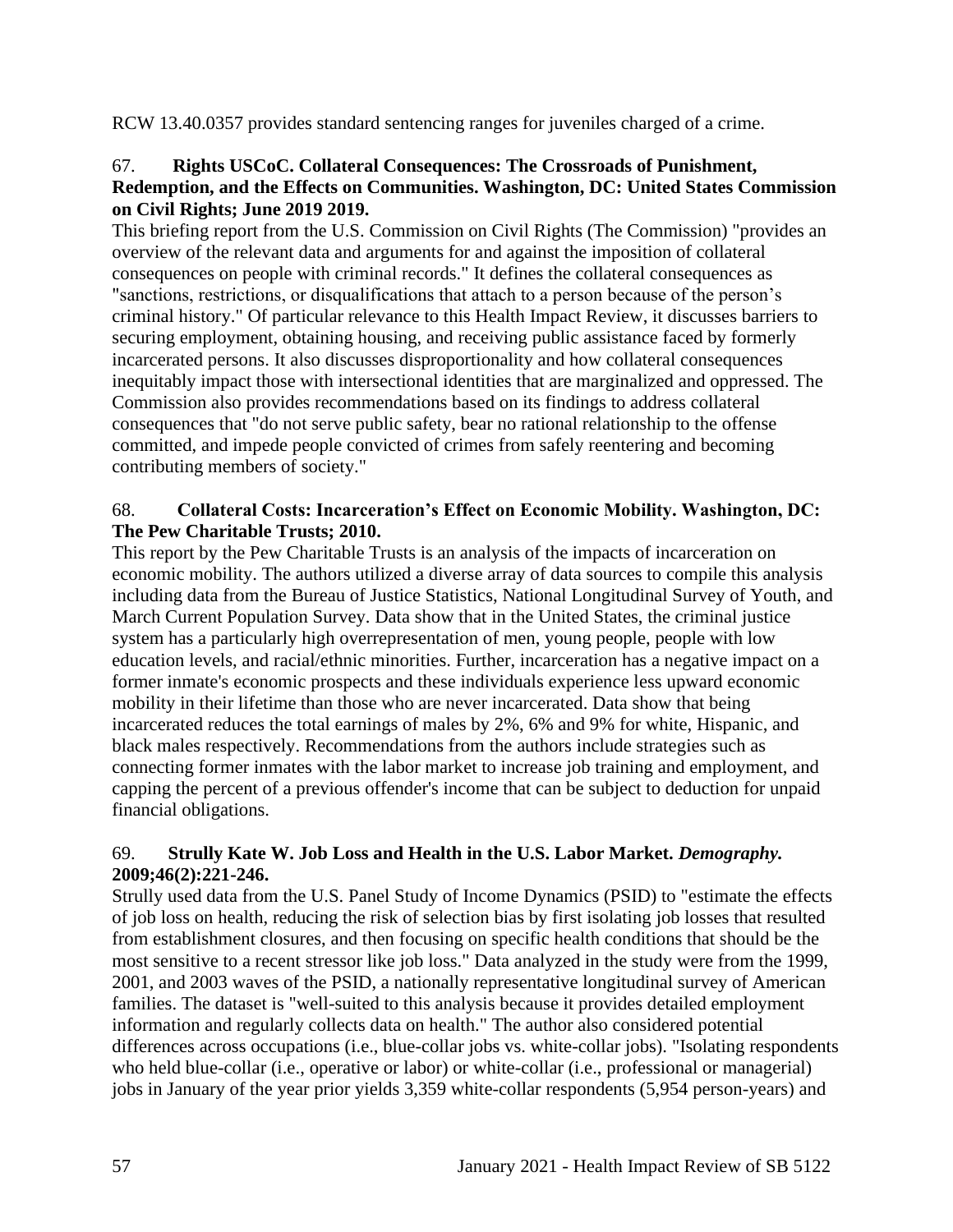RCW 13.40.0357 provides standard sentencing ranges for juveniles charged of a crime.

67. **Rights USCoC. Collateral Consequences: The Crossroads of Punishment, Redemption, and the Effects on Communities. Washington, DC: United States Commission on Civil Rights; June 2019 2019.**

This briefing report from the U.S. Commission on Civil Rights (The Commission) "provides an overview of the relevant data and arguments for and against the imposition of collateral consequences on people with criminal records." It defines the collateral consequences as "sanctions, restrictions, or disqualifications that attach to a person because of the person's criminal history." Of particular relevance to this Health Impact Review, it discusses barriers to securing employment, obtaining housing, and receiving public assistance faced by formerly incarcerated persons. It also discusses disproportionality and how collateral consequences inequitably impact those with intersectional identities that are marginalized and oppressed. The Commission also provides recommendations based on its findings to address collateral consequences that "do not serve public safety, bear no rational relationship to the offense committed, and impede people convicted of crimes from safely reentering and becoming contributing members of society."

68. **Collateral Costs: Incarceration's Effect on Economic Mobility. Washington, DC: The Pew Charitable Trusts; 2010.**

This report by the Pew Charitable Trusts is an analysis of the impacts of incarceration on economic mobility. The authors utilized a diverse array of data sources to compile this analysis including data from the Bureau of Justice Statistics, National Longitudinal Survey of Youth, and March Current Population Survey. Data show that in the United States, the criminal justice system has a particularly high overrepresentation of men, young people, people with low education levels, and racial/ethnic minorities. Further, incarceration has a negative impact on a former inmate's economic prospects and these individuals experience less upward economic mobility in their lifetime than those who are never incarcerated. Data show that being incarcerated reduces the total earnings of males by 2%, 6% and 9% for white, Hispanic, and black males respectively. Recommendations from the authors include strategies such as connecting former inmates with the labor market to increase job training and employment, and capping the percent of a previous offender's income that can be subject to deduction for unpaid financial obligations.

69. **Strully Kate W. Job Loss and Health in the U.S. Labor Market. *Demography.* 2009;46(2):221-246.**

Strully used data from the U.S. Panel Study of Income Dynamics (PSID) to "estimate the effects of job loss on health, reducing the risk of selection bias by first isolating job losses that resulted from establishment closures, and then focusing on specific health conditions that should be the most sensitive to a recent stressor like job loss." Data analyzed in the study were from the 1999, 2001, and 2003 waves of the PSID, a nationally representative longitudinal survey of American families. The dataset is "well-suited to this analysis because it provides detailed employment information and regularly collects data on health." The author also considered potential differences across occupations (i.e., blue-collar jobs vs. white-collar jobs). "Isolating respondents who held blue-collar (i.e., operative or labor) or white-collar (i.e., professional or managerial) jobs in January of the year prior yields 3,359 white-collar respondents (5,954 person-years) and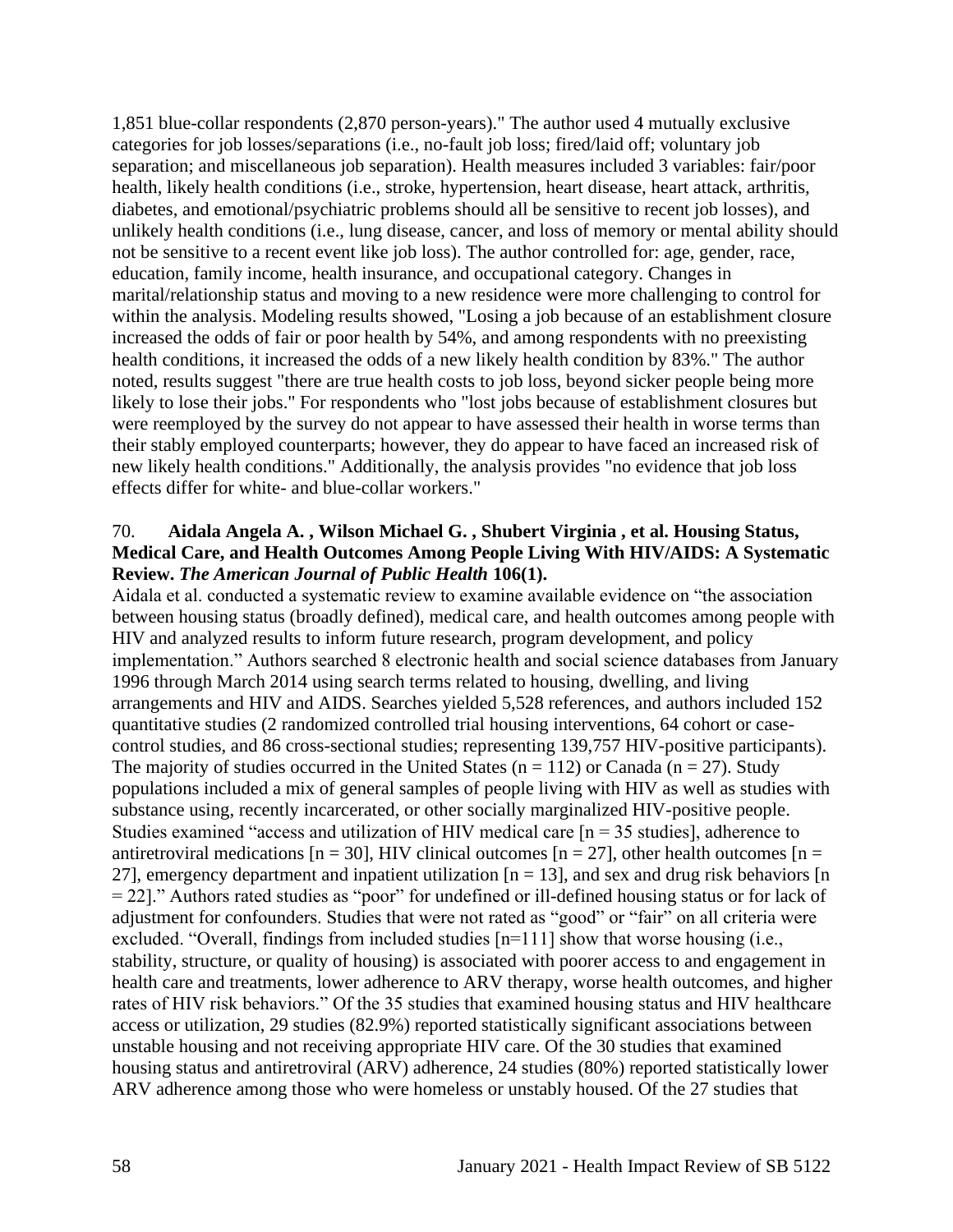1,851 blue-collar respondents (2,870 person-years)." The author used 4 mutually exclusive categories for job losses/separations (i.e., no-fault job loss; fired/laid off; voluntary job separation; and miscellaneous job separation). Health measures included 3 variables: fair/poor health, likely health conditions (i.e., stroke, hypertension, heart disease, heart attack, arthritis, diabetes, and emotional/psychiatric problems should all be sensitive to recent job losses), and unlikely health conditions (i.e., lung disease, cancer, and loss of memory or mental ability should not be sensitive to a recent event like job loss). The author controlled for: age, gender, race, education, family income, health insurance, and occupational category. Changes in marital/relationship status and moving to a new residence were more challenging to control for within the analysis. Modeling results showed, "Losing a job because of an establishment closure increased the odds of fair or poor health by 54%, and among respondents with no preexisting health conditions, it increased the odds of a new likely health condition by 83%." The author noted, results suggest "there are true health costs to job loss, beyond sicker people being more likely to lose their jobs." For respondents who "lost jobs because of establishment closures but were reemployed by the survey do not appear to have assessed their health in worse terms than their stably employed counterparts; however, they do appear to have faced an increased risk of new likely health conditions." Additionally, the analysis provides "no evidence that job loss effects differ for white- and blue-collar workers."

70. **Aidala Angela A. , Wilson Michael G. , Shubert Virginia , et al. Housing Status, Medical Care, and Health Outcomes Among People Living With HIV/AIDS: A Systematic Review.** ***The American Journal of Public Health*** **106(1).**

Aidala et al. conducted a systematic review to examine available evidence on "the association between housing status (broadly defined), medical care, and health outcomes among people with HIV and analyzed results to inform future research, program development, and policy implementation." Authors searched 8 electronic health and social science databases from January 1996 through March 2014 using search terms related to housing, dwelling, and living arrangements and HIV and AIDS. Searches yielded 5,528 references, and authors included 152 quantitative studies (2 randomized controlled trial housing interventions, 64 cohort or case-control studies, and 86 cross-sectional studies; representing 139,757 HIV-positive participants). The majority of studies occurred in the United States (n = 112) or Canada (n = 27). Study populations included a mix of general samples of people living with HIV as well as studies with substance using, recently incarcerated, or other socially marginalized HIV-positive people. Studies examined "access and utilization of HIV medical care [n = 35 studies], adherence to antiretroviral medications [n = 30], HIV clinical outcomes [n = 27], other health outcomes [n = 27], emergency department and inpatient utilization [n = 13], and sex and drug risk behaviors [n = 22]." Authors rated studies as "poor" for undefined or ill-defined housing status or for lack of adjustment for confounders. Studies that were not rated as "good" or "fair" on all criteria were excluded. "Overall, findings from included studies [n=111] show that worse housing (i.e., stability, structure, or quality of housing) is associated with poorer access to and engagement in health care and treatments, lower adherence to ARV therapy, worse health outcomes, and higher rates of HIV risk behaviors." Of the 35 studies that examined housing status and HIV healthcare access or utilization, 29 studies (82.9%) reported statistically significant associations between unstable housing and not receiving appropriate HIV care. Of the 30 studies that examined housing status and antiretroviral (ARV) adherence, 24 studies (80%) reported statistically lower ARV adherence among those who were homeless or unstably housed. Of the 27 studies that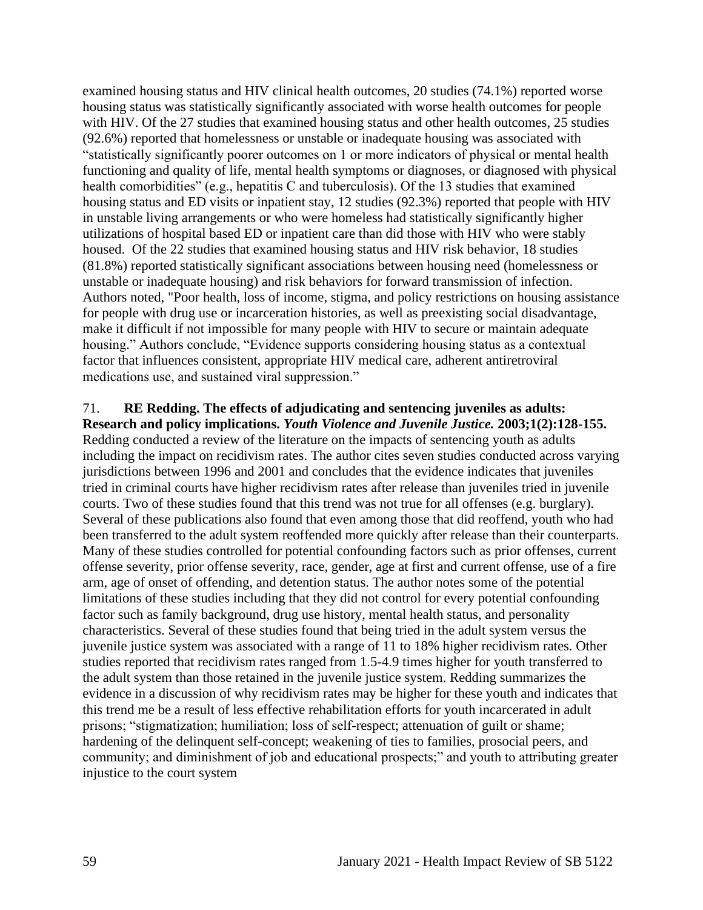examined housing status and HIV clinical health outcomes, 20 studies (74.1%) reported worse housing status was statistically significantly associated with worse health outcomes for people with HIV. Of the 27 studies that examined housing status and other health outcomes, 25 studies (92.6%) reported that homelessness or unstable or inadequate housing was associated with "statistically significantly poorer outcomes on 1 or more indicators of physical or mental health functioning and quality of life, mental health symptoms or diagnoses, or diagnosed with physical health comorbidities" (e.g., hepatitis C and tuberculosis). Of the 13 studies that examined housing status and ED visits or inpatient stay, 12 studies (92.3%) reported that people with HIV in unstable living arrangements or who were homeless had statistically significantly higher utilizations of hospital based ED or inpatient care than did those with HIV who were stably housed. Of the 22 studies that examined housing status and HIV risk behavior, 18 studies (81.8%) reported statistically significant associations between housing need (homelessness or unstable or inadequate housing) and risk behaviors for forward transmission of infection. Authors noted, "Poor health, loss of income, stigma, and policy restrictions on housing assistance for people with drug use or incarceration histories, as well as preexisting social disadvantage, make it difficult if not impossible for many people with HIV to secure or maintain adequate housing." Authors conclude, "Evidence supports considering housing status as a contextual factor that influences consistent, appropriate HIV medical care, adherent antiretroviral medications use, and sustained viral suppression."

71. **RE Redding. The effects of adjudicating and sentencing juveniles as adults: Research and policy implications. *Youth Violence and Juvenile Justice.* 2003;1(2):128-155.**
Redding conducted a review of the literature on the impacts of sentencing youth as adults including the impact on recidivism rates. The author cites seven studies conducted across varying jurisdictions between 1996 and 2001 and concludes that the evidence indicates that juveniles tried in criminal courts have higher recidivism rates after release than juveniles tried in juvenile courts. Two of these studies found that this trend was not true for all offenses (e.g. burglary). Several of these publications also found that even among those that did reoffend, youth who had been transferred to the adult system reoffended more quickly after release than their counterparts. Many of these studies controlled for potential confounding factors such as prior offenses, current offense severity, prior offense severity, race, gender, age at first and current offense, use of a fire arm, age of onset of offending, and detention status. The author notes some of the potential limitations of these studies including that they did not control for every potential confounding factor such as family background, drug use history, mental health status, and personality characteristics. Several of these studies found that being tried in the adult system versus the juvenile justice system was associated with a range of 11 to 18% higher recidivism rates. Other studies reported that recidivism rates ranged from 1.5-4.9 times higher for youth transferred to the adult system than those retained in the juvenile justice system. Redding summarizes the evidence in a discussion of why recidivism rates may be higher for these youth and indicates that this trend me be a result of less effective rehabilitation efforts for youth incarcerated in adult prisons; "stigmatization; humiliation; loss of self-respect; attenuation of guilt or shame; hardening of the delinquent self-concept; weakening of ties to families, prosocial peers, and community; and diminishment of job and educational prospects;" and youth to attributing greater injustice to the court system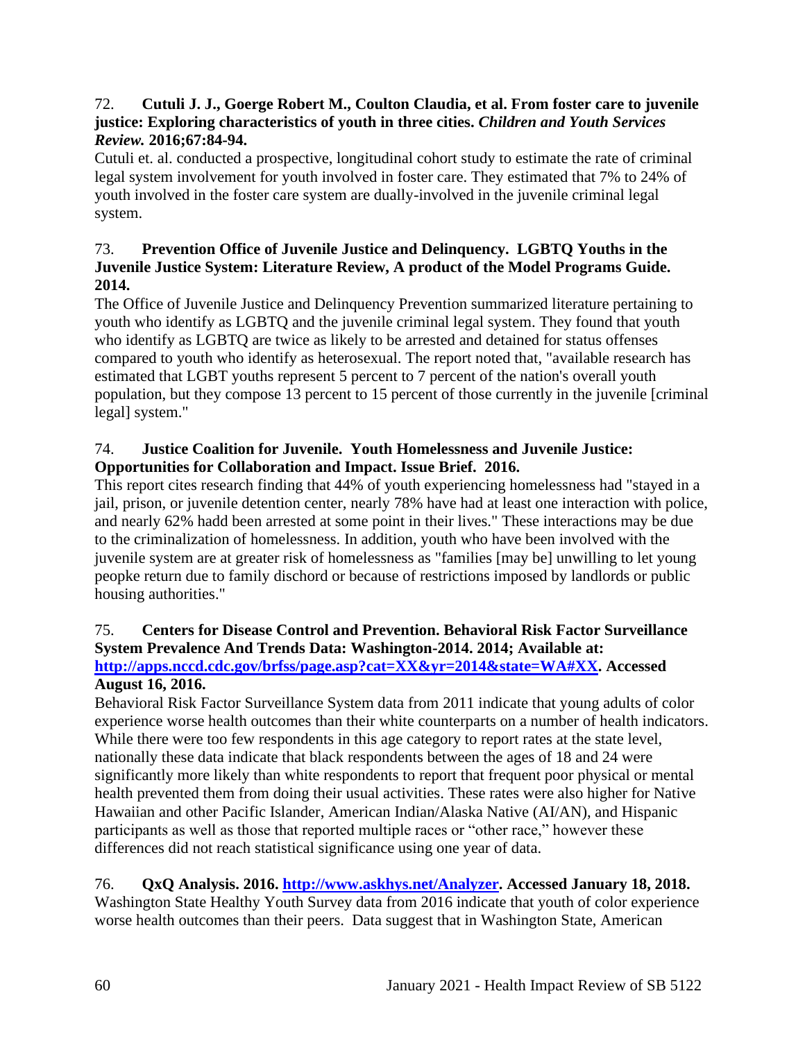72. **Cutuli J. J., Goerge Robert M., Coulton Claudia, et al. From foster care to juvenile justice: Exploring characteristics of youth in three cities.** ***Children and Youth Services Review.*** **2016;67:84-94.**

Cutuli et. al. conducted a prospective, longitudinal cohort study to estimate the rate of criminal legal system involvement for youth involved in foster care. They estimated that 7% to 24% of youth involved in the foster care system are dually-involved in the juvenile criminal legal system.

73. **Prevention Office of Juvenile Justice and Delinquency. LGBTQ Youths in the Juvenile Justice System: Literature Review, A product of the Model Programs Guide. 2014.**

The Office of Juvenile Justice and Delinquency Prevention summarized literature pertaining to youth who identify as LGBTQ and the juvenile criminal legal system. They found that youth who identify as LGBTQ are twice as likely to be arrested and detained for status offenses compared to youth who identify as heterosexual. The report noted that, "available research has estimated that LGBT youths represent 5 percent to 7 percent of the nation's overall youth population, but they compose 13 percent to 15 percent of those currently in the juvenile [criminal legal] system."

74. **Justice Coalition for Juvenile. Youth Homelessness and Juvenile Justice: Opportunities for Collaboration and Impact. Issue Brief. 2016.**

This report cites research finding that 44% of youth experiencing homelessness had "stayed in a jail, prison, or juvenile detention center, nearly 78% have had at least one interaction with police, and nearly 62% hadd been arrested at some point in their lives." These interactions may be due to the criminalization of homelessness. In addition, youth who have been involved with the juvenile system are at greater risk of homelessness as "families [may be] unwilling to let young peopke return due to family dischord or because of restrictions imposed by landlords or public housing authorities."

75. **Centers for Disease Control and Prevention. Behavioral Risk Factor Surveillance System Prevalence And Trends Data: Washington-2014. 2014; Available at: [http://apps.nccd.cdc.gov/brfss/page.asp?cat=XX&yr=2014&state=WA#XX](http://apps.nccd.cdc.gov/brfss/page.asp?cat=XX&yr=2014&state=WA#XX). Accessed August 16, 2016.**

Behavioral Risk Factor Surveillance System data from 2011 indicate that young adults of color experience worse health outcomes than their white counterparts on a number of health indicators. While there were too few respondents in this age category to report rates at the state level, nationally these data indicate that black respondents between the ages of 18 and 24 were significantly more likely than white respondents to report that frequent poor physical or mental health prevented them from doing their usual activities. These rates were also higher for Native Hawaiian and other Pacific Islander, American Indian/Alaska Native (AI/AN), and Hispanic participants as well as those that reported multiple races or "other race," however these differences did not reach statistical significance using one year of data.

76. **QxQ Analysis. 2016. [http://www.askhys.net/Analyzer](http://www.askhys.net/Analyzer). Accessed January 18, 2018.**

Washington State Healthy Youth Survey data from 2016 indicate that youth of color experience worse health outcomes than their peers. Data suggest that in Washington State, American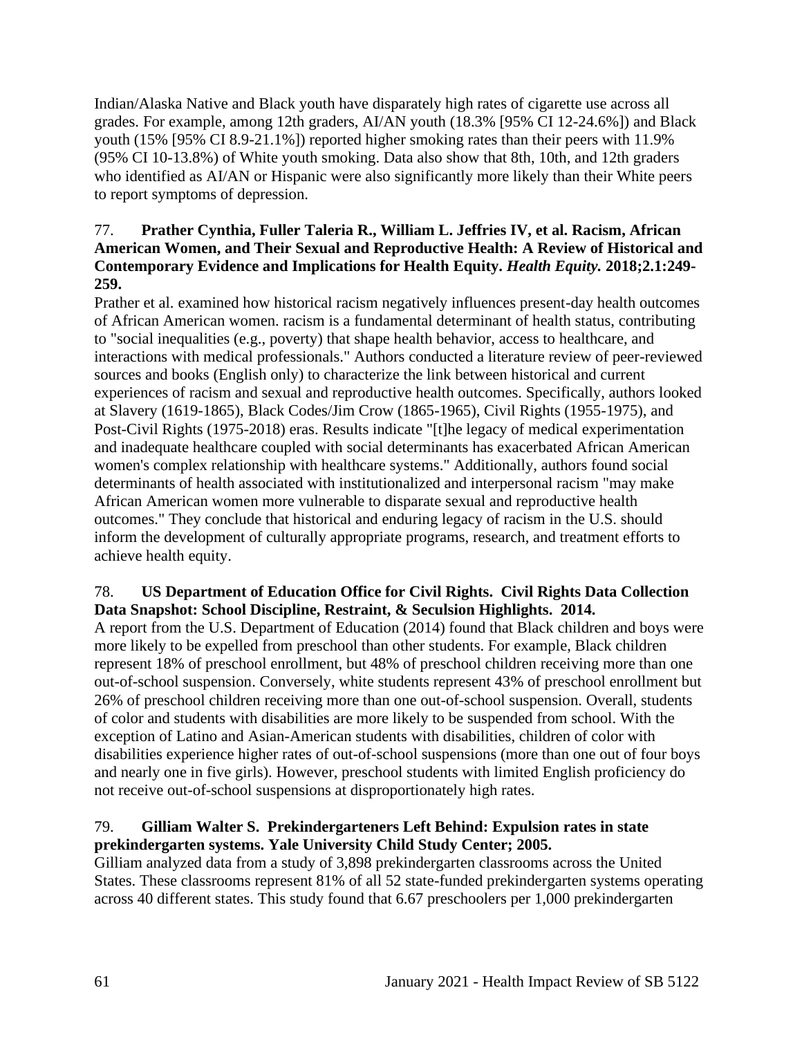Indian/Alaska Native and Black youth have disparately high rates of cigarette use across all grades. For example, among 12th graders, AI/AN youth (18.3% [95% CI 12-24.6%]) and Black youth (15% [95% CI 8.9-21.1%]) reported higher smoking rates than their peers with 11.9% (95% CI 10-13.8%) of White youth smoking. Data also show that 8th, 10th, and 12th graders who identified as AI/AN or Hispanic were also significantly more likely than their White peers to report symptoms of depression.

77. **Prather Cynthia, Fuller Taleria R., William L. Jeffries IV, et al. Racism, African American Women, and Their Sexual and Reproductive Health: A Review of Historical and Contemporary Evidence and Implications for Health Equity. *Health Equity.* 2018;2.1:249-259.**

Prather et al. examined how historical racism negatively influences present-day health outcomes of African American women. racism is a fundamental determinant of health status, contributing to "social inequalities (e.g., poverty) that shape health behavior, access to healthcare, and interactions with medical professionals." Authors conducted a literature review of peer-reviewed sources and books (English only) to characterize the link between historical and current experiences of racism and sexual and reproductive health outcomes. Specifically, authors looked at Slavery (1619-1865), Black Codes/Jim Crow (1865-1965), Civil Rights (1955-1975), and Post-Civil Rights (1975-2018) eras. Results indicate "[t]he legacy of medical experimentation and inadequate healthcare coupled with social determinants has exacerbated African American women's complex relationship with healthcare systems." Additionally, authors found social determinants of health associated with institutionalized and interpersonal racism "may make African American women more vulnerable to disparate sexual and reproductive health outcomes." They conclude that historical and enduring legacy of racism in the U.S. should inform the development of culturally appropriate programs, research, and treatment efforts to achieve health equity.

78. **US Department of Education Office for Civil Rights. Civil Rights Data Collection Data Snapshot: School Discipline, Restraint, & Seculsion Highlights. 2014.**

A report from the U.S. Department of Education (2014) found that Black children and boys were more likely to be expelled from preschool than other students. For example, Black children represent 18% of preschool enrollment, but 48% of preschool children receiving more than one out-of-school suspension. Conversely, white students represent 43% of preschool enrollment but 26% of preschool children receiving more than one out-of-school suspension. Overall, students of color and students with disabilities are more likely to be suspended from school. With the exception of Latino and Asian-American students with disabilities, children of color with disabilities experience higher rates of out-of-school suspensions (more than one out of four boys and nearly one in five girls). However, preschool students with limited English proficiency do not receive out-of-school suspensions at disproportionately high rates.

79. **Gilliam Walter S. Prekindergarteners Left Behind: Expulsion rates in state prekindergarten systems. Yale University Child Study Center; 2005.**

Gilliam analyzed data from a study of 3,898 prekindergarten classrooms across the United States. These classrooms represent 81% of all 52 state-funded prekindergarten systems operating across 40 different states. This study found that 6.67 preschoolers per 1,000 prekindergarten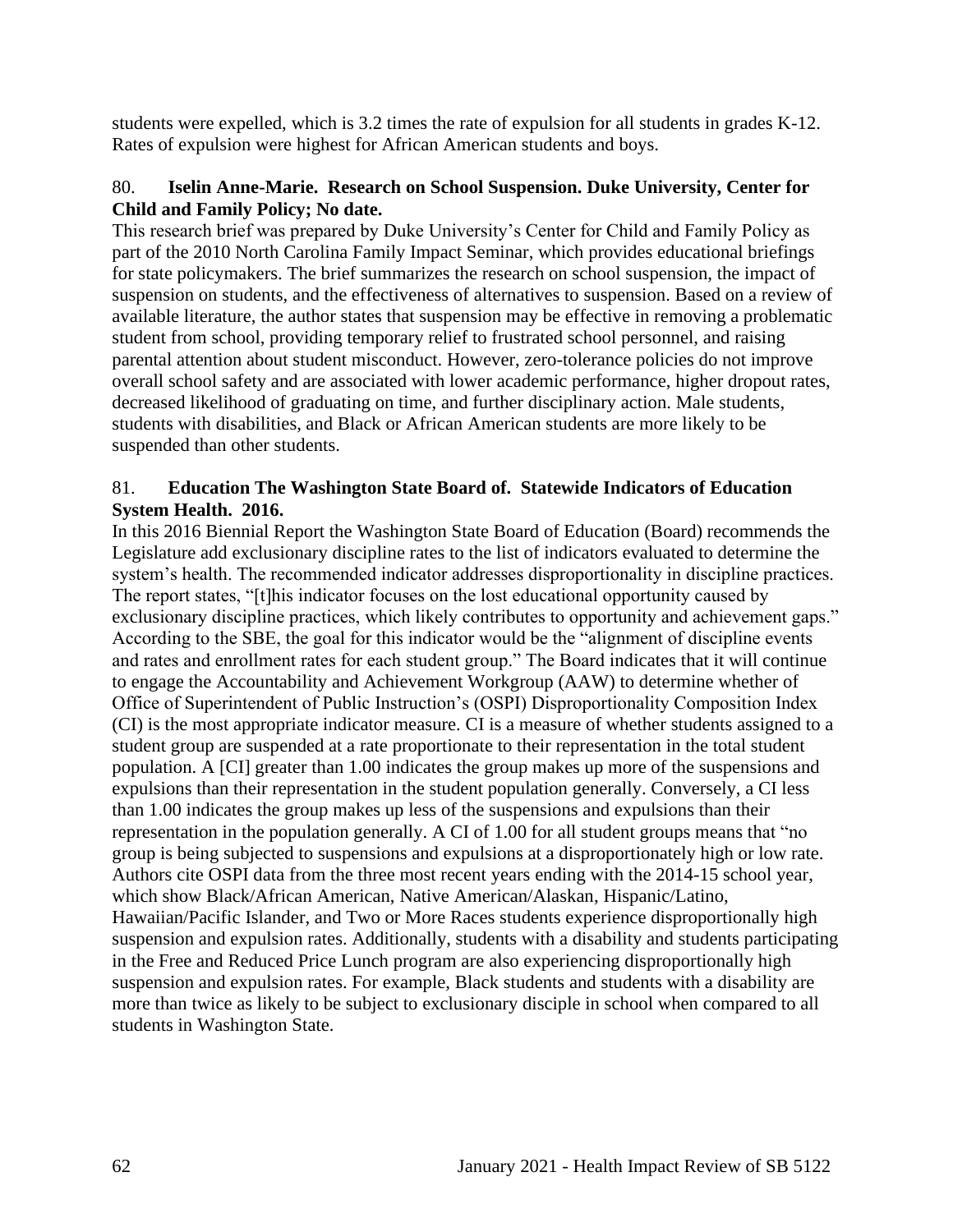students were expelled, which is 3.2 times the rate of expulsion for all students in grades K-12. Rates of expulsion were highest for African American students and boys.

80. **Iselin Anne-Marie. Research on School Suspension. Duke University, Center for Child and Family Policy; No date.**

This research brief was prepared by Duke University's Center for Child and Family Policy as part of the 2010 North Carolina Family Impact Seminar, which provides educational briefings for state policymakers. The brief summarizes the research on school suspension, the impact of suspension on students, and the effectiveness of alternatives to suspension. Based on a review of available literature, the author states that suspension may be effective in removing a problematic student from school, providing temporary relief to frustrated school personnel, and raising parental attention about student misconduct. However, zero-tolerance policies do not improve overall school safety and are associated with lower academic performance, higher dropout rates, decreased likelihood of graduating on time, and further disciplinary action. Male students, students with disabilities, and Black or African American students are more likely to be suspended than other students.

81. **Education The Washington State Board of. Statewide Indicators of Education System Health. 2016.**

In this 2016 Biennial Report the Washington State Board of Education (Board) recommends the Legislature add exclusionary discipline rates to the list of indicators evaluated to determine the system's health. The recommended indicator addresses disproportionality in discipline practices. The report states, "[t]his indicator focuses on the lost educational opportunity caused by exclusionary discipline practices, which likely contributes to opportunity and achievement gaps." According to the SBE, the goal for this indicator would be the "alignment of discipline events and rates and enrollment rates for each student group." The Board indicates that it will continue to engage the Accountability and Achievement Workgroup (AAW) to determine whether of Office of Superintendent of Public Instruction's (OSPI) Disproportionality Composition Index (CI) is the most appropriate indicator measure. CI is a measure of whether students assigned to a student group are suspended at a rate proportionate to their representation in the total student population. A [CI] greater than 1.00 indicates the group makes up more of the suspensions and expulsions than their representation in the student population generally. Conversely, a CI less than 1.00 indicates the group makes up less of the suspensions and expulsions than their representation in the population generally. A CI of 1.00 for all student groups means that "no group is being subjected to suspensions and expulsions at a disproportionately high or low rate. Authors cite OSPI data from the three most recent years ending with the 2014-15 school year, which show Black/African American, Native American/Alaskan, Hispanic/Latino, Hawaiian/Pacific Islander, and Two or More Races students experience disproportionally high suspension and expulsion rates. Additionally, students with a disability and students participating in the Free and Reduced Price Lunch program are also experiencing disproportionately high suspension and expulsion rates. For example, Black students and students with a disability are more than twice as likely to be subject to exclusionary disciple in school when compared to all students in Washington State.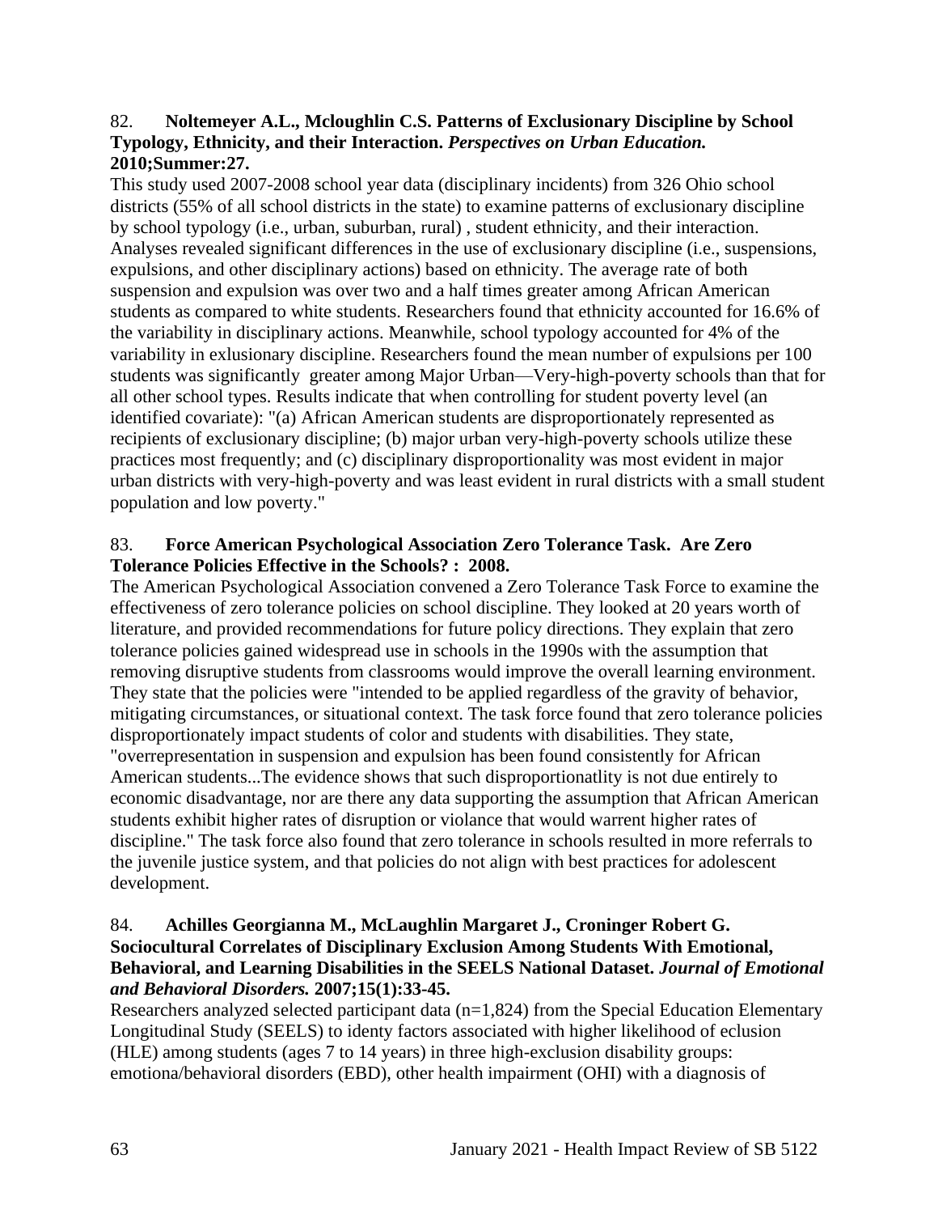82. **Noltemeyer A.L., Mcloughlin C.S. Patterns of Exclusionary Discipline by School Typology, Ethnicity, and their Interaction.** ***Perspectives on Urban Education.*** **2010;Summer:27.**

This study used 2007-2008 school year data (disciplinary incidents) from 326 Ohio school districts (55% of all school districts in the state) to examine patterns of exclusionary discipline by school typology (i.e., urban, suburban, rural) , student ethnicity, and their interaction. Analyses revealed significant differences in the use of exclusionary discipline (i.e., suspensions, expulsions, and other disciplinary actions) based on ethnicity. The average rate of both suspension and expulsion was over two and a half times greater among African American students as compared to white students. Researchers found that ethnicity accounted for 16.6% of the variability in disciplinary actions. Meanwhile, school typology accounted for 4% of the variability in exlusionary discipline. Researchers found the mean number of expulsions per 100 students was significantly greater among Major Urban—Very-high-poverty schools than that for all other school types. Results indicate that when controlling for student poverty level (an identified covariate): "(a) African American students are disproportionately represented as recipients of exclusionary discipline; (b) major urban very-high-poverty schools utilize these practices most frequently; and (c) disciplinary disproportionality was most evident in major urban districts with very-high-poverty and was least evident in rural districts with a small student population and low poverty."

83. **Force American Psychological Association Zero Tolerance Task. Are Zero Tolerance Policies Effective in the Schools? : 2008.**

The American Psychological Association convened a Zero Tolerance Task Force to examine the effectiveness of zero tolerance policies on school discipline. They looked at 20 years worth of literature, and provided recommendations for future policy directions. They explain that zero tolerance policies gained widespread use in schools in the 1990s with the assumption that removing disruptive students from classrooms would improve the overall learning environment. They state that the policies were "intended to be applied regardless of the gravity of behavior, mitigating circumstances, or situational context. The task force found that zero tolerance policies disproportionately impact students of color and students with disabilities. They state, "overrepresentation in suspension and expulsion has been found consistently for African American students...The evidence shows that such disproportionatlity is not due entirely to economic disadvantage, nor are there any data supporting the assumption that African American students exhibit higher rates of disruption or violance that would warrent higher rates of discipline." The task force also found that zero tolerance in schools resulted in more referrals to the juvenile justice system, and that policies do not align with best practices for adolescent development.

84. **Achilles Georgianna M., McLaughlin Margaret J., Croninger Robert G. Sociocultural Correlates of Disciplinary Exclusion Among Students With Emotional, Behavioral, and Learning Disabilities in the SEELS National Dataset.** ***Journal of Emotional and Behavioral Disorders.*** **2007;15(1):33-45.**

Researchers analyzed selected participant data (n=1,824) from the Special Education Elementary Longitudinal Study (SEELS) to identy factors associated with higher likelihood of eclusion (HLE) among students (ages 7 to 14 years) in three high-exclusion disability groups: emotiona/behavioral disorders (EBD), other health impairment (OHI) with a diagnosis of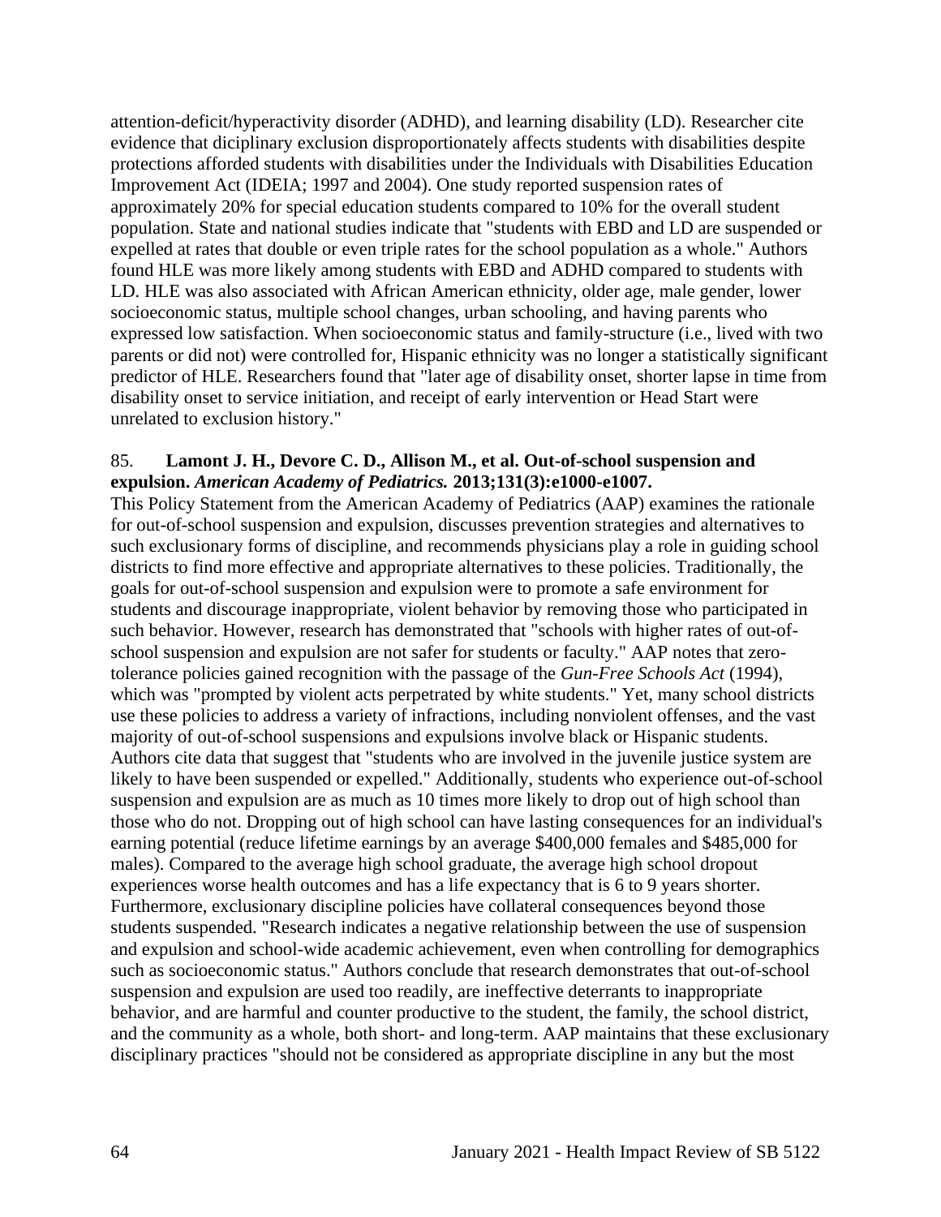attention-deficit/hyperactivity disorder (ADHD), and learning disability (LD). Researcher cite evidence that diciplinary exclusion disproportionately affects students with disabilities despite protections afforded students with disabilities under the Individuals with Disabilities Education Improvement Act (IDEIA; 1997 and 2004). One study reported suspension rates of approximately 20% for special education students compared to 10% for the overall student population. State and national studies indicate that "students with EBD and LD are suspended or expelled at rates that double or even triple rates for the school population as a whole." Authors found HLE was more likely among students with EBD and ADHD compared to students with LD. HLE was also associated with African American ethnicity, older age, male gender, lower socioeconomic status, multiple school changes, urban schooling, and having parents who expressed low satisfaction. When socioeconomic status and family-structure (i.e., lived with two parents or did not) were controlled for, Hispanic ethnicity was no longer a statistically significant predictor of HLE. Researchers found that "later age of disability onset, shorter lapse in time from disability onset to service initiation, and receipt of early intervention or Head Start were unrelated to exclusion history."

85. **Lamont J. H., Devore C. D., Allison M., et al. Out-of-school suspension and expulsion.** ***American Academy of Pediatrics.*** **2013;131(3):e1000-e1007.**

This Policy Statement from the American Academy of Pediatrics (AAP) examines the rationale for out-of-school suspension and expulsion, discusses prevention strategies and alternatives to such exclusionary forms of discipline, and recommends physicians play a role in guiding school districts to find more effective and appropriate alternatives to these policies. Traditionally, the goals for out-of-school suspension and expulsion were to promote a safe environment for students and discourage inappropriate, violent behavior by removing those who participated in such behavior. However, research has demonstrated that "schools with higher rates of out-of-school suspension and expulsion are not safer for students or faculty." AAP notes that zero-tolerance policies gained recognition with the passage of the *Gun-Free Schools Act* (1994), which was "prompted by violent acts perpetrated by white students." Yet, many school districts use these policies to address a variety of infractions, including nonviolent offenses, and the vast majority of out-of-school suspensions and expulsions involve black or Hispanic students. Authors cite data that suggest that "students who are involved in the juvenile justice system are likely to have been suspended or expelled." Additionally, students who experience out-of-school suspension and expulsion are as much as 10 times more likely to drop out of high school than those who do not. Dropping out of high school can have lasting consequences for an individual's earning potential (reduce lifetime earnings by an average $400,000 females and $485,000 for males). Compared to the average high school graduate, the average high school dropout experiences worse health outcomes and has a life expectancy that is 6 to 9 years shorter. Furthermore, exclusionary discipline policies have collateral consequences beyond those students suspended. "Research indicates a negative relationship between the use of suspension and expulsion and school-wide academic achievement, even when controlling for demographics such as socioeconomic status." Authors conclude that research demonstrates that out-of-school suspension and expulsion are used too readily, are ineffective deterrants to inappropriate behavior, and are harmful and counter productive to the student, the family, the school district, and the community as a whole, both short- and long-term. AAP maintains that these exclusionary disciplinary practices "should not be considered as appropriate discipline in any but the most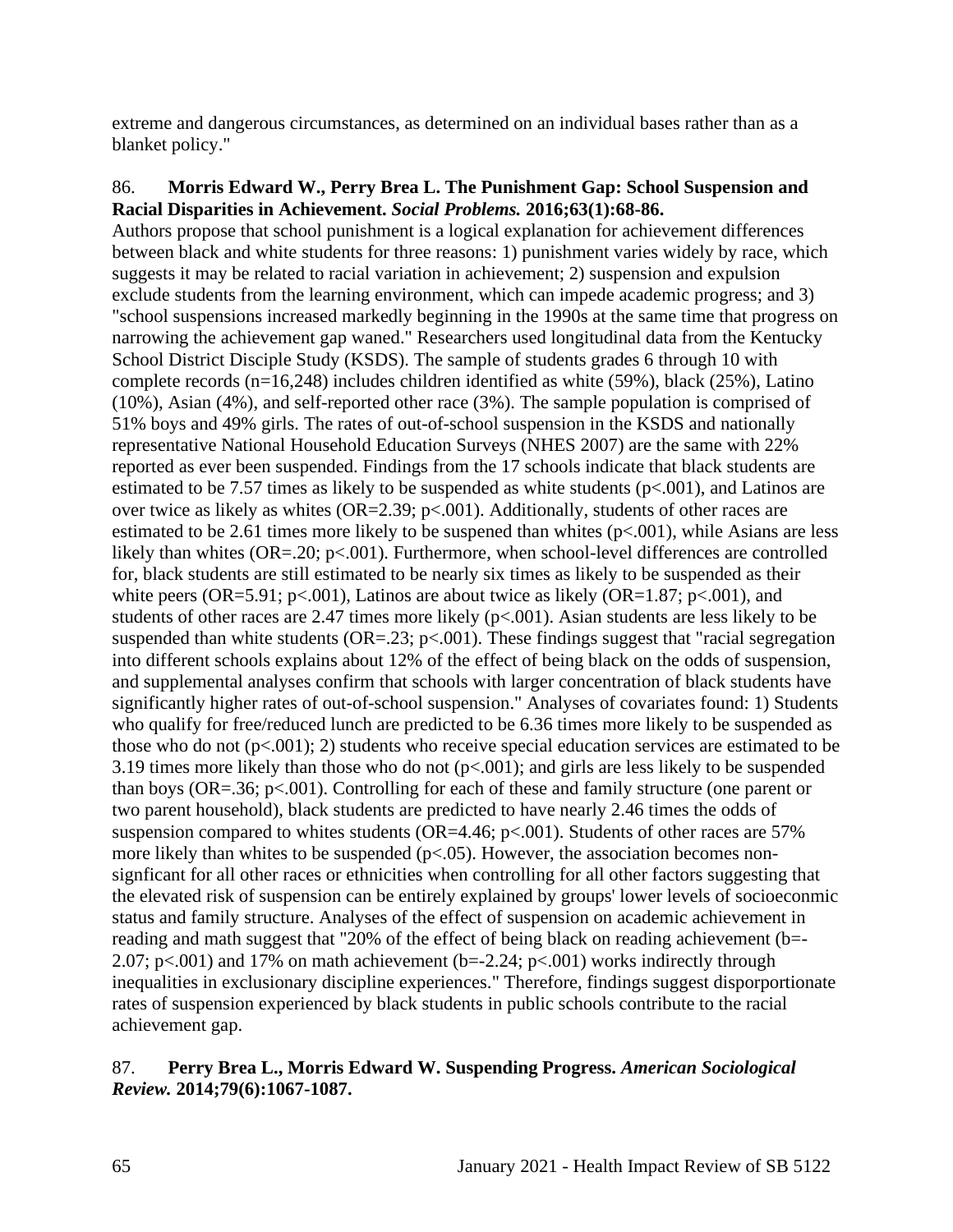extreme and dangerous circumstances, as determined on an individual bases rather than as a blanket policy."

86. **Morris Edward W., Perry Brea L. The Punishment Gap: School Suspension and Racial Disparities in Achievement. *Social Problems.* 2016;63(1):68-86.**

Authors propose that school punishment is a logical explanation for achievement differences between black and white students for three reasons: 1) punishment varies widely by race, which suggests it may be related to racial variation in achievement; 2) suspension and expulsion exclude students from the learning environment, which can impede academic progress; and 3) "school suspensions increased markedly beginning in the 1990s at the same time that progress on narrowing the achievement gap waned." Researchers used longitudinal data from the Kentucky School District Disciple Study (KSDS). The sample of students grades 6 through 10 with complete records (n=16,248) includes children identified as white (59%), black (25%), Latino (10%), Asian (4%), and self-reported other race (3%). The sample population is comprised of 51% boys and 49% girls. The rates of out-of-school suspension in the KSDS and nationally representative National Household Education Surveys (NHES 2007) are the same with 22% reported as ever been suspended. Findings from the 17 schools indicate that black students are estimated to be 7.57 times as likely to be suspended as white students (p<.001), and Latinos are over twice as likely as whites (OR=2.39; p<.001). Additionally, students of other races are estimated to be 2.61 times more likely to be suspened than whites (p<.001), while Asians are less likely than whites (OR=.20; p<.001). Furthermore, when school-level differences are controlled for, black students are still estimated to be nearly six times as likely to be suspended as their white peers (OR=5.91; p<.001), Latinos are about twice as likely (OR=1.87; p<.001), and students of other races are 2.47 times more likely (p<.001). Asian students are less likely to be suspended than white students (OR=.23; p<.001). These findings suggest that "racial segregation into different schools explains about 12% of the effect of being black on the odds of suspension, and supplemental analyses confirm that schools with larger concentration of black students have significantly higher rates of out-of-school suspension." Analyses of covariates found: 1) Students who qualify for free/reduced lunch are predicted to be 6.36 times more likely to be suspended as those who do not (p<.001); 2) students who receive special education services are estimated to be 3.19 times more likely than those who do not (p<.001); and girls are less likely to be suspended than boys (OR=.36; p<.001). Controlling for each of these and family structure (one parent or two parent household), black students are predicted to have nearly 2.46 times the odds of suspension compared to whites students (OR=4.46; p<.001). Students of other races are 57% more likely than whites to be suspended (p<.05). However, the association becomes non-signficant for all other races or ethnicities when controlling for all other factors suggesting that the elevated risk of suspension can be entirely explained by groups' lower levels of socioeconmic status and family structure. Analyses of the effect of suspension on academic achievement in reading and math suggest that "20% of the effect of being black on reading achievement (b=-2.07; p<.001) and 17% on math achievement (b=-2.24; p<.001) works indirectly through inequalities in exclusionary discipline experiences." Therefore, findings suggest disporportionate rates of suspension experienced by black students in public schools contribute to the racial achievement gap.

87. **Perry Brea L., Morris Edward W. Suspending Progress. *American Sociological Review.* 2014;79(6):1067-1087.**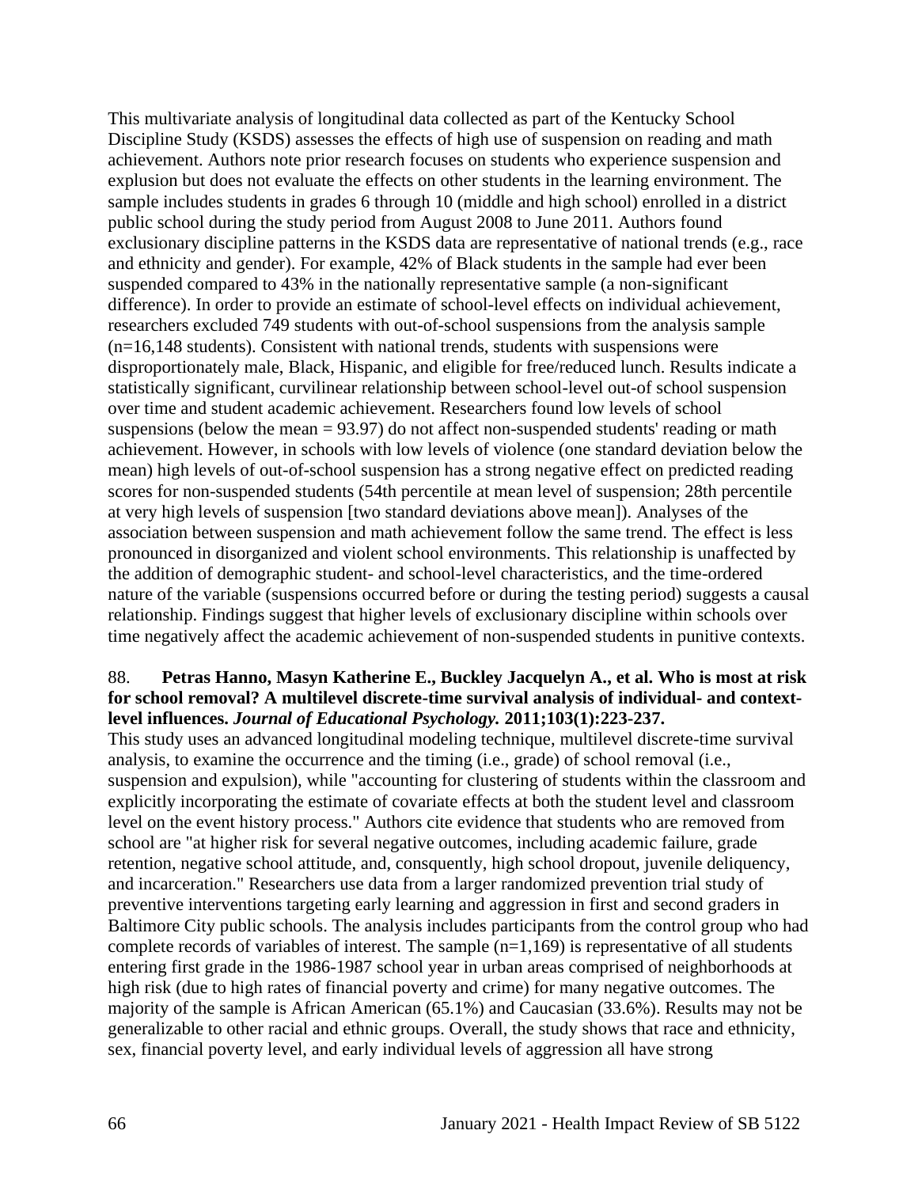This multivariate analysis of longitudinal data collected as part of the Kentucky School Discipline Study (KSDS) assesses the effects of high use of suspension on reading and math achievement. Authors note prior research focuses on students who experience suspension and explusion but does not evaluate the effects on other students in the learning environment. The sample includes students in grades 6 through 10 (middle and high school) enrolled in a district public school during the study period from August 2008 to June 2011. Authors found exclusionary discipline patterns in the KSDS data are representative of national trends (e.g., race and ethnicity and gender). For example, 42% of Black students in the sample had ever been suspended compared to 43% in the nationally representative sample (a non-significant difference). In order to provide an estimate of school-level effects on individual achievement, researchers excluded 749 students with out-of-school suspensions from the analysis sample (n=16,148 students). Consistent with national trends, students with suspensions were disproportionately male, Black, Hispanic, and eligible for free/reduced lunch. Results indicate a statistically significant, curvilinear relationship between school-level out-of school suspension over time and student academic achievement. Researchers found low levels of school suspensions (below the mean = 93.97) do not affect non-suspended students' reading or math achievement. However, in schools with low levels of violence (one standard deviation below the mean) high levels of out-of-school suspension has a strong negative effect on predicted reading scores for non-suspended students (54th percentile at mean level of suspension; 28th percentile at very high levels of suspension [two standard deviations above mean]). Analyses of the association between suspension and math achievement follow the same trend. The effect is less pronounced in disorganized and violent school environments. This relationship is unaffected by the addition of demographic student- and school-level characteristics, and the time-ordered nature of the variable (suspensions occurred before or during the testing period) suggests a causal relationship. Findings suggest that higher levels of exclusionary discipline within schools over time negatively affect the academic achievement of non-suspended students in punitive contexts.

88. **Petras Hanno, Masyn Katherine E., Buckley Jacquelyn A., et al. Who is most at risk for school removal? A multilevel discrete-time survival analysis of individual- and context-level influences. *Journal of Educational Psychology.* 2011;103(1):223-237.**

This study uses an advanced longitudinal modeling technique, multilevel discrete-time survival analysis, to examine the occurrence and the timing (i.e., grade) of school removal (i.e., suspension and expulsion), while "accounting for clustering of students within the classroom and explicitly incorporating the estimate of covariate effects at both the student level and classroom level on the event history process." Authors cite evidence that students who are removed from school are "at higher risk for several negative outcomes, including academic failure, grade retention, negative school attitude, and, consquently, high school dropout, juvenile deliquency, and incarceration." Researchers use data from a larger randomized prevention trial study of preventive interventions targeting early learning and aggression in first and second graders in Baltimore City public schools. The analysis includes participants from the control group who had complete records of variables of interest. The sample (n=1,169) is representative of all students entering first grade in the 1986-1987 school year in urban areas comprised of neighborhoods at high risk (due to high rates of financial poverty and crime) for many negative outcomes. The majority of the sample is African American (65.1%) and Caucasian (33.6%). Results may not be generalizable to other racial and ethnic groups. Overall, the study shows that race and ethnicity, sex, financial poverty level, and early individual levels of aggression all have strong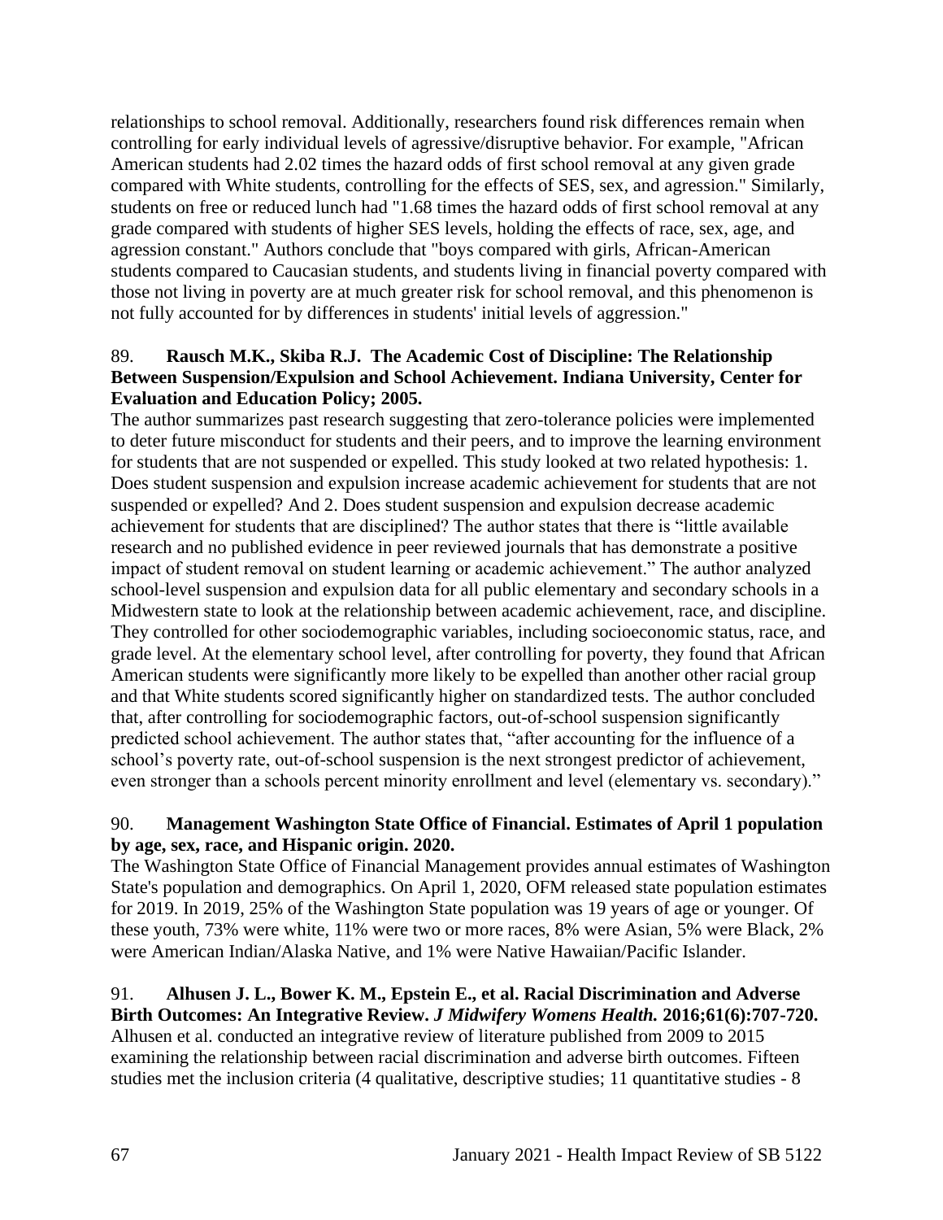relationships to school removal. Additionally, researchers found risk differences remain when controlling for early individual levels of agressive/disruptive behavior. For example, "African American students had 2.02 times the hazard odds of first school removal at any given grade compared with White students, controlling for the effects of SES, sex, and agression." Similarly, students on free or reduced lunch had "1.68 times the hazard odds of first school removal at any grade compared with students of higher SES levels, holding the effects of race, sex, age, and agression constant." Authors conclude that "boys compared with girls, African-American students compared to Caucasian students, and students living in financial poverty compared with those not living in poverty are at much greater risk for school removal, and this phenomenon is not fully accounted for by differences in students' initial levels of aggression."

89. **Rausch M.K., Skiba R.J. The Academic Cost of Discipline: The Relationship Between Suspension/Expulsion and School Achievement. Indiana University, Center for Evaluation and Education Policy; 2005.**
The author summarizes past research suggesting that zero-tolerance policies were implemented to deter future misconduct for students and their peers, and to improve the learning environment for students that are not suspended or expelled. This study looked at two related hypothesis: 1. Does student suspension and expulsion increase academic achievement for students that are not suspended or expelled? And 2. Does student suspension and expulsion decrease academic achievement for students that are disciplined? The author states that there is "little available research and no published evidence in peer reviewed journals that has demonstrate a positive impact of student removal on student learning or academic achievement." The author analyzed school-level suspension and expulsion data for all public elementary and secondary schools in a Midwestern state to look at the relationship between academic achievement, race, and discipline. They controlled for other sociodemographic variables, including socioeconomic status, race, and grade level. At the elementary school level, after controlling for poverty, they found that African American students were significantly more likely to be expelled than another other racial group and that White students scored significantly higher on standardized tests. The author concluded that, after controlling for sociodemographic factors, out-of-school suspension significantly predicted school achievement. The author states that, "after accounting for the influence of a school's poverty rate, out-of-school suspension is the next strongest predictor of achievement, even stronger than a schools percent minority enrollment and level (elementary vs. secondary)."

90. **Management Washington State Office of Financial. Estimates of April 1 population by age, sex, race, and Hispanic origin. 2020.**
The Washington State Office of Financial Management provides annual estimates of Washington State's population and demographics. On April 1, 2020, OFM released state population estimates for 2019. In 2019, 25% of the Washington State population was 19 years of age or younger. Of these youth, 73% were white, 11% were two or more races, 8% were Asian, 5% were Black, 2% were American Indian/Alaska Native, and 1% were Native Hawaiian/Pacific Islander.

91. **Alhusen J. L., Bower K. M., Epstein E., et al. Racial Discrimination and Adverse Birth Outcomes: An Integrative Review. *J Midwifery Womens Health.* 2016;61(6):707-720.**
Alhusen et al. conducted an integrative review of literature published from 2009 to 2015 examining the relationship between racial discrimination and adverse birth outcomes. Fifteen studies met the inclusion criteria (4 qualitative, descriptive studies; 11 quantitative studies - 8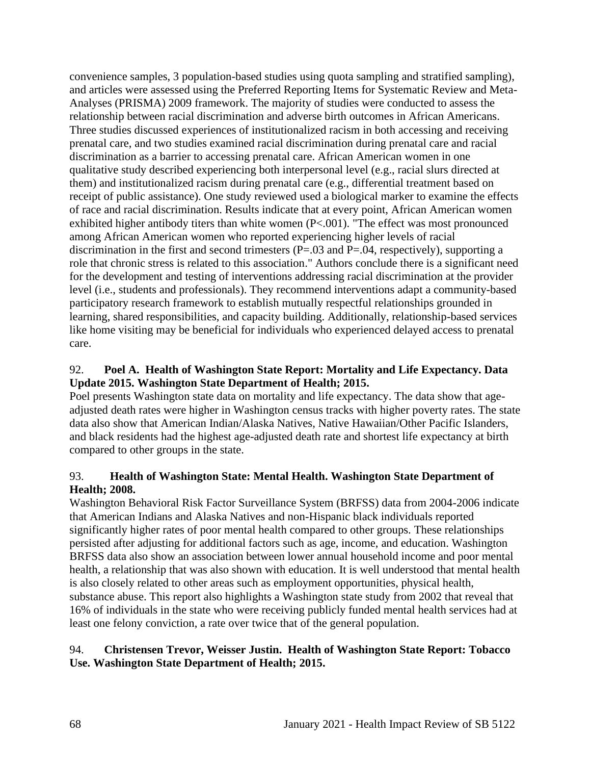convenience samples, 3 population-based studies using quota sampling and stratified sampling), and articles were assessed using the Preferred Reporting Items for Systematic Review and Meta-Analyses (PRISMA) 2009 framework. The majority of studies were conducted to assess the relationship between racial discrimination and adverse birth outcomes in African Americans. Three studies discussed experiences of institutionalized racism in both accessing and receiving prenatal care, and two studies examined racial discrimination during prenatal care and racial discrimination as a barrier to accessing prenatal care. African American women in one qualitative study described experiencing both interpersonal level (e.g., racial slurs directed at them) and institutionalized racism during prenatal care (e.g., differential treatment based on receipt of public assistance). One study reviewed used a biological marker to examine the effects of race and racial discrimination. Results indicate that at every point, African American women exhibited higher antibody titers than white women ($P<.001$). "The effect was most pronounced among African American women who reported experiencing higher levels of racial discrimination in the first and second trimesters ($P=.03$ and $P=.04$, respectively), supporting a role that chronic stress is related to this association." Authors conclude there is a significant need for the development and testing of interventions addressing racial discrimination at the provider level (i.e., students and professionals). They recommend interventions adapt a community-based participatory research framework to establish mutually respectful relationships grounded in learning, shared responsibilities, and capacity building. Additionally, relationship-based services like home visiting may be beneficial for individuals who experienced delayed access to prenatal care.

92. **Poel A. Health of Washington State Report: Mortality and Life Expectancy. Data Update 2015. Washington State Department of Health; 2015.**
Poel presents Washington state data on mortality and life expectancy. The data show that age-adjusted death rates were higher in Washington census tracks with higher poverty rates. The state data also show that American Indian/Alaska Natives, Native Hawaiian/Other Pacific Islanders, and black residents had the highest age-adjusted death rate and shortest life expectancy at birth compared to other groups in the state.

93. **Health of Washington State: Mental Health. Washington State Department of Health; 2008.**
Washington Behavioral Risk Factor Surveillance System (BRFSS) data from 2004-2006 indicate that American Indians and Alaska Natives and non-Hispanic black individuals reported significantly higher rates of poor mental health compared to other groups. These relationships persisted after adjusting for additional factors such as age, income, and education. Washington BRFSS data also show an association between lower annual household income and poor mental health, a relationship that was also shown with education. It is well understood that mental health is also closely related to other areas such as employment opportunities, physical health, substance abuse. This report also highlights a Washington state study from 2002 that reveal that 16% of individuals in the state who were receiving publicly funded mental health services had at least one felony conviction, a rate over twice that of the general population.

94. **Christensen Trevor, Weisser Justin. Health of Washington State Report: Tobacco Use. Washington State Department of Health; 2015.**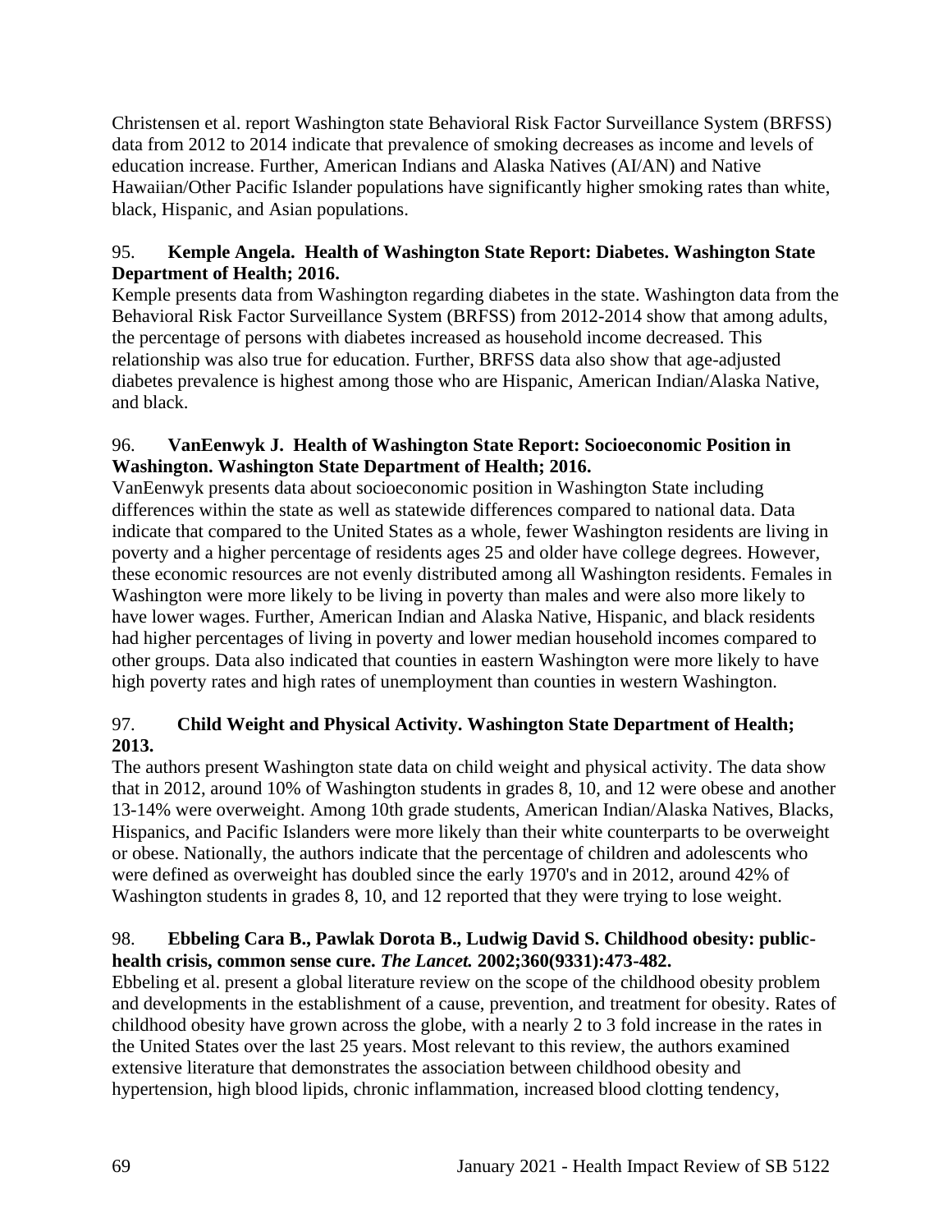Christensen et al. report Washington state Behavioral Risk Factor Surveillance System (BRFSS) data from 2012 to 2014 indicate that prevalence of smoking decreases as income and levels of education increase. Further, American Indians and Alaska Natives (AI/AN) and Native Hawaiian/Other Pacific Islander populations have significantly higher smoking rates than white, black, Hispanic, and Asian populations.

95. **Kemple Angela. Health of Washington State Report: Diabetes. Washington State Department of Health; 2016.**

Kemple presents data from Washington regarding diabetes in the state. Washington data from the Behavioral Risk Factor Surveillance System (BRFSS) from 2012-2014 show that among adults, the percentage of persons with diabetes increased as household income decreased. This relationship was also true for education. Further, BRFSS data also show that age-adjusted diabetes prevalence is highest among those who are Hispanic, American Indian/Alaska Native, and black.

96. **VanEenwyk J. Health of Washington State Report: Socioeconomic Position in Washington. Washington State Department of Health; 2016.**

VanEenwyk presents data about socioeconomic position in Washington State including differences within the state as well as statewide differences compared to national data. Data indicate that compared to the United States as a whole, fewer Washington residents are living in poverty and a higher percentage of residents ages 25 and older have college degrees. However, these economic resources are not evenly distributed among all Washington residents. Females in Washington were more likely to be living in poverty than males and were also more likely to have lower wages. Further, American Indian and Alaska Native, Hispanic, and black residents had higher percentages of living in poverty and lower median household incomes compared to other groups. Data also indicated that counties in eastern Washington were more likely to have high poverty rates and high rates of unemployment than counties in western Washington.

97. **Child Weight and Physical Activity. Washington State Department of Health; 2013.**

The authors present Washington state data on child weight and physical activity. The data show that in 2012, around 10% of Washington students in grades 8, 10, and 12 were obese and another 13-14% were overweight. Among 10th grade students, American Indian/Alaska Natives, Blacks, Hispanics, and Pacific Islanders were more likely than their white counterparts to be overweight or obese. Nationally, the authors indicate that the percentage of children and adolescents who were defined as overweight has doubled since the early 1970's and in 2012, around 42% of Washington students in grades 8, 10, and 12 reported that they were trying to lose weight.

98. **Ebbeling Cara B., Pawlak Dorota B., Ludwig David S. Childhood obesity: public-health crisis, common sense cure. *The Lancet.* 2002;360(9331):473-482.**

Ebbeling et al. present a global literature review on the scope of the childhood obesity problem and developments in the establishment of a cause, prevention, and treatment for obesity. Rates of childhood obesity have grown across the globe, with a nearly 2 to 3 fold increase in the rates in the United States over the last 25 years. Most relevant to this review, the authors examined extensive literature that demonstrates the association between childhood obesity and hypertension, high blood lipids, chronic inflammation, increased blood clotting tendency,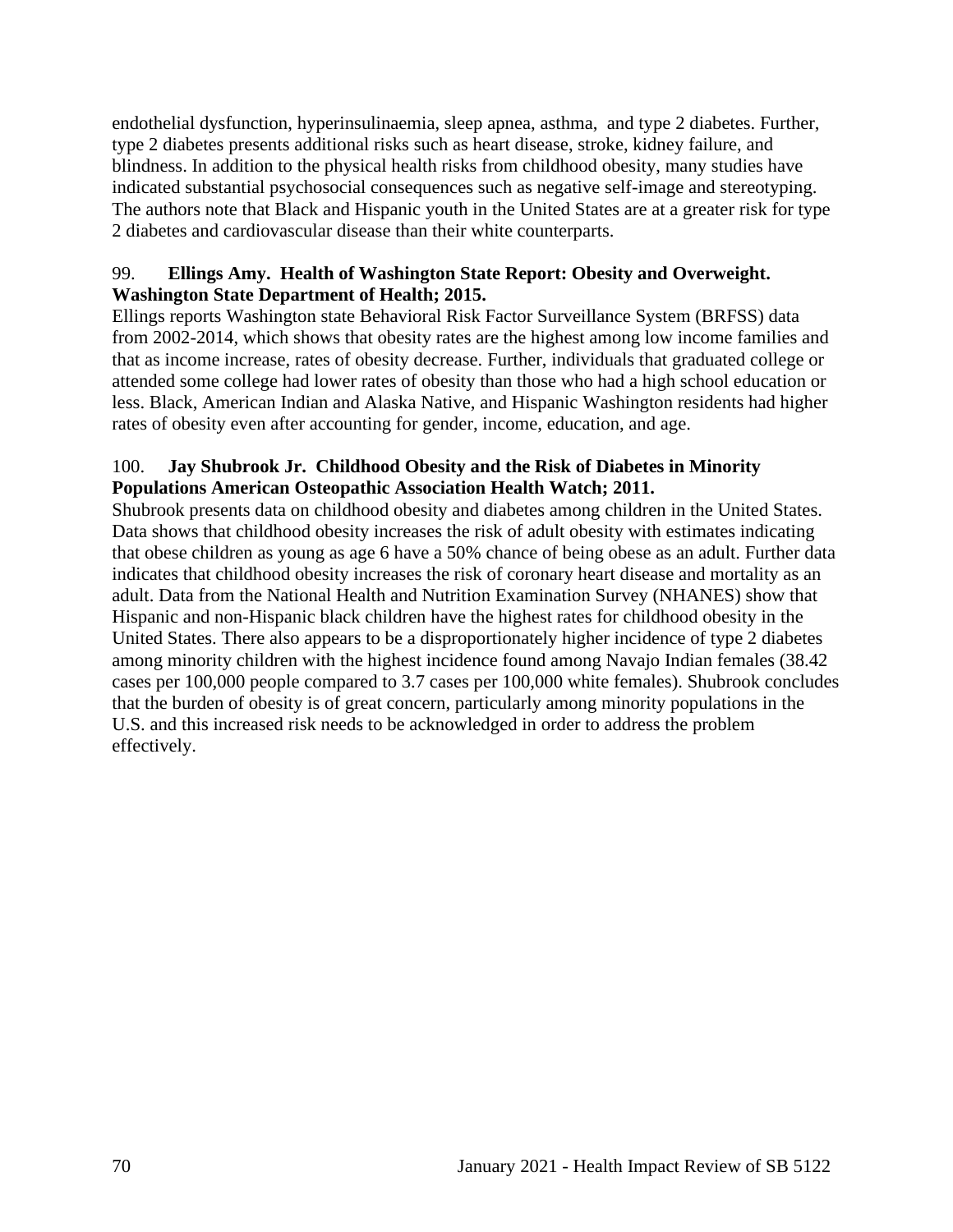endothelial dysfunction, hyperinsulinaemia, sleep apnea, asthma, and type 2 diabetes. Further, type 2 diabetes presents additional risks such as heart disease, stroke, kidney failure, and blindness. In addition to the physical health risks from childhood obesity, many studies have indicated substantial psychosocial consequences such as negative self-image and stereotyping. The authors note that Black and Hispanic youth in the United States are at a greater risk for type 2 diabetes and cardiovascular disease than their white counterparts.

99. **Ellings Amy. Health of Washington State Report: Obesity and Overweight. Washington State Department of Health; 2015.**

Ellings reports Washington state Behavioral Risk Factor Surveillance System (BRFSS) data from 2002-2014, which shows that obesity rates are the highest among low income families and that as income increase, rates of obesity decrease. Further, individuals that graduated college or attended some college had lower rates of obesity than those who had a high school education or less. Black, American Indian and Alaska Native, and Hispanic Washington residents had higher rates of obesity even after accounting for gender, income, education, and age.

100. **Jay Shubrook Jr. Childhood Obesity and the Risk of Diabetes in Minority Populations American Osteopathic Association Health Watch; 2011.**

Shubrook presents data on childhood obesity and diabetes among children in the United States. Data shows that childhood obesity increases the risk of adult obesity with estimates indicating that obese children as young as age 6 have a 50% chance of being obese as an adult. Further data indicates that childhood obesity increases the risk of coronary heart disease and mortality as an adult. Data from the National Health and Nutrition Examination Survey (NHANES) show that Hispanic and non-Hispanic black children have the highest rates for childhood obesity in the United States. There also appears to be a disproportionately higher incidence of type 2 diabetes among minority children with the highest incidence found among Navajo Indian females (38.42 cases per 100,000 people compared to 3.7 cases per 100,000 white females). Shubrook concludes that the burden of obesity is of great concern, particularly among minority populations in the U.S. and this increased risk needs to be acknowledged in order to address the problem effectively.